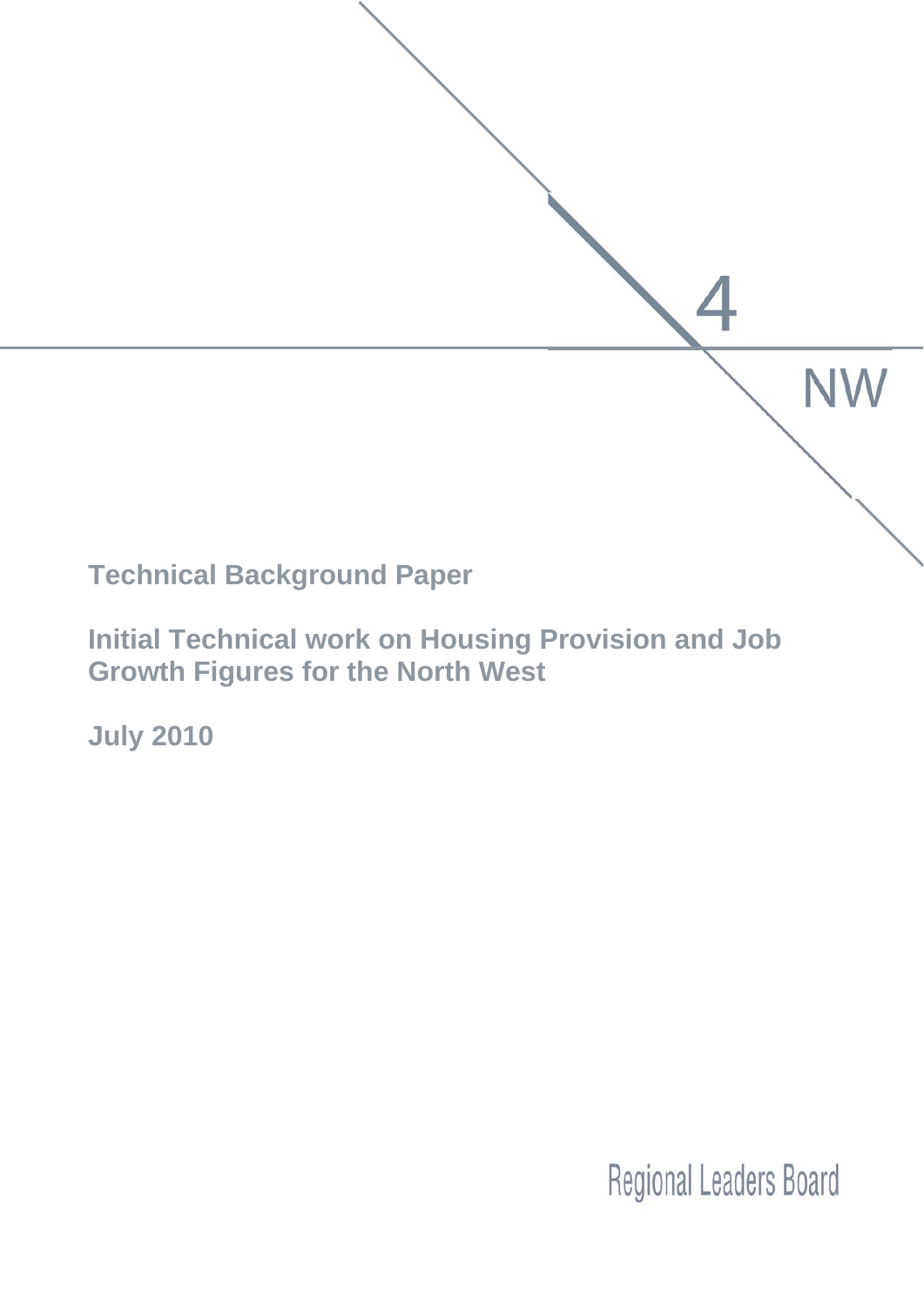4

NW

**Technical Background Paper**

**Initial Technical work on Housing Provision and Job Growth Figures for the North West**

**July 2010**

Regional Leaders Board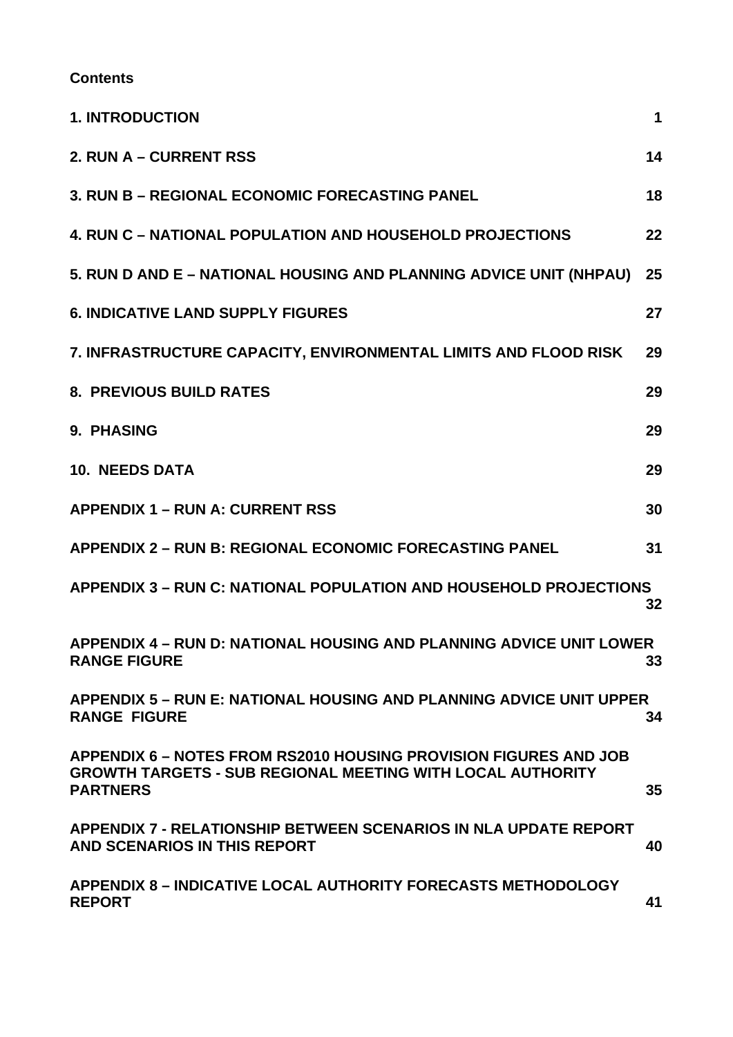**Contents**

| | |
|---|---|
| **1. INTRODUCTION** | **1** |
| **2. RUN A – CURRENT RSS** | **14** |
| **3. RUN B – REGIONAL ECONOMIC FORECASTING PANEL** | **18** |
| **4. RUN C – NATIONAL POPULATION AND HOUSEHOLD PROJECTIONS** | **22** |
| **5. RUN D AND E – NATIONAL HOUSING AND PLANNING ADVICE UNIT (NHPAU)** | **25** |
| **6. INDICATIVE LAND SUPPLY FIGURES** | **27** |
| **7. INFRASTRUCTURE CAPACITY, ENVIRONMENTAL LIMITS AND FLOOD RISK** | **29** |
| **8. PREVIOUS BUILD RATES** | **29** |
| **9. PHASING** | **29** |
| **10. NEEDS DATA** | **29** |
| **APPENDIX 1 – RUN A: CURRENT RSS** | **30** |
| **APPENDIX 2 – RUN B: REGIONAL ECONOMIC FORECASTING PANEL** | **31** |
| **APPENDIX 3 – RUN C: NATIONAL POPULATION AND HOUSEHOLD PROJECTIONS** | **32** |
| **APPENDIX 4 – RUN D: NATIONAL HOUSING AND PLANNING ADVICE UNIT LOWER RANGE FIGURE** | **33** |
| **APPENDIX 5 – RUN E: NATIONAL HOUSING AND PLANNING ADVICE UNIT UPPER RANGE FIGURE** | **34** |
| **APPENDIX 6 – NOTES FROM RS2010 HOUSING PROVISION FIGURES AND JOB GROWTH TARGETS - SUB REGIONAL MEETING WITH LOCAL AUTHORITY PARTNERS** | **35** |
| **APPENDIX 7 - RELATIONSHIP BETWEEN SCENARIOS IN NLA UPDATE REPORT AND SCENARIOS IN THIS REPORT** | **40** |
| **APPENDIX 8 – INDICATIVE LOCAL AUTHORITY FORECASTS METHODOLOGY REPORT** | **41** |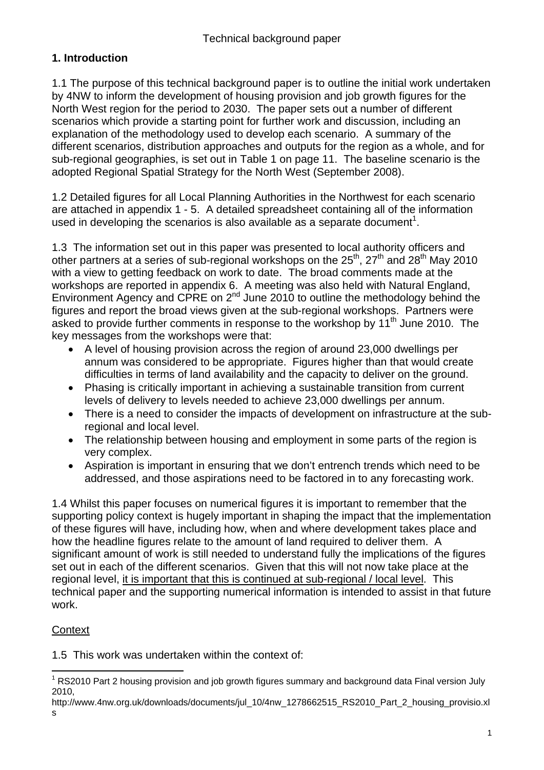Technical background paper

## 1. Introduction

1.1 The purpose of this technical background paper is to outline the initial work undertaken by 4NW to inform the development of housing provision and job growth figures for the North West region for the period to 2030. The paper sets out a number of different scenarios which provide a starting point for further work and discussion, including an explanation of the methodology used to develop each scenario. A summary of the different scenarios, distribution approaches and outputs for the region as a whole, and for sub-regional geographies, is set out in Table 1 on page 11. The baseline scenario is the adopted Regional Spatial Strategy for the North West (September 2008).

1.2 Detailed figures for all Local Planning Authorities in the Northwest for each scenario are attached in appendix 1 - 5. A detailed spreadsheet containing all of the information used in developing the scenarios is also available as a separate document[1].

1.3 The information set out in this paper was presented to local authority officers and other partners at a series of sub-regional workshops on the 25th, 27th and 28th May 2010 with a view to getting feedback on work to date. The broad comments made at the workshops are reported in appendix 6. A meeting was also held with Natural England, Environment Agency and CPRE on 2nd June 2010 to outline the methodology behind the figures and report the broad views given at the sub-regional workshops. Partners were asked to provide further comments in response to the workshop by 11th June 2010. The key messages from the workshops were that:

- A level of housing provision across the region of around 23,000 dwellings per annum was considered to be appropriate. Figures higher than that would create difficulties in terms of land availability and the capacity to deliver on the ground.
- Phasing is critically important in achieving a sustainable transition from current levels of delivery to levels needed to achieve 23,000 dwellings per annum.
- There is a need to consider the impacts of development on infrastructure at the sub-regional and local level.
- The relationship between housing and employment in some parts of the region is very complex.
- Aspiration is important in ensuring that we don't entrench trends which need to be addressed, and those aspirations need to be factored in to any forecasting work.

1.4 Whilst this paper focuses on numerical figures it is important to remember that the supporting policy context is hugely important in shaping the impact that the implementation of these figures will have, including how, when and where development takes place and how the headline figures relate to the amount of land required to deliver them. A significant amount of work is still needed to understand fully the implications of the figures set out in each of the different scenarios. Given that this will not now take place at the regional level, it is important that this is continued at sub-regional / local level. This technical paper and the supporting numerical information is intended to assist in that future work.

### Context

1.5 This work was undertaken within the context of:

[1] RS2010 Part 2 housing provision and job growth figures summary and background data Final version July 2010, http://www.4nw.org.uk/downloads/documents/jul_10/4nw_1278662515_RS2010_Part_2_housing_provisio.xls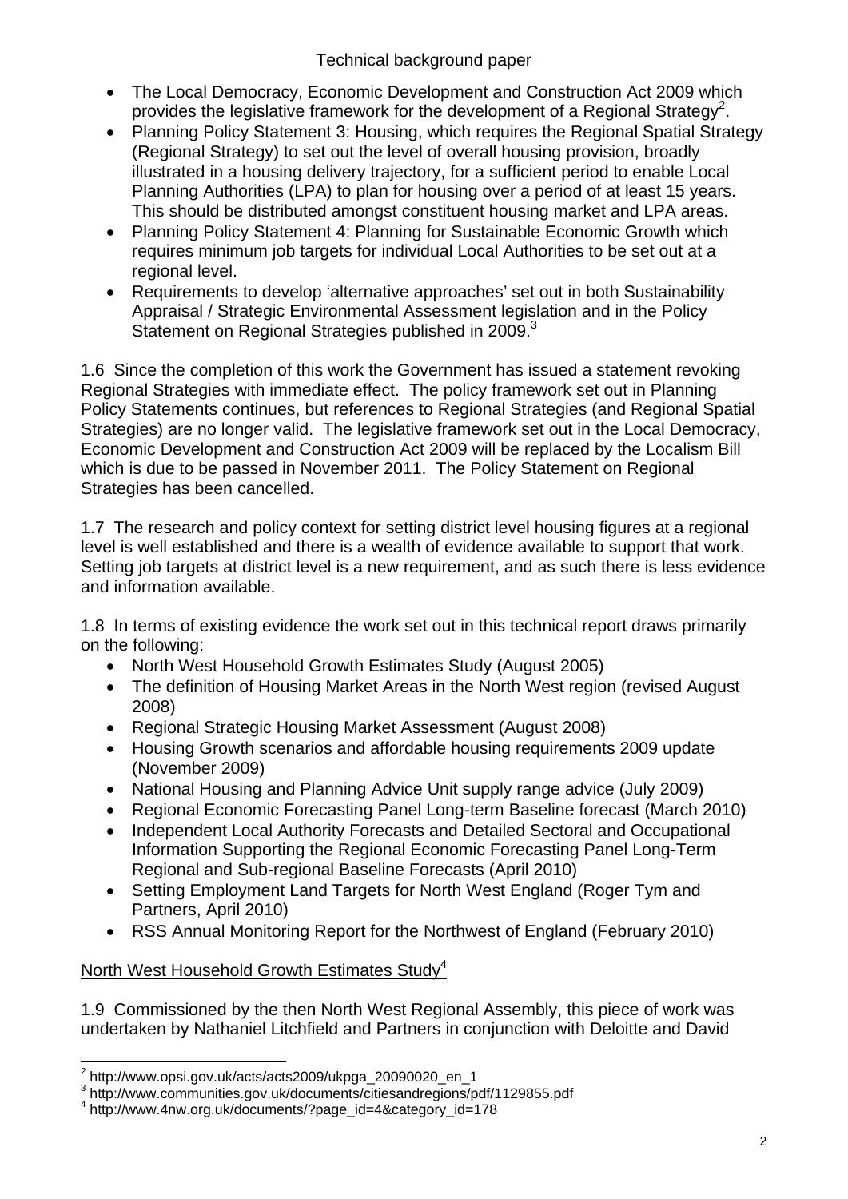- The Local Democracy, Economic Development and Construction Act 2009 which provides the legislative framework for the development of a Regional Strategy[2].
- Planning Policy Statement 3: Housing, which requires the Regional Spatial Strategy (Regional Strategy) to set out the level of overall housing provision, broadly illustrated in a housing delivery trajectory, for a sufficient period to enable Local Planning Authorities (LPA) to plan for housing over a period of at least 15 years. This should be distributed amongst constituent housing market and LPA areas.
- Planning Policy Statement 4: Planning for Sustainable Economic Growth which requires minimum job targets for individual Local Authorities to be set out at a regional level.
- Requirements to develop 'alternative approaches' set out in both Sustainability Appraisal / Strategic Environmental Assessment legislation and in the Policy Statement on Regional Strategies published in 2009.[3]

1.6 Since the completion of this work the Government has issued a statement revoking Regional Strategies with immediate effect. The policy framework set out in Planning Policy Statements continues, but references to Regional Strategies (and Regional Spatial Strategies) are no longer valid. The legislative framework set out in the Local Democracy, Economic Development and Construction Act 2009 will be replaced by the Localism Bill which is due to be passed in November 2011. The Policy Statement on Regional Strategies has been cancelled.

1.7 The research and policy context for setting district level housing figures at a regional level is well established and there is a wealth of evidence available to support that work. Setting job targets at district level is a new requirement, and as such there is less evidence and information available.

1.8 In terms of existing evidence the work set out in this technical report draws primarily on the following:

- North West Household Growth Estimates Study (August 2005)
- The definition of Housing Market Areas in the North West region (revised August 2008)
- Regional Strategic Housing Market Assessment (August 2008)
- Housing Growth scenarios and affordable housing requirements 2009 update (November 2009)
- National Housing and Planning Advice Unit supply range advice (July 2009)
- Regional Economic Forecasting Panel Long-term Baseline forecast (March 2010)
- Independent Local Authority Forecasts and Detailed Sectoral and Occupational Information Supporting the Regional Economic Forecasting Panel Long-Term Regional and Sub-regional Baseline Forecasts (April 2010)
- Setting Employment Land Targets for North West England (Roger Tym and Partners, April 2010)
- RSS Annual Monitoring Report for the Northwest of England (February 2010)

<u>North West Household Growth Estimates Study</u>[4]

1.9 Commissioned by the then North West Regional Assembly, this piece of work was undertaken by Nathaniel Litchfield and Partners in conjunction with Deloitte and David

---

[2] http://www.opsi.gov.uk/acts/acts2009/ukpga_20090020_en_1

[3] http://www.communities.gov.uk/documents/citiesandregions/pdf/1129855.pdf

[4] http://www.4nw.org.uk/documents/?page_id=4&category_id=178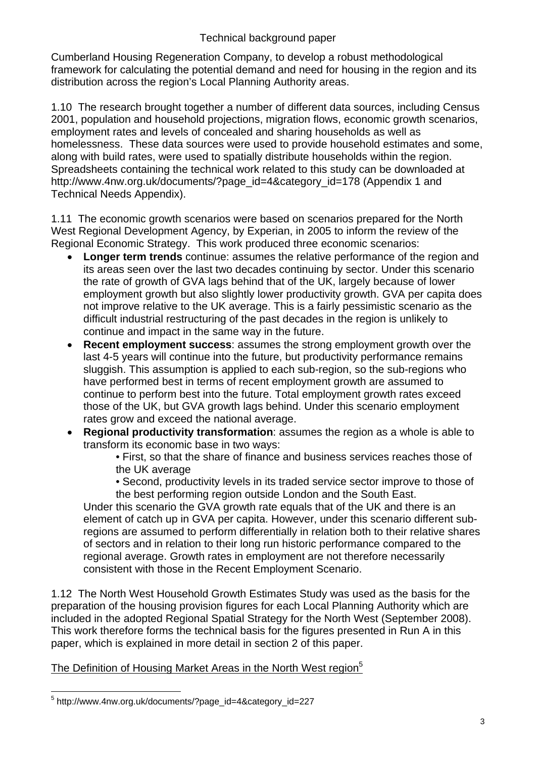Cumberland Housing Regeneration Company, to develop a robust methodological framework for calculating the potential demand and need for housing in the region and its distribution across the region's Local Planning Authority areas.

1.10 The research brought together a number of different data sources, including Census 2001, population and household projections, migration flows, economic growth scenarios, employment rates and levels of concealed and sharing households as well as homelessness. These data sources were used to provide household estimates and some, along with build rates, were used to spatially distribute households within the region. Spreadsheets containing the technical work related to this study can be downloaded at http://www.4nw.org.uk/documents/?page_id=4&category_id=178 (Appendix 1 and Technical Needs Appendix).

1.11 The economic growth scenarios were based on scenarios prepared for the North West Regional Development Agency, by Experian, in 2005 to inform the review of the Regional Economic Strategy. This work produced three economic scenarios:

- **Longer term trends** continue: assumes the relative performance of the region and its areas seen over the last two decades continuing by sector. Under this scenario the rate of growth of GVA lags behind that of the UK, largely because of lower employment growth but also slightly lower productivity growth. GVA per capita does not improve relative to the UK average. This is a fairly pessimistic scenario as the difficult industrial restructuring of the past decades in the region is unlikely to continue and impact in the same way in the future.
- **Recent employment success**: assumes the strong employment growth over the last 4-5 years will continue into the future, but productivity performance remains sluggish. This assumption is applied to each sub-region, so the sub-regions who have performed best in terms of recent employment growth are assumed to continue to perform best into the future. Total employment growth rates exceed those of the UK, but GVA growth lags behind. Under this scenario employment rates grow and exceed the national average.
- **Regional productivity transformation**: assumes the region as a whole is able to transform its economic base in two ways:
    - First, so that the share of finance and business services reaches those of the UK average
    - Second, productivity levels in its traded service sector improve to those of the best performing region outside London and the South East.

  Under this scenario the GVA growth rate equals that of the UK and there is an element of catch up in GVA per capita. However, under this scenario different sub-regions are assumed to perform differentially in relation both to their relative shares of sectors and in relation to their long run historic performance compared to the regional average. Growth rates in employment are not therefore necessarily consistent with those in the Recent Employment Scenario.

1.12 The North West Household Growth Estimates Study was used as the basis for the preparation of the housing provision figures for each Local Planning Authority which are included in the adopted Regional Spatial Strategy for the North West (September 2008). This work therefore forms the technical basis for the figures presented in Run A in this paper, which is explained in more detail in section 2 of this paper.

<u>The Definition of Housing Market Areas in the North West region</u>[5]

[5] http://www.4nw.org.uk/documents/?page_id=4&category_id=227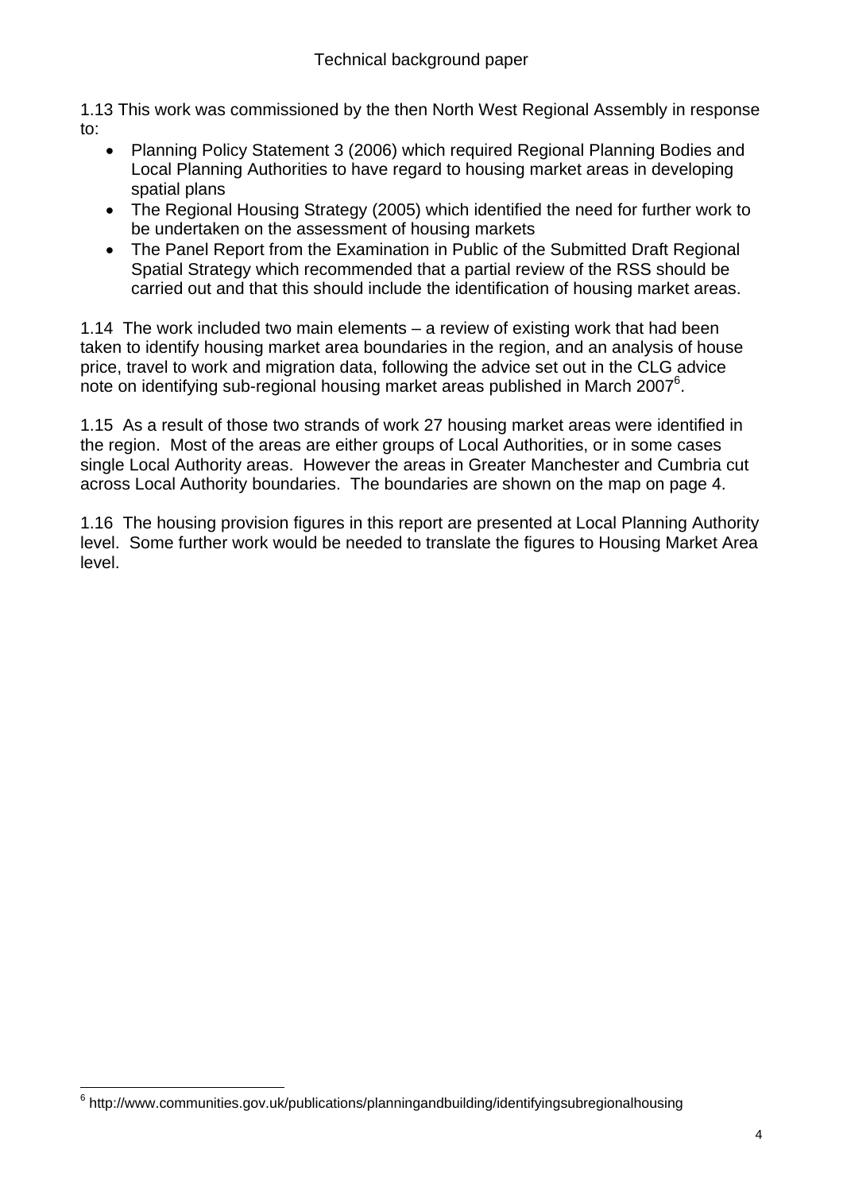1.13 This work was commissioned by the then North West Regional Assembly in response to:

- Planning Policy Statement 3 (2006) which required Regional Planning Bodies and Local Planning Authorities to have regard to housing market areas in developing spatial plans
- The Regional Housing Strategy (2005) which identified the need for further work to be undertaken on the assessment of housing markets
- The Panel Report from the Examination in Public of the Submitted Draft Regional Spatial Strategy which recommended that a partial review of the RSS should be carried out and that this should include the identification of housing market areas.

1.14 The work included two main elements – a review of existing work that had been taken to identify housing market area boundaries in the region, and an analysis of house price, travel to work and migration data, following the advice set out in the CLG advice note on identifying sub-regional housing market areas published in March 2007[6].

1.15 As a result of those two strands of work 27 housing market areas were identified in the region. Most of the areas are either groups of Local Authorities, or in some cases single Local Authority areas. However the areas in Greater Manchester and Cumbria cut across Local Authority boundaries. The boundaries are shown on the map on page 4.

1.16 The housing provision figures in this report are presented at Local Planning Authority level. Some further work would be needed to translate the figures to Housing Market Area level.

[6] http://www.communities.gov.uk/publications/planningandbuilding/identifyingsubregionalhousing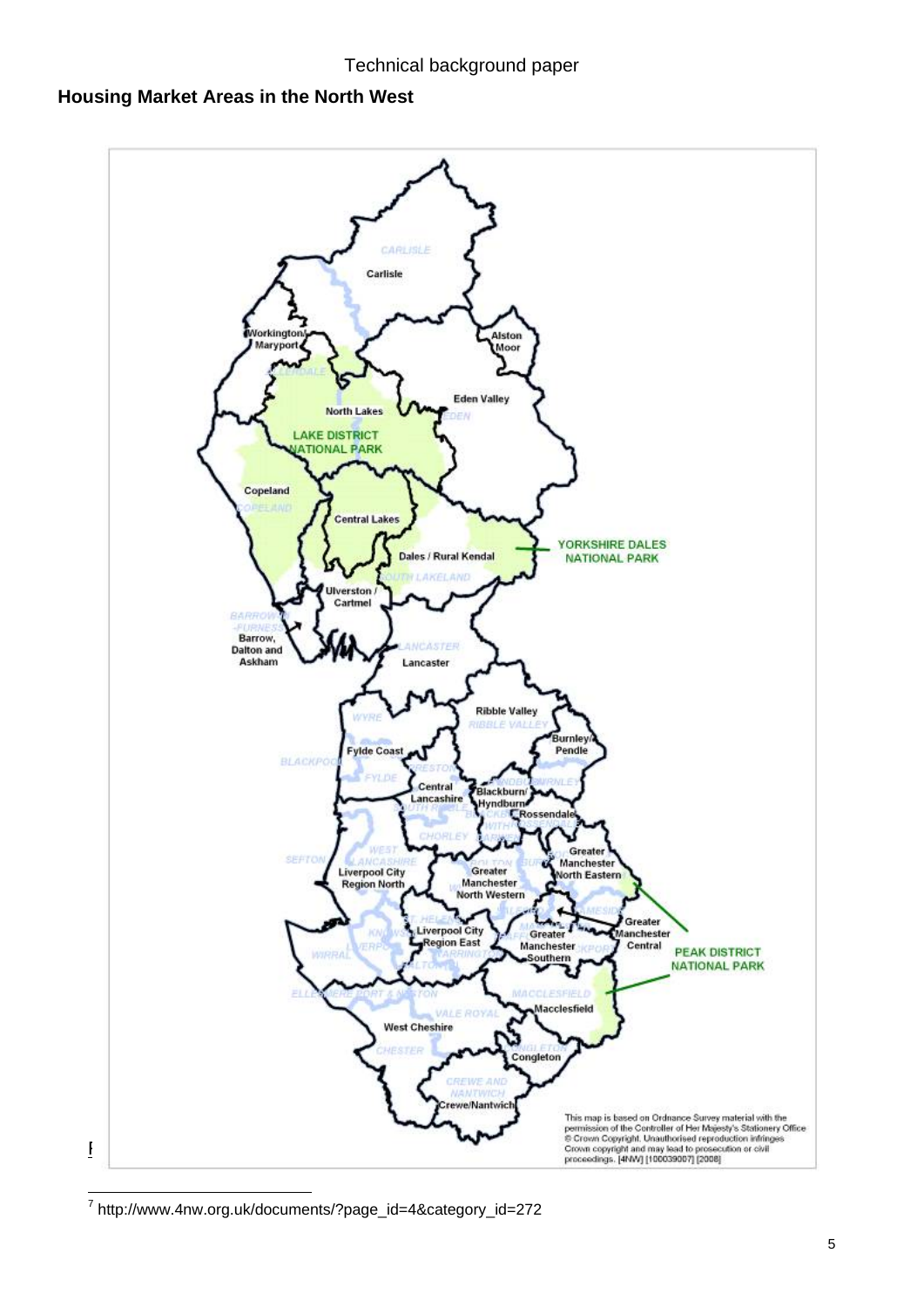## Housing Market Areas in the North West

[7] http://www.4nw.org.uk/documents/?page_id=4&category_id=272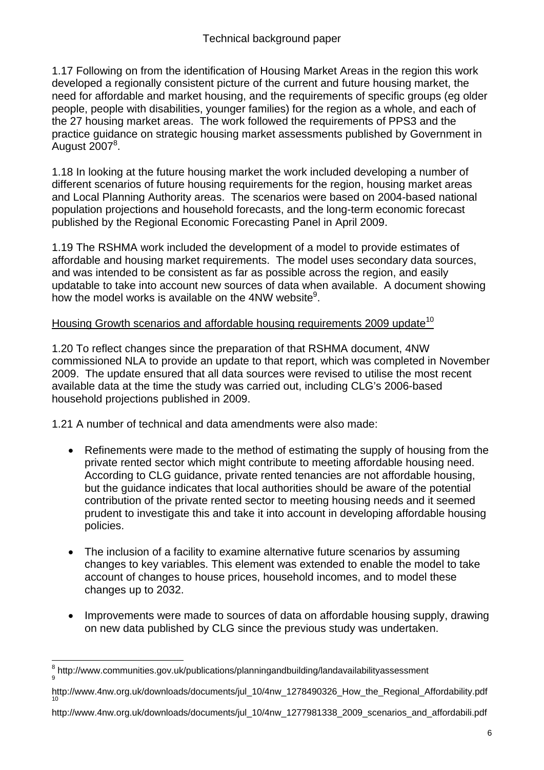1.17 Following on from the identification of Housing Market Areas in the region this work developed a regionally consistent picture of the current and future housing market, the need for affordable and market housing, and the requirements of specific groups (eg older people, people with disabilities, younger families) for the region as a whole, and each of the 27 housing market areas. The work followed the requirements of PPS3 and the practice guidance on strategic housing market assessments published by Government in August 2007[8].

1.18 In looking at the future housing market the work included developing a number of different scenarios of future housing requirements for the region, housing market areas and Local Planning Authority areas. The scenarios were based on 2004-based national population projections and household forecasts, and the long-term economic forecast published by the Regional Economic Forecasting Panel in April 2009.

1.19 The RSHMA work included the development of a model to provide estimates of affordable and housing market requirements. The model uses secondary data sources, and was intended to be consistent as far as possible across the region, and easily updatable to take into account new sources of data when available. A document showing how the model works is available on the 4NW website[9].

<u>Housing Growth scenarios and affordable housing requirements 2009 update</u>[10]

1.20 To reflect changes since the preparation of that RSHMA document, 4NW commissioned NLA to provide an update to that report, which was completed in November 2009. The update ensured that all data sources were revised to utilise the most recent available data at the time the study was carried out, including CLG's 2006-based household projections published in 2009.

1.21 A number of technical and data amendments were also made:

- Refinements were made to the method of estimating the supply of housing from the private rented sector which might contribute to meeting affordable housing need. According to CLG guidance, private rented tenancies are not affordable housing, but the guidance indicates that local authorities should be aware of the potential contribution of the private rented sector to meeting housing needs and it seemed prudent to investigate this and take it into account in developing affordable housing policies.

- The inclusion of a facility to examine alternative future scenarios by assuming changes to key variables. This element was extended to enable the model to take account of changes to house prices, household incomes, and to model these changes up to 2032.

- Improvements were made to sources of data on affordable housing supply, drawing on new data published by CLG since the previous study was undertaken.

---

[8] http://www.communities.gov.uk/publications/planningandbuilding/landavailabilityassessment

[9] http://www.4nw.org.uk/downloads/documents/jul_10/4nw_1278490326_How_the_Regional_Affordability.pdf

[10] http://www.4nw.org.uk/downloads/documents/jul_10/4nw_1277981338_2009_scenarios_and_affordabili.pdf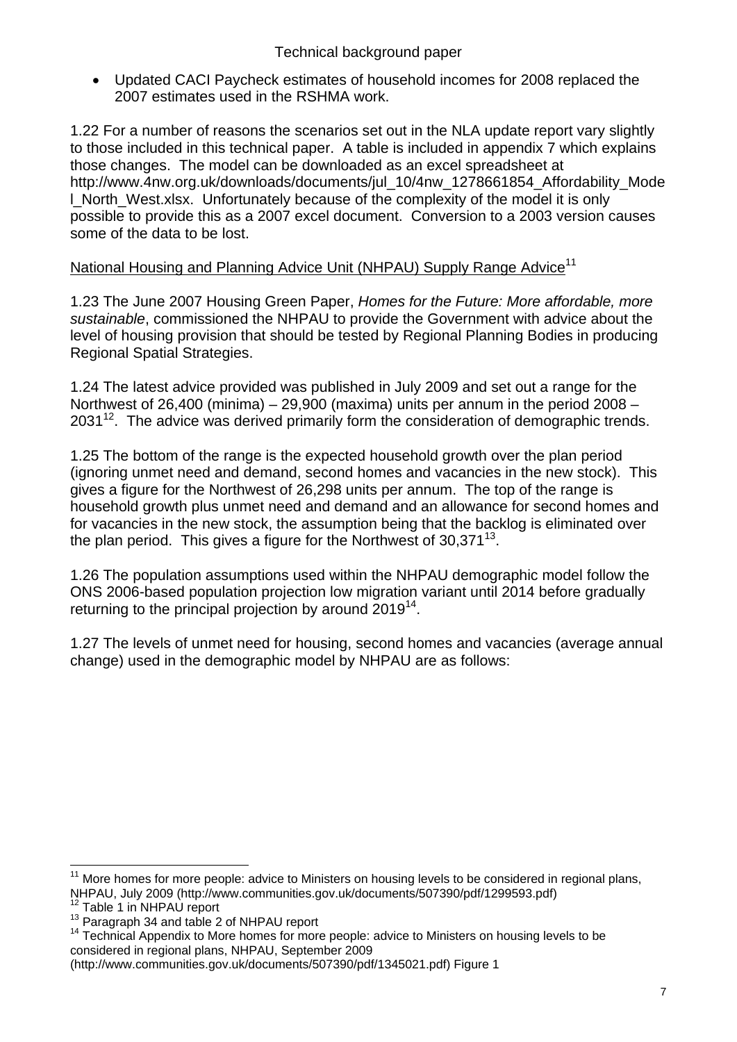- Updated CACI Paycheck estimates of household incomes for 2008 replaced the 2007 estimates used in the RSHMA work.

1.22 For a number of reasons the scenarios set out in the NLA update report vary slightly to those included in this technical paper. A table is included in appendix 7 which explains those changes. The model can be downloaded as an excel spreadsheet at http://www.4nw.org.uk/downloads/documents/jul_10/4nw_1278661854_Affordability_Model_North_West.xlsx. Unfortunately because of the complexity of the model it is only possible to provide this as a 2007 excel document. Conversion to a 2003 version causes some of the data to be lost.

National Housing and Planning Advice Unit (NHPAU) Supply Range Advice[11]

1.23 The June 2007 Housing Green Paper, *Homes for the Future: More affordable, more sustainable*, commissioned the NHPAU to provide the Government with advice about the level of housing provision that should be tested by Regional Planning Bodies in producing Regional Spatial Strategies.

1.24 The latest advice provided was published in July 2009 and set out a range for the Northwest of 26,400 (minima) – 29,900 (maxima) units per annum in the period 2008 – 2031[12]. The advice was derived primarily form the consideration of demographic trends.

1.25 The bottom of the range is the expected household growth over the plan period (ignoring unmet need and demand, second homes and vacancies in the new stock). This gives a figure for the Northwest of 26,298 units per annum. The top of the range is household growth plus unmet need and demand and an allowance for second homes and for vacancies in the new stock, the assumption being that the backlog is eliminated over the plan period. This gives a figure for the Northwest of 30,371[13].

1.26 The population assumptions used within the NHPAU demographic model follow the ONS 2006-based population projection low migration variant until 2014 before gradually returning to the principal projection by around 2019[14].

1.27 The levels of unmet need for housing, second homes and vacancies (average annual change) used in the demographic model by NHPAU are as follows:

---

[11] More homes for more people: advice to Ministers on housing levels to be considered in regional plans, NHPAU, July 2009 (http://www.communities.gov.uk/documents/507390/pdf/1299593.pdf)

[12] Table 1 in NHPAU report

[13] Paragraph 34 and table 2 of NHPAU report

[14] Technical Appendix to More homes for more people: advice to Ministers on housing levels to be considered in regional plans, NHPAU, September 2009 (http://www.communities.gov.uk/documents/507390/pdf/1345021.pdf) Figure 1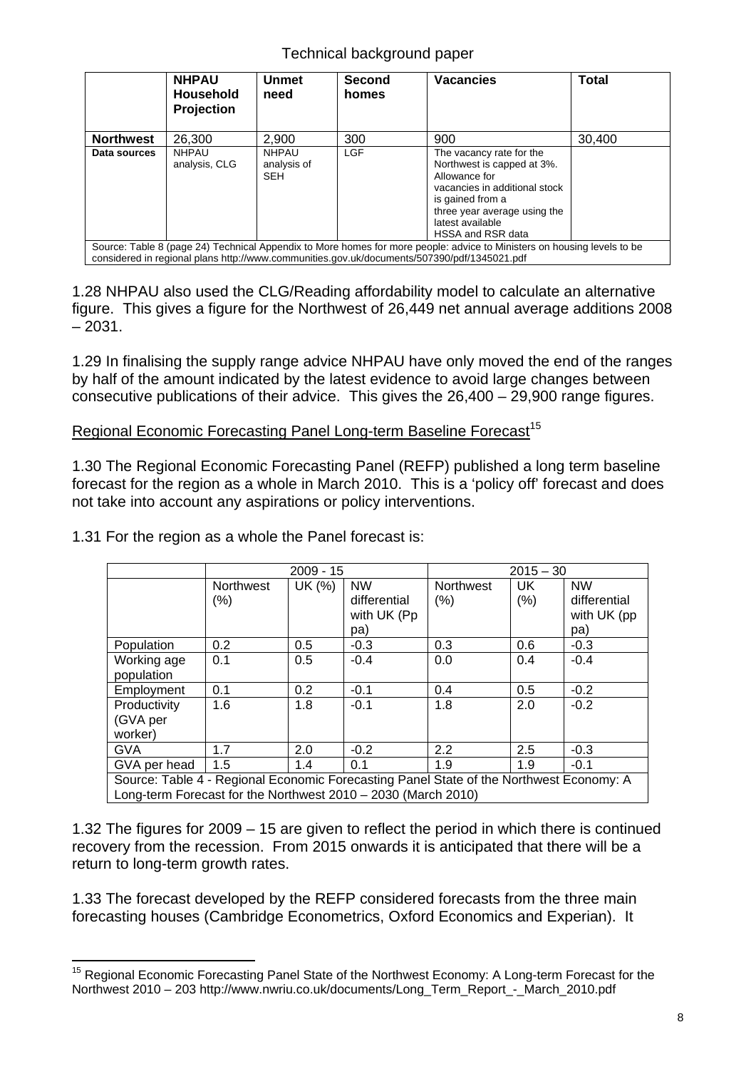|  | NHPAU Household Projection | Unmet need | Second homes | Vacancies | Total |
|---|---|---|---|---|---|
| **Northwest** | 26,300 | 2,900 | 300 | 900 | 30,400 |
| **Data sources** | NHPAU analysis, CLG | NHPAU analysis of SEH | LGF | The vacancy rate for the Northwest is capped at 3%. Allowance for vacancies in additional stock is gained from a three year average using the latest available HSSA and RSR data | |
| Source: Table 8 (page 24) Technical Appendix to More homes for more people: advice to Ministers on housing levels to be considered in regional plans http://www.communities.gov.uk/documents/507390/pdf/1345021.pdf | | | | | |

1.28 NHPAU also used the CLG/Reading affordability model to calculate an alternative figure. This gives a figure for the Northwest of 26,449 net annual average additions 2008 – 2031.

1.29 In finalising the supply range advice NHPAU have only moved the end of the ranges by half of the amount indicated by the latest evidence to avoid large changes between consecutive publications of their advice. This gives the 26,400 – 29,900 range figures.

Regional Economic Forecasting Panel Long-term Baseline Forecast[15]

1.30 The Regional Economic Forecasting Panel (REFP) published a long term baseline forecast for the region as a whole in March 2010. This is a 'policy off' forecast and does not take into account any aspirations or policy interventions.

1.31 For the region as a whole the Panel forecast is:

|  | 2009 - 15 | | | 2015 – 30 | | |
|---|---|---|---|---|---|---|
|  | Northwest (%) | UK (%) | NW differential with UK (Pp pa) | Northwest (%) | UK (%) | NW differential with UK (pp pa) |
| Population | 0.2 | 0.5 | -0.3 | 0.3 | 0.6 | -0.3 |
| Working age population | 0.1 | 0.5 | -0.4 | 0.0 | 0.4 | -0.4 |
| Employment | 0.1 | 0.2 | -0.1 | 0.4 | 0.5 | -0.2 |
| Productivity (GVA per worker) | 1.6 | 1.8 | -0.1 | 1.8 | 2.0 | -0.2 |
| GVA | 1.7 | 2.0 | -0.2 | 2.2 | 2.5 | -0.3 |
| GVA per head | 1.5 | 1.4 | 0.1 | 1.9 | 1.9 | -0.1 |
| Source: Table 4 - Regional Economic Forecasting Panel State of the Northwest Economy: A Long-term Forecast for the Northwest 2010 – 2030 (March 2010) | | | | | | |

1.32 The figures for 2009 – 15 are given to reflect the period in which there is continued recovery from the recession. From 2015 onwards it is anticipated that there will be a return to long-term growth rates.

1.33 The forecast developed by the REFP considered forecasts from the three main forecasting houses (Cambridge Econometrics, Oxford Economics and Experian). It

[15] Regional Economic Forecasting Panel State of the Northwest Economy: A Long-term Forecast for the Northwest 2010 – 203 http://www.nwriu.co.uk/documents/Long_Term_Report_-_March_2010.pdf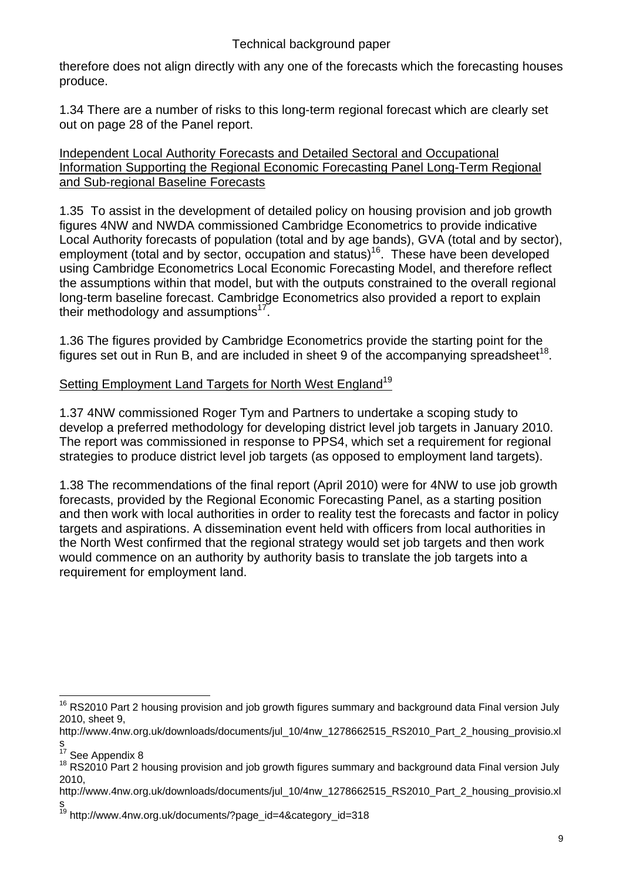therefore does not align directly with any one of the forecasts which the forecasting houses produce.

1.34 There are a number of risks to this long-term regional forecast which are clearly set out on page 28 of the Panel report.

Independent Local Authority Forecasts and Detailed Sectoral and Occupational Information Supporting the Regional Economic Forecasting Panel Long-Term Regional and Sub-regional Baseline Forecasts

1.35 To assist in the development of detailed policy on housing provision and job growth figures 4NW and NWDA commissioned Cambridge Econometrics to provide indicative Local Authority forecasts of population (total and by age bands), GVA (total and by sector), employment (total and by sector, occupation and status)[16]. These have been developed using Cambridge Econometrics Local Economic Forecasting Model, and therefore reflect the assumptions within that model, but with the outputs constrained to the overall regional long-term baseline forecast. Cambridge Econometrics also provided a report to explain their methodology and assumptions[17].

1.36 The figures provided by Cambridge Econometrics provide the starting point for the figures set out in Run B, and are included in sheet 9 of the accompanying spreadsheet[18].

Setting Employment Land Targets for North West England[19]

1.37 4NW commissioned Roger Tym and Partners to undertake a scoping study to develop a preferred methodology for developing district level job targets in January 2010. The report was commissioned in response to PPS4, which set a requirement for regional strategies to produce district level job targets (as opposed to employment land targets).

1.38 The recommendations of the final report (April 2010) were for 4NW to use job growth forecasts, provided by the Regional Economic Forecasting Panel, as a starting position and then work with local authorities in order to reality test the forecasts and factor in policy targets and aspirations. A dissemination event held with officers from local authorities in the North West confirmed that the regional strategy would set job targets and then work would commence on an authority by authority basis to translate the job targets into a requirement for employment land.

---

[16] RS2010 Part 2 housing provision and job growth figures summary and background data Final version July 2010, sheet 9, http://www.4nw.org.uk/downloads/documents/jul_10/4nw_1278662515_RS2010_Part_2_housing_provisio.xls

[17] See Appendix 8

[18] RS2010 Part 2 housing provision and job growth figures summary and background data Final version July 2010, http://www.4nw.org.uk/downloads/documents/jul_10/4nw_1278662515_RS2010_Part_2_housing_provisio.xls

[19] http://www.4nw.org.uk/documents/?page_id=4&category_id=318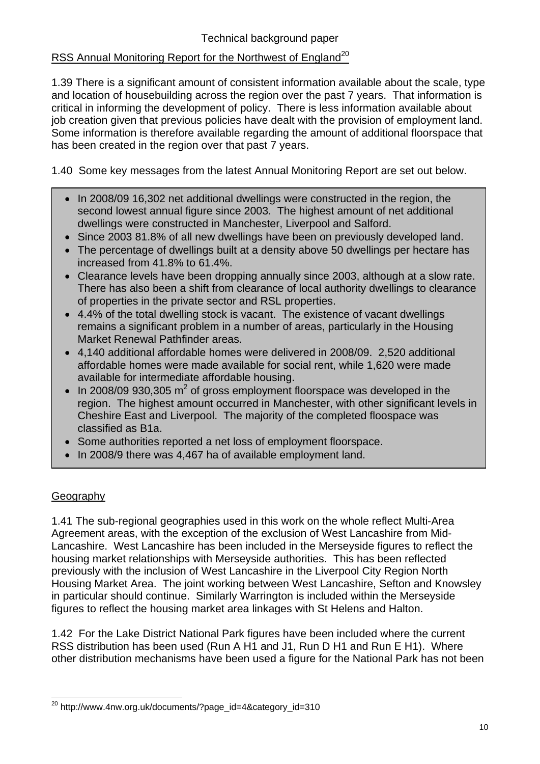## RSS Annual Monitoring Report for the Northwest of England[20]

1.39 There is a significant amount of consistent information available about the scale, type and location of housebuilding across the region over the past 7 years. That information is critical in informing the development of policy. There is less information available about job creation given that previous policies have dealt with the provision of employment land. Some information is therefore available regarding the amount of additional floorspace that has been created in the region over that past 7 years.

1.40 Some key messages from the latest Annual Monitoring Report are set out below.

- In 2008/09 16,302 net additional dwellings were constructed in the region, the second lowest annual figure since 2003. The highest amount of net additional dwellings were constructed in Manchester, Liverpool and Salford.
- Since 2003 81.8% of all new dwellings have been on previously developed land.
- The percentage of dwellings built at a density above 50 dwellings per hectare has increased from 41.8% to 61.4%.
- Clearance levels have been dropping annually since 2003, although at a slow rate. There has also been a shift from clearance of local authority dwellings to clearance of properties in the private sector and RSL properties.
- 4.4% of the total dwelling stock is vacant. The existence of vacant dwellings remains a significant problem in a number of areas, particularly in the Housing Market Renewal Pathfinder areas.
- 4,140 additional affordable homes were delivered in 2008/09. 2,520 additional affordable homes were made available for social rent, while 1,620 were made available for intermediate affordable housing.
- In 2008/09 930,305 $m^2$ of gross employment floorspace was developed in the region. The highest amount occurred in Manchester, with other significant levels in Cheshire East and Liverpool. The majority of the completed floospace was classified as B1a.
- Some authorities reported a net loss of employment floorspace.
- In 2008/9 there was 4,467 ha of available employment land.

## Geography

1.41 The sub-regional geographies used in this work on the whole reflect Multi-Area Agreement areas, with the exception of the exclusion of West Lancashire from Mid-Lancashire. West Lancashire has been included in the Merseyside figures to reflect the housing market relationships with Merseyside authorities. This has been reflected previously with the inclusion of West Lancashire in the Liverpool City Region North Housing Market Area. The joint working between West Lancashire, Sefton and Knowsley in particular should continue. Similarly Warrington is included within the Merseyside figures to reflect the housing market area linkages with St Helens and Halton.

1.42 For the Lake District National Park figures have been included where the current RSS distribution has been used (Run A H1 and J1, Run D H1 and Run E H1). Where other distribution mechanisms have been used a figure for the National Park has not been

---

[20] http://www.4nw.org.uk/documents/?page_id=4&category_id=310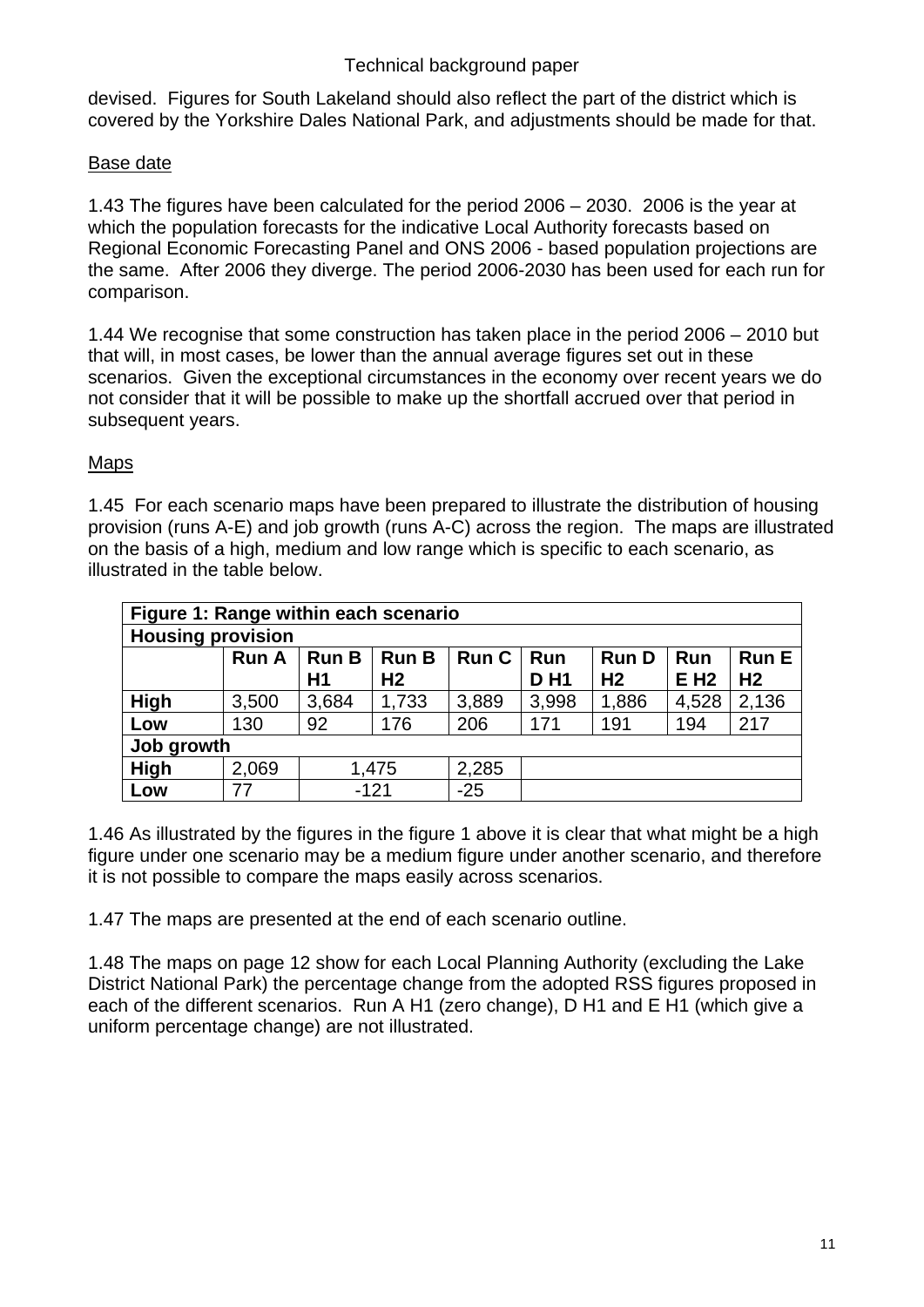devised. Figures for South Lakeland should also reflect the part of the district which is covered by the Yorkshire Dales National Park, and adjustments should be made for that.

Base date

1.43 The figures have been calculated for the period 2006 – 2030. 2006 is the year at which the population forecasts for the indicative Local Authority forecasts based on Regional Economic Forecasting Panel and ONS 2006 - based population projections are the same. After 2006 they diverge. The period 2006-2030 has been used for each run for comparison.

1.44 We recognise that some construction has taken place in the period 2006 – 2010 but that will, in most cases, be lower than the annual average figures set out in these scenarios. Given the exceptional circumstances in the economy over recent years we do not consider that it will be possible to make up the shortfall accrued over that period in subsequent years.

Maps

1.45 For each scenario maps have been prepared to illustrate the distribution of housing provision (runs A-E) and job growth (runs A-C) across the region. The maps are illustrated on the basis of a high, medium and low range which is specific to each scenario, as illustrated in the table below.

| **Figure 1: Range within each scenario** | | | | | | | | |
|---|---|---|---|---|---|---|---|---|
| **Housing provision** | | | | | | | | |
| | **Run A** | **Run B H1** | **Run B H2** | **Run C** | **Run D H1** | **Run D H2** | **Run E H2** | **Run E H2** |
| **High** | 3,500 | 3,684 | 1,733 | 3,889 | 3,998 | 1,886 | 4,528 | 2,136 |
| **Low** | 130 | 92 | 176 | 206 | 171 | 191 | 194 | 217 |
| **Job growth** | | | | | | | | |
| **High** | 2,069 | 1,475 | | 2,285 | | | | |
| **Low** | 77 | -121 | | -25 | | | | |

1.46 As illustrated by the figures in the figure 1 above it is clear that what might be a high figure under one scenario may be a medium figure under another scenario, and therefore it is not possible to compare the maps easily across scenarios.

1.47 The maps are presented at the end of each scenario outline.

1.48 The maps on page 12 show for each Local Planning Authority (excluding the Lake District National Park) the percentage change from the adopted RSS figures proposed in each of the different scenarios. Run A H1 (zero change), D H1 and E H1 (which give a uniform percentage change) are not illustrated.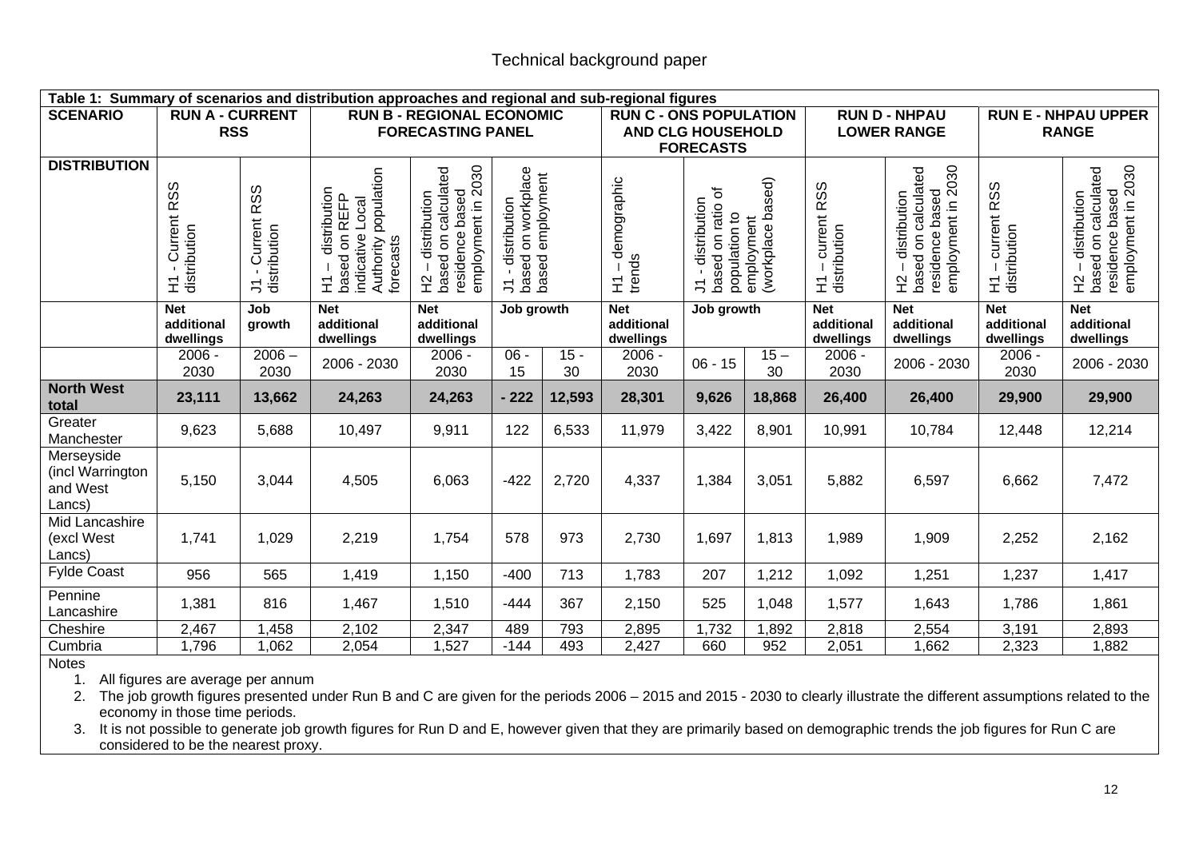**Table 1: Summary of scenarios and distribution approaches and regional and sub-regional figures**

| SCENARIO | RUN A - CURRENT RSS | | RUN B - REGIONAL ECONOMIC FORECASTING PANEL | | | | RUN C - ONS POPULATION AND CLG HOUSEHOLD FORECASTS | | | RUN D - NHPAU LOWER RANGE | | RUN E - NHPAU UPPER RANGE | |
|---|---|---|---|---|---|---|---|---|---|---|---|---|---|
| **DISTRIBUTION** | H1 - Current RSS distribution | J1 - Current RSS distribution | H1 – distribution based on REFP indicative Local Authority population forecasts | H2 – distribution based on calculated residence based employment in 2030 | J1 - distribution based on workplace based employment | | H1 – demographic trends | J1 - distribution based on ratio of population to employment (workplace based) | | H1 – current RSS distribution | H2 – distribution based on calculated residence based employment in 2030 | H1 – current RSS distribution | H2 – distribution based on calculated residence based employment in 2030 |
| | **Net additional dwellings** | **Job growth** | **Net additional dwellings** | **Net additional dwellings** | **Job growth** | | **Net additional dwellings** | **Job growth** | | **Net additional dwellings** | **Net additional dwellings** | **Net additional dwellings** | **Net additional dwellings** |
| | 2006 - 2030 | 2006 – 2030 | 2006 - 2030 | 2006 - 2030 | 06 - 15 | 15 - 30 | 2006 - 2030 | 06 - 15 | 15 – 30 | 2006 - 2030 | 2006 - 2030 | 2006 - 2030 | 2006 - 2030 |
| **North West total** | **23,111** | **13,662** | **24,263** | **24,263** | **- 222** | **12,593** | **28,301** | **9,626** | **18,868** | **26,400** | **26,400** | **29,900** | **29,900** |
| Greater Manchester | 9,623 | 5,688 | 10,497 | 9,911 | 122 | 6,533 | 11,979 | 3,422 | 8,901 | 10,991 | 10,784 | 12,448 | 12,214 |
| Merseyside (incl Warrington and West Lancs) | 5,150 | 3,044 | 4,505 | 6,063 | -422 | 2,720 | 4,337 | 1,384 | 3,051 | 5,882 | 6,597 | 6,662 | 7,472 |
| Mid Lancashire (excl West Lancs) | 1,741 | 1,029 | 2,219 | 1,754 | 578 | 973 | 2,730 | 1,697 | 1,813 | 1,989 | 1,909 | 2,252 | 2,162 |
| Fylde Coast | 956 | 565 | 1,419 | 1,150 | -400 | 713 | 1,783 | 207 | 1,212 | 1,092 | 1,251 | 1,237 | 1,417 |
| Pennine Lancashire | 1,381 | 816 | 1,467 | 1,510 | -444 | 367 | 2,150 | 525 | 1,048 | 1,577 | 1,643 | 1,786 | 1,861 |
| Cheshire | 2,467 | 1,458 | 2,102 | 2,347 | 489 | 793 | 2,895 | 1,732 | 1,892 | 2,818 | 2,554 | 3,191 | 2,893 |
| Cumbria | 1,796 | 1,062 | 2,054 | 1,527 | -144 | 493 | 2,427 | 660 | 952 | 2,051 | 1,662 | 2,323 | 1,882 |

Notes

1. All figures are average per annum
2. The job growth figures presented under Run B and C are given for the periods 2006 – 2015 and 2015 - 2030 to clearly illustrate the different assumptions related to the economy in those time periods.
3. It is not possible to generate job growth figures for Run D and E, however given that they are primarily based on demographic trends the job figures for Run C are considered to be the nearest proxy.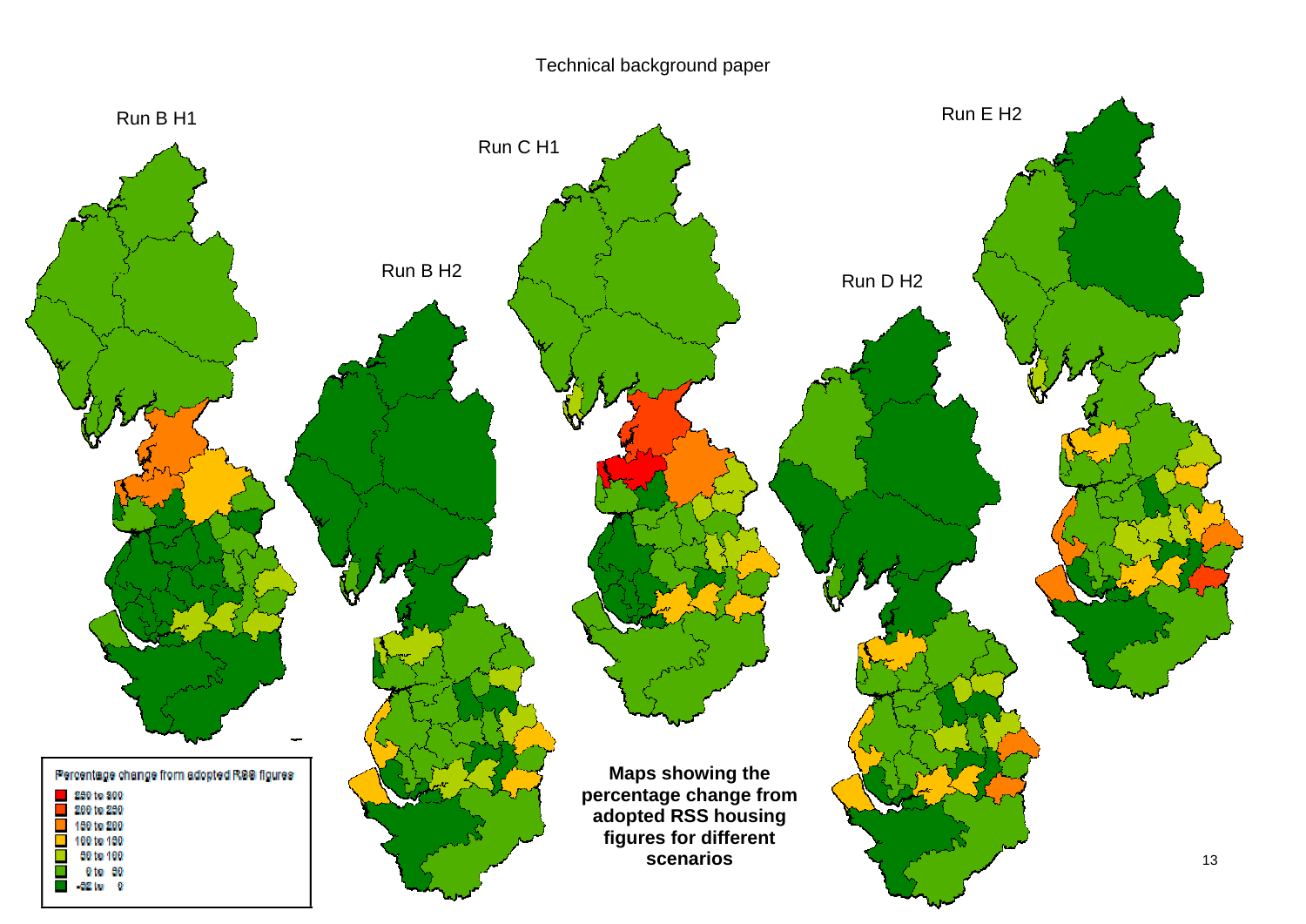Run B H1

Run C H1

Run E H2

Run B H2

Run D H2

Percentage change from adopted RSS figures

- 250 to 300
- 200 to 250
- 150 to 200
- 100 to 150
- 50 to 100
- 0 to 50
- -32 to 0

**Maps showing the percentage change from adopted RSS housing figures for different scenarios**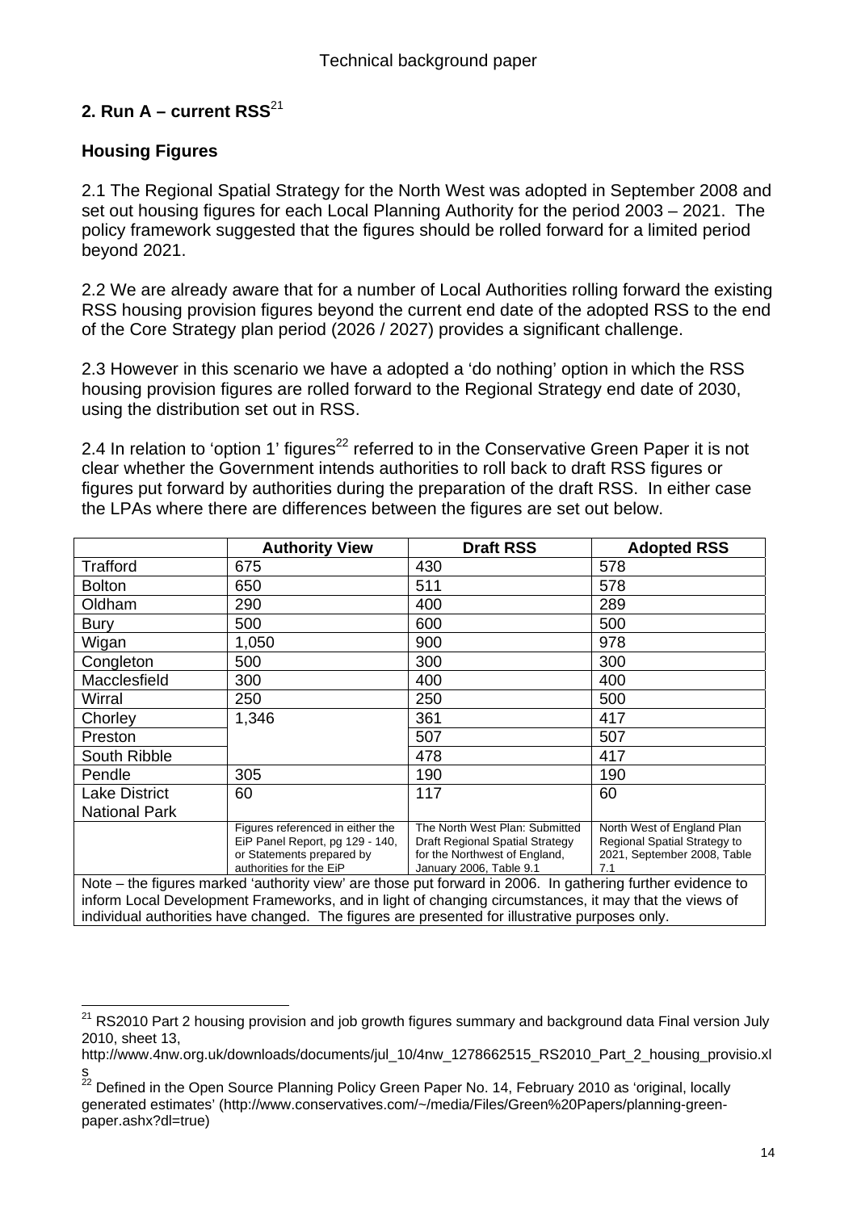## 2. Run A – current RSS[21]

### Housing Figures

2.1 The Regional Spatial Strategy for the North West was adopted in September 2008 and set out housing figures for each Local Planning Authority for the period 2003 – 2021. The policy framework suggested that the figures should be rolled forward for a limited period beyond 2021.

2.2 We are already aware that for a number of Local Authorities rolling forward the existing RSS housing provision figures beyond the current end date of the adopted RSS to the end of the Core Strategy plan period (2026 / 2027) provides a significant challenge.

2.3 However in this scenario we have a adopted a 'do nothing' option in which the RSS housing provision figures are rolled forward to the Regional Strategy end date of 2030, using the distribution set out in RSS.

2.4 In relation to 'option 1' figures[22] referred to in the Conservative Green Paper it is not clear whether the Government intends authorities to roll back to draft RSS figures or figures put forward by authorities during the preparation of the draft RSS. In either case the LPAs where there are differences between the figures are set out below.

| | Authority View | Draft RSS | Adopted RSS |
|---|---|---|---|
| Trafford | 675 | 430 | 578 |
| Bolton | 650 | 511 | 578 |
| Oldham | 290 | 400 | 289 |
| Bury | 500 | 600 | 500 |
| Wigan | 1,050 | 900 | 978 |
| Congleton | 500 | 300 | 300 |
| Macclesfield | 300 | 400 | 400 |
| Wirral | 250 | 250 | 500 |
| Chorley | 1,346 | 361 | 417 |
| Preston | | 507 | 507 |
| South Ribble | | 478 | 417 |
| Pendle | 305 | 190 | 190 |
| Lake District National Park | 60 | 117 | 60 |
| | Figures referenced in either the EiP Panel Report, pg 129 - 140, or Statements prepared by authorities for the EiP | The North West Plan: Submitted Draft Regional Spatial Strategy for the Northwest of England, January 2006, Table 9.1 | North West of England Plan Regional Spatial Strategy to 2021, September 2008, Table 7.1 |
| Note – the figures marked 'authority view' are those put forward in 2006. In gathering further evidence to inform Local Development Frameworks, and in light of changing circumstances, it may that the views of individual authorities have changed. The figures are presented for illustrative purposes only. | | | |

[21] RS2010 Part 2 housing provision and job growth figures summary and background data Final version July 2010, sheet 13, http://www.4nw.org.uk/downloads/documents/jul_10/4nw_1278662515_RS2010_Part_2_housing_provisio.xls

[22] Defined in the Open Source Planning Policy Green Paper No. 14, February 2010 as 'original, locally generated estimates' (http://www.conservatives.com/~/media/Files/Green%20Papers/planning-green-paper.ashx?dl=true)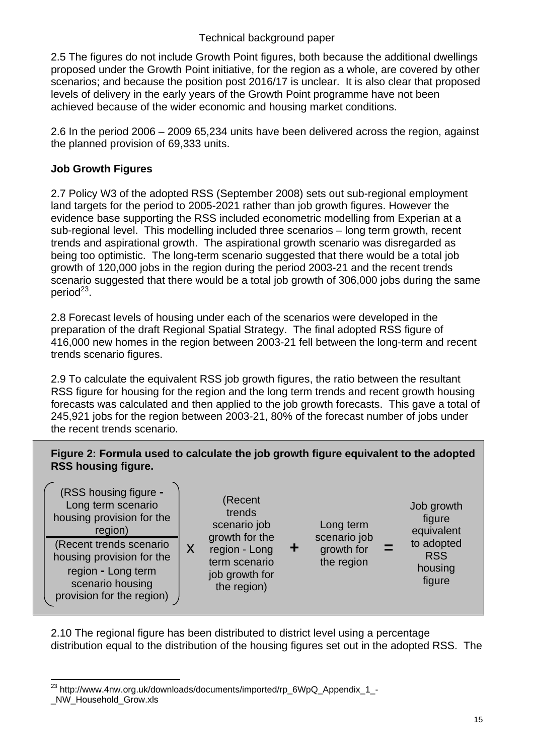2.5 The figures do not include Growth Point figures, both because the additional dwellings proposed under the Growth Point initiative, for the region as a whole, are covered by other scenarios; and because the position post 2016/17 is unclear. It is also clear that proposed levels of delivery in the early years of the Growth Point programme have not been achieved because of the wider economic and housing market conditions.

2.6 In the period 2006 – 2009 65,234 units have been delivered across the region, against the planned provision of 69,333 units.

**Job Growth Figures**

2.7 Policy W3 of the adopted RSS (September 2008) sets out sub-regional employment land targets for the period to 2005-2021 rather than job growth figures. However the evidence base supporting the RSS included econometric modelling from Experian at a sub-regional level. This modelling included three scenarios – long term growth, recent trends and aspirational growth. The aspirational growth scenario was disregarded as being too optimistic. The long-term scenario suggested that there would be a total job growth of 120,000 jobs in the region during the period 2003-21 and the recent trends scenario suggested that there would be a total job growth of 306,000 jobs during the same period[23].

2.8 Forecast levels of housing under each of the scenarios were developed in the preparation of the draft Regional Spatial Strategy. The final adopted RSS figure of 416,000 new homes in the region between 2003-21 fell between the long-term and recent trends scenario figures.

2.9 To calculate the equivalent RSS job growth figures, the ratio between the resultant RSS figure for housing for the region and the long term trends and recent growth housing forecasts was calculated and then applied to the job growth forecasts. This gave a total of 245,921 jobs for the region between 2003-21, 80% of the forecast number of jobs under the recent trends scenario.

**Figure 2: Formula used to calculate the job growth figure equivalent to the adopted RSS housing figure.**

$$\left( \frac{\text{(RSS housing figure - Long term scenario housing provision for the region)}}{\text{(Recent trends scenario housing provision for the region - Long term scenario housing provision for the region)}} \right) \times \text{(Recent trends scenario job growth for the region - Long term scenario job growth for the region)} + \text{Long term scenario job growth for the region} = \text{Job growth figure equivalent to adopted RSS housing figure}$$

2.10 The regional figure has been distributed to district level using a percentage distribution equal to the distribution of the housing figures set out in the adopted RSS. The

[23] http://www.4nw.org.uk/downloads/documents/imported/rp_6WpQ_Appendix_1_-_NW_Household_Grow.xls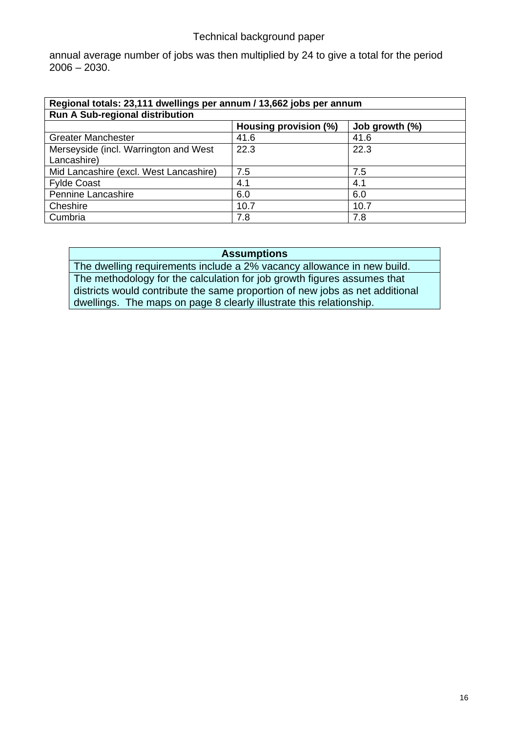annual average number of jobs was then multiplied by 24 to give a total for the period 2006 – 2030.

| **Regional totals: 23,111 dwellings per annum / 13,662 jobs per annum** | | |
|---|---|---|
| **Run A Sub-regional distribution** | | |
| | **Housing provision (%)** | **Job growth (%)** |
| Greater Manchester | 41.6 | 41.6 |
| Merseyside (incl. Warrington and West Lancashire) | 22.3 | 22.3 |
| Mid Lancashire (excl. West Lancashire) | 7.5 | 7.5 |
| Fylde Coast | 4.1 | 4.1 |
| Pennine Lancashire | 6.0 | 6.0 |
| Cheshire | 10.7 | 10.7 |
| Cumbria | 7.8 | 7.8 |

| **Assumptions** |
|---|
| The dwelling requirements include a 2% vacancy allowance in new build. |
| The methodology for the calculation for job growth figures assumes that districts would contribute the same proportion of new jobs as net additional dwellings. The maps on page 8 clearly illustrate this relationship. |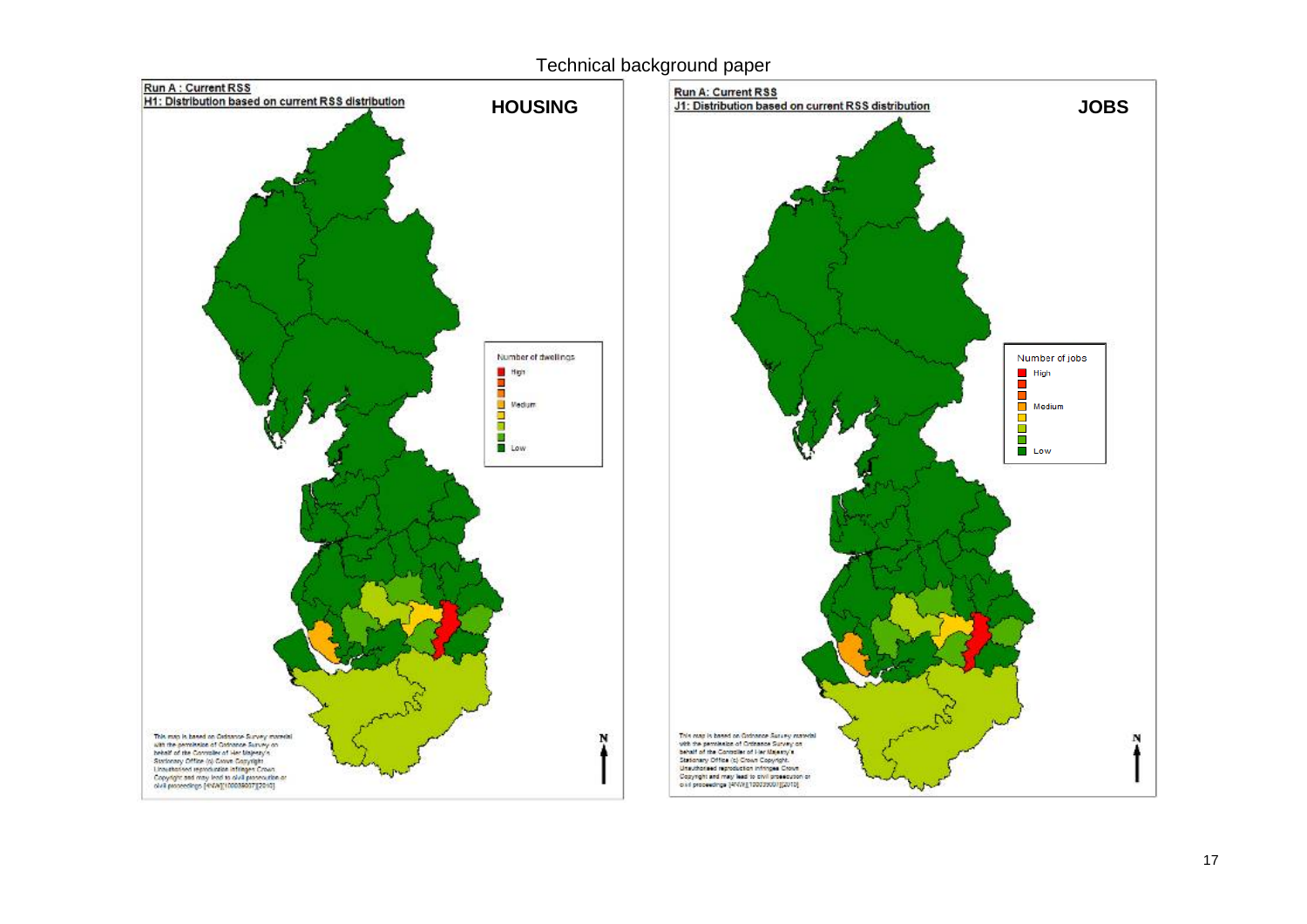**Run A : Current RSS**
**H1: Distribution based on current RSS distribution**

**HOUSING**

Number of dwellings
- High
- Medium
- Low

This map is based on Ordnance Survey material with the permission of Ordnance Survey on behalf of the Controller of Her Majesty's Stationery Office (c) Crown Copyright. Unauthorised reproduction infringes Crown Copyright and may lead to civil prosecution or civil proceedings [4NW][100039607][2010]

N

**Run A: Current RSS**
**J1: Distribution based on current RSS distribution**

**JOBS**

Number of jobs
- High
- Medium
- Low

This map is based on Ordnance Survey material with the permission of Ordnance Survey on behalf of the Controller of Her Majesty's Stationery Office (c) Crown Copyright. Unauthorised reproduction infringes Crown Copyright and may lead to civil prosecution or civil proceedings [4NW][100039607][2010]

N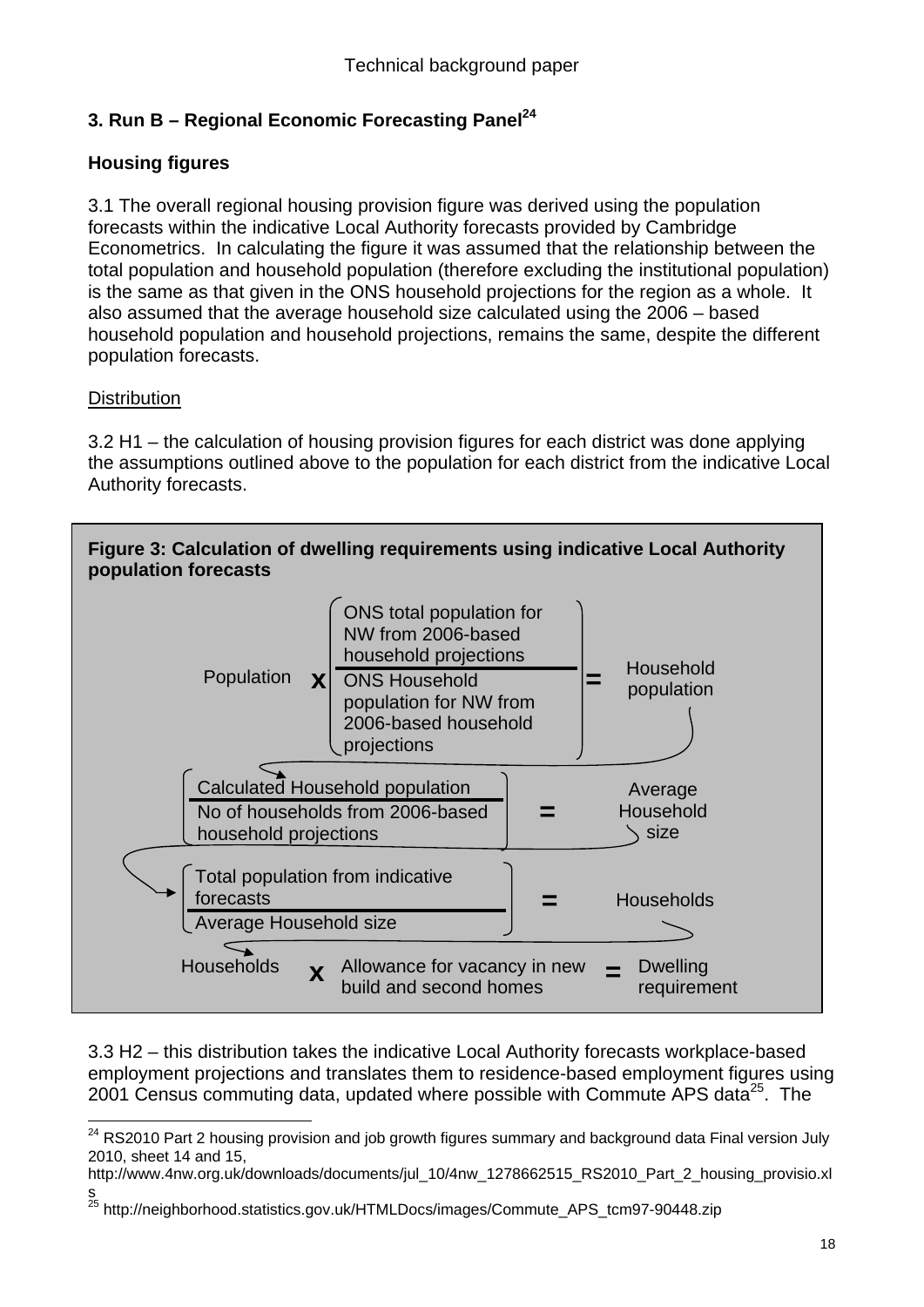## 3. Run B – Regional Economic Forecasting Panel[24]

### Housing figures

3.1 The overall regional housing provision figure was derived using the population forecasts within the indicative Local Authority forecasts provided by Cambridge Econometrics. In calculating the figure it was assumed that the relationship between the total population and household population (therefore excluding the institutional population) is the same as that given in the ONS household projections for the region as a whole. It also assumed that the average household size calculated using the 2006 – based household population and household projections, remains the same, despite the different population forecasts.

Distribution

3.2 H1 – the calculation of housing provision figures for each district was done applying the assumptions outlined above to the population for each district from the indicative Local Authority forecasts.

**Figure 3: Calculation of dwelling requirements using indicative Local Authority population forecasts**

Population **x** ( ONS total population for NW from 2006-based household projections / ONS Household population for NW from 2006-based household projections ) **=** Household population

( Calculated Household population / No of households from 2006-based household projections ) **=** Average Household size

( Total population from indicative forecasts / Average Household size ) **=** Households

Households **x** Allowance for vacancy in new build and second homes **=** Dwelling requirement

3.3 H2 – this distribution takes the indicative Local Authority forecasts workplace-based employment projections and translates them to residence-based employment figures using 2001 Census commuting data, updated where possible with Commute APS data[25]. The

---

[24] RS2010 Part 2 housing provision and job growth figures summary and background data Final version July 2010, sheet 14 and 15, http://www.4nw.org.uk/downloads/documents/jul_10/4nw_1278662515_RS2010_Part_2_housing_provisio.xls

[25] http://neighborhood.statistics.gov.uk/HTMLDocs/images/Commute_APS_tcm97-90448.zip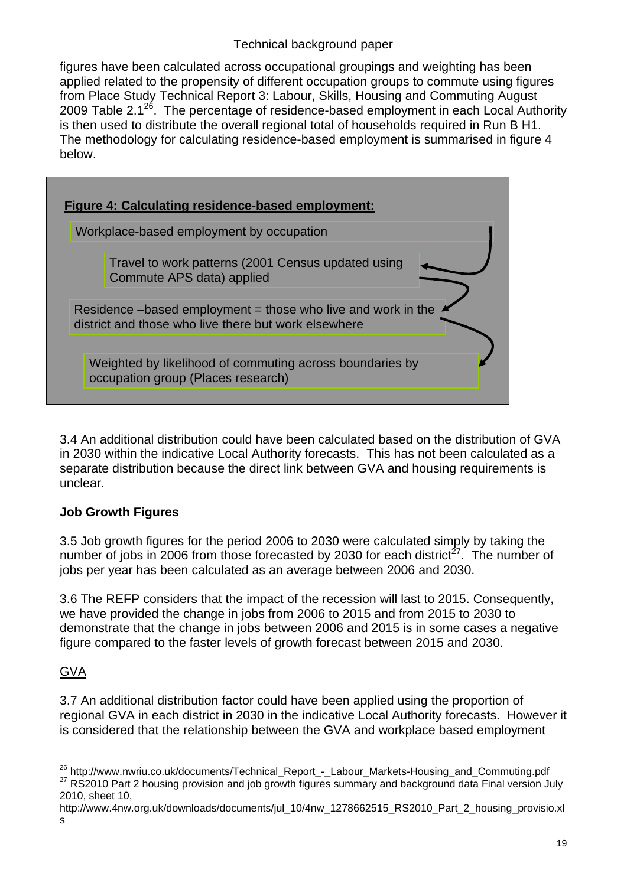figures have been calculated across occupational groupings and weighting has been applied related to the propensity of different occupation groups to commute using figures from Place Study Technical Report 3: Labour, Skills, Housing and Commuting August 2009 Table 2.1[26]. The percentage of residence-based employment in each Local Authority is then used to distribute the overall regional total of households required in Run B H1. The methodology for calculating residence-based employment is summarised in figure 4 below.

**Figure 4: Calculating residence-based employment:**

Workplace-based employment by occupation

Travel to work patterns (2001 Census updated using Commute APS data) applied

Residence –based employment = those who live and work in the district and those who live there but work elsewhere

Weighted by likelihood of commuting across boundaries by occupation group (Places research)

3.4 An additional distribution could have been calculated based on the distribution of GVA in 2030 within the indicative Local Authority forecasts. This has not been calculated as a separate distribution because the direct link between GVA and housing requirements is unclear.

**Job Growth Figures**

3.5 Job growth figures for the period 2006 to 2030 were calculated simply by taking the number of jobs in 2006 from those forecasted by 2030 for each district[27]. The number of jobs per year has been calculated as an average between 2006 and 2030.

3.6 The REFP considers that the impact of the recession will last to 2015. Consequently, we have provided the change in jobs from 2006 to 2015 and from 2015 to 2030 to demonstrate that the change in jobs between 2006 and 2015 is in some cases a negative figure compared to the faster levels of growth forecast between 2015 and 2030.

GVA

3.7 An additional distribution factor could have been applied using the proportion of regional GVA in each district in 2030 in the indicative Local Authority forecasts. However it is considered that the relationship between the GVA and workplace based employment

[26] http://www.nwriu.co.uk/documents/Technical_Report_-_Labour_Markets-Housing_and_Commuting.pdf

[27] RS2010 Part 2 housing provision and job growth figures summary and background data Final version July 2010, sheet 10, http://www.4nw.org.uk/downloads/documents/jul_10/4nw_1278662515_RS2010_Part_2_housing_provisio.xls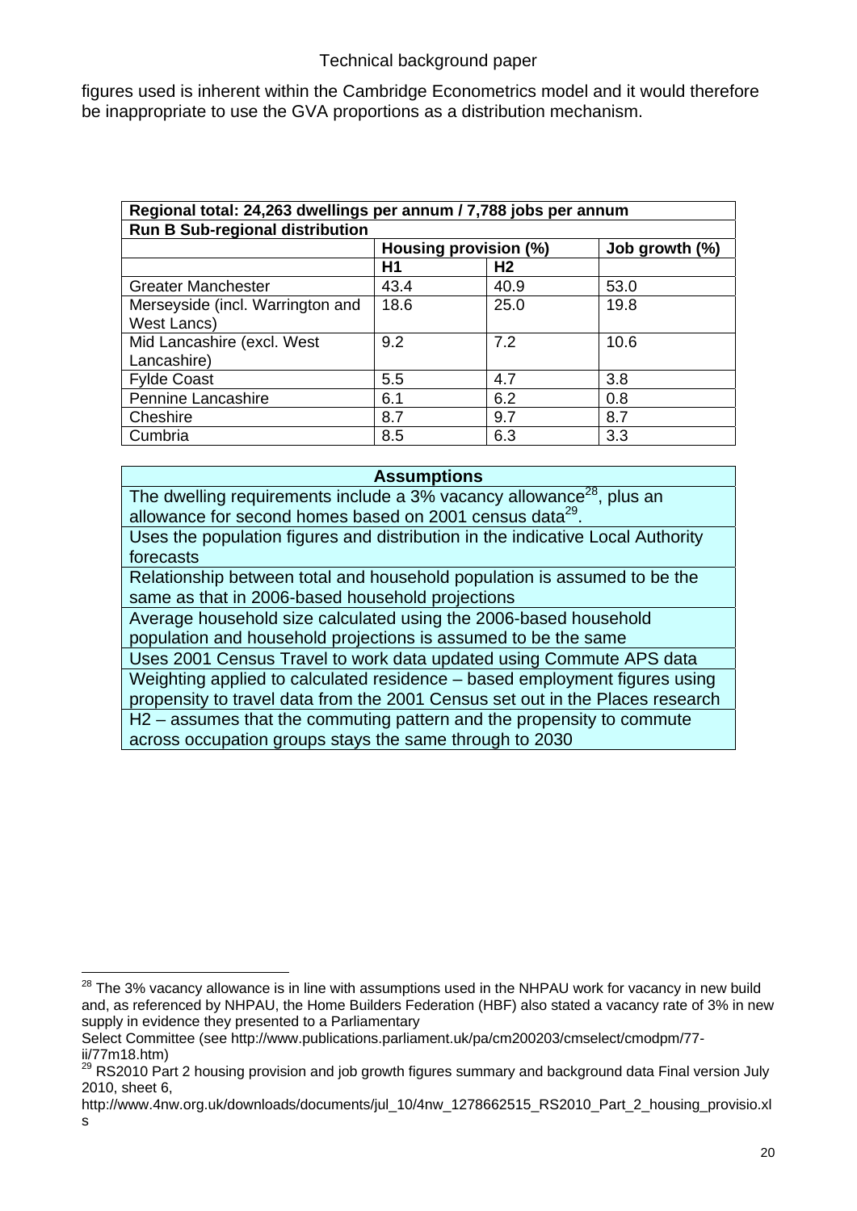figures used is inherent within the Cambridge Econometrics model and it would therefore be inappropriate to use the GVA proportions as a distribution mechanism.

| **Regional total: 24,263 dwellings per annum / 7,788 jobs per annum** | | | |
|---|---|---|---|
| **Run B Sub-regional distribution** | | | |
| | **Housing provision (%)** | | **Job growth (%)** |
| | **H1** | **H2** | |
| Greater Manchester | 43.4 | 40.9 | 53.0 |
| Merseyside (incl. Warrington and West Lancs) | 18.6 | 25.0 | 19.8 |
| Mid Lancashire (excl. West Lancashire) | 9.2 | 7.2 | 10.6 |
| Fylde Coast | 5.5 | 4.7 | 3.8 |
| Pennine Lancashire | 6.1 | 6.2 | 0.8 |
| Cheshire | 8.7 | 9.7 | 8.7 |
| Cumbria | 8.5 | 6.3 | 3.3 |

| **Assumptions** |
|---|
| The dwelling requirements include a 3% vacancy allowance[28], plus an allowance for second homes based on 2001 census data[29]. |
| Uses the population figures and distribution in the indicative Local Authority forecasts |
| Relationship between total and household population is assumed to be the same as that in 2006-based household projections |
| Average household size calculated using the 2006-based household population and household projections is assumed to be the same |
| Uses 2001 Census Travel to work data updated using Commute APS data |
| Weighting applied to calculated residence – based employment figures using propensity to travel data from the 2001 Census set out in the Places research |
| H2 – assumes that the commuting pattern and the propensity to commute across occupation groups stays the same through to 2030 |

---

[28] The 3% vacancy allowance is in line with assumptions used in the NHPAU work for vacancy in new build and, as referenced by NHPAU, the Home Builders Federation (HBF) also stated a vacancy rate of 3% in new supply in evidence they presented to a Parliamentary Select Committee (see http://www.publications.parliament.uk/pa/cm200203/cmselect/cmodpm/77-ii/77m18.htm)

[29] RS2010 Part 2 housing provision and job growth figures summary and background data Final version July 2010, sheet 6, http://www.4nw.org.uk/downloads/documents/jul_10/4nw_1278662515_RS2010_Part_2_housing_provisio.xls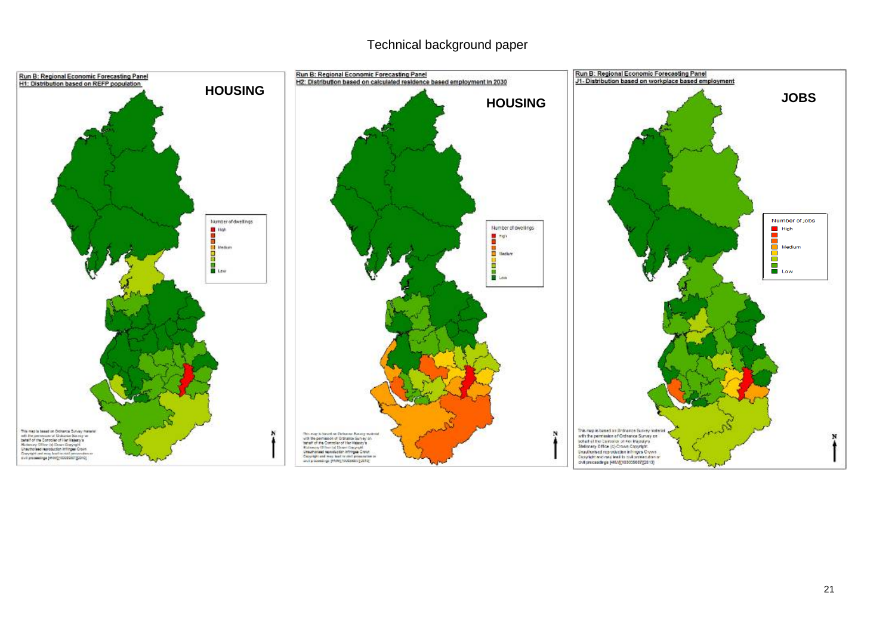**Run B: Regional Economic Forecasting Panel**
**H1: Distribution based on REFP population**

**HOUSING**

Number of dwellings
- High
- Medium
- Low

This map is based on Ordnance Survey material with the permission of Ordnance Survey on behalf of the Controller of Her Majesty's Stationery Office (c) Crown Copyright. Unauthorised reproduction infringes Crown Copyright and may lead to civil prosecution or civil proceedings [#NW][100035687][2010]

N

**Run B: Regional Economic Forecasting Panel**
**H2: Distribution based on calculated residence based employment in 2030**

**HOUSING**

Number of dwellings
- High
- Medium
- Low

This map is based on Ordnance Survey material with the permission of Ordnance Survey on behalf of the Controller of Her Majesty's Stationery Office (c) Crown Copyright. Unauthorised reproduction infringes Crown Copyright and may lead to civil prosecution or civil proceedings [#NW][100035687][2010]

N

**Run B: Regional Economic Forecasting Panel**
**J1- Distribution based on workplace based employment**

**JOBS**

Number of jobs
- High
- Medium
- Low

This map is based on Ordnance Survey material with the permission of Ordnance Survey on behalf of the Controller of Her Majesty's Stationery Office (c) Crown Copyright. Unauthorised reproduction infringes Crown Copyright and may lead to civil prosecution or civil proceedings [#NW][100035687][2010]

N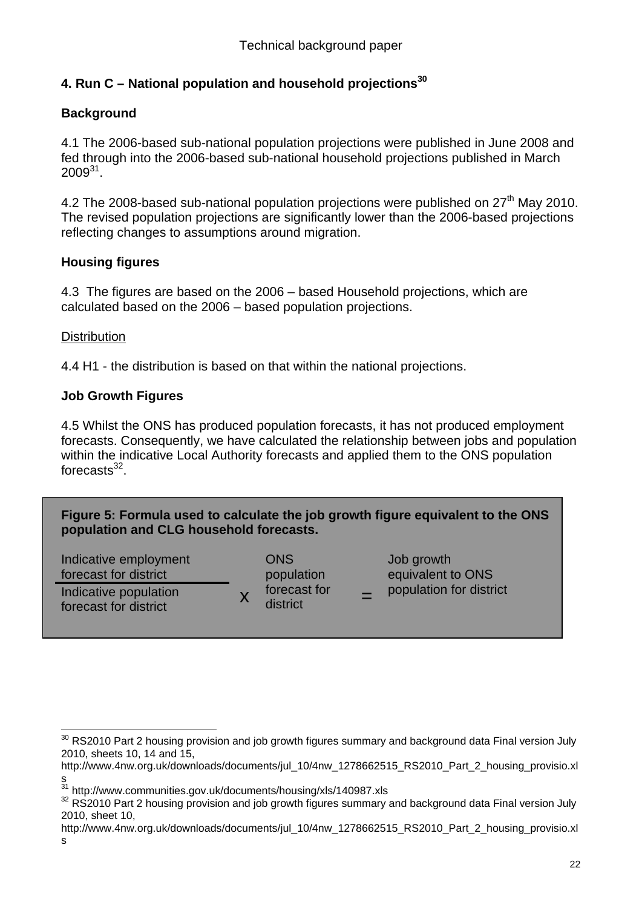## 4. Run C – National population and household projections[30]

### Background

4.1 The 2006-based sub-national population projections were published in June 2008 and fed through into the 2006-based sub-national household projections published in March 2009[31].

4.2 The 2008-based sub-national population projections were published on 27th May 2010. The revised population projections are significantly lower than the 2006-based projections reflecting changes to assumptions around migration.

### Housing figures

4.3 The figures are based on the 2006 – based Household projections, which are calculated based on the 2006 – based population projections.

Distribution

4.4 H1 - the distribution is based on that within the national projections.

### Job Growth Figures

4.5 Whilst the ONS has produced population forecasts, it has not produced employment forecasts. Consequently, we have calculated the relationship between jobs and population within the indicative Local Authority forecasts and applied them to the ONS population forecasts[32].

**Figure 5: Formula used to calculate the job growth figure equivalent to the ONS population and CLG household forecasts.**

$$\frac{\text{Indicative employment forecast for district}}{\text{Indicative population forecast for district}} \times \text{ONS population forecast for district} = \text{Job growth equivalent to ONS population for district}$$

---

[30] RS2010 Part 2 housing provision and job growth figures summary and background data Final version July 2010, sheets 10, 14 and 15, http://www.4nw.org.uk/downloads/documents/jul_10/4nw_1278662515_RS2010_Part_2_housing_provisio.xls

[31] http://www.communities.gov.uk/documents/housing/xls/140987.xls

[32] RS2010 Part 2 housing provision and job growth figures summary and background data Final version July 2010, sheet 10, http://www.4nw.org.uk/downloads/documents/jul_10/4nw_1278662515_RS2010_Part_2_housing_provisio.xls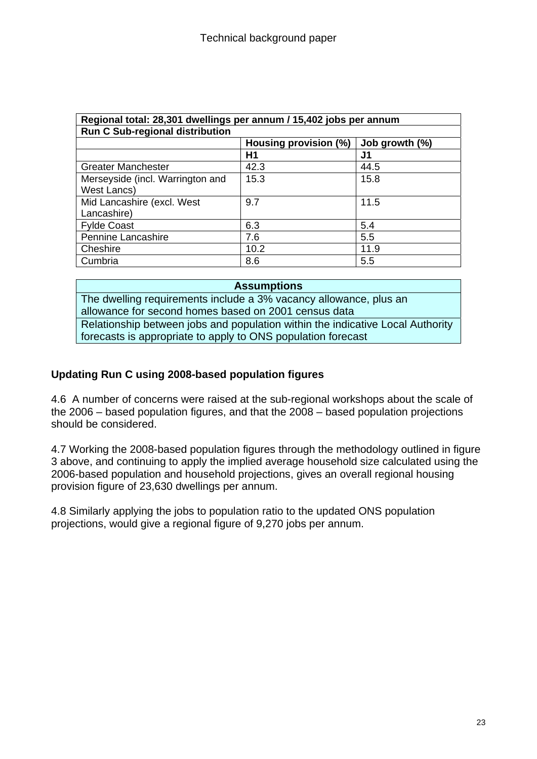| **Regional total: 28,301 dwellings per annum / 15,402 jobs per annum** | | |
|---|---|---|
| **Run C Sub-regional distribution** | | |
| | **Housing provision (%)** | **Job growth (%)** |
| | **H1** | **J1** |
| Greater Manchester | 42.3 | 44.5 |
| Merseyside (incl. Warrington and West Lancs) | 15.3 | 15.8 |
| Mid Lancashire (excl. West Lancashire) | 9.7 | 11.5 |
| Fylde Coast | 6.3 | 5.4 |
| Pennine Lancashire | 7.6 | 5.5 |
| Cheshire | 10.2 | 11.9 |
| Cumbria | 8.6 | 5.5 |

| **Assumptions** |
|---|
| The dwelling requirements include a 3% vacancy allowance, plus an allowance for second homes based on 2001 census data |
| Relationship between jobs and population within the indicative Local Authority forecasts is appropriate to apply to ONS population forecast |

**Updating Run C using 2008-based population figures**

4.6 A number of concerns were raised at the sub-regional workshops about the scale of the 2006 – based population figures, and that the 2008 – based population projections should be considered.

4.7 Working the 2008-based population figures through the methodology outlined in figure 3 above, and continuing to apply the implied average household size calculated using the 2006-based population and household projections, gives an overall regional housing provision figure of 23,630 dwellings per annum.

4.8 Similarly applying the jobs to population ratio to the updated ONS population projections, would give a regional figure of 9,270 jobs per annum.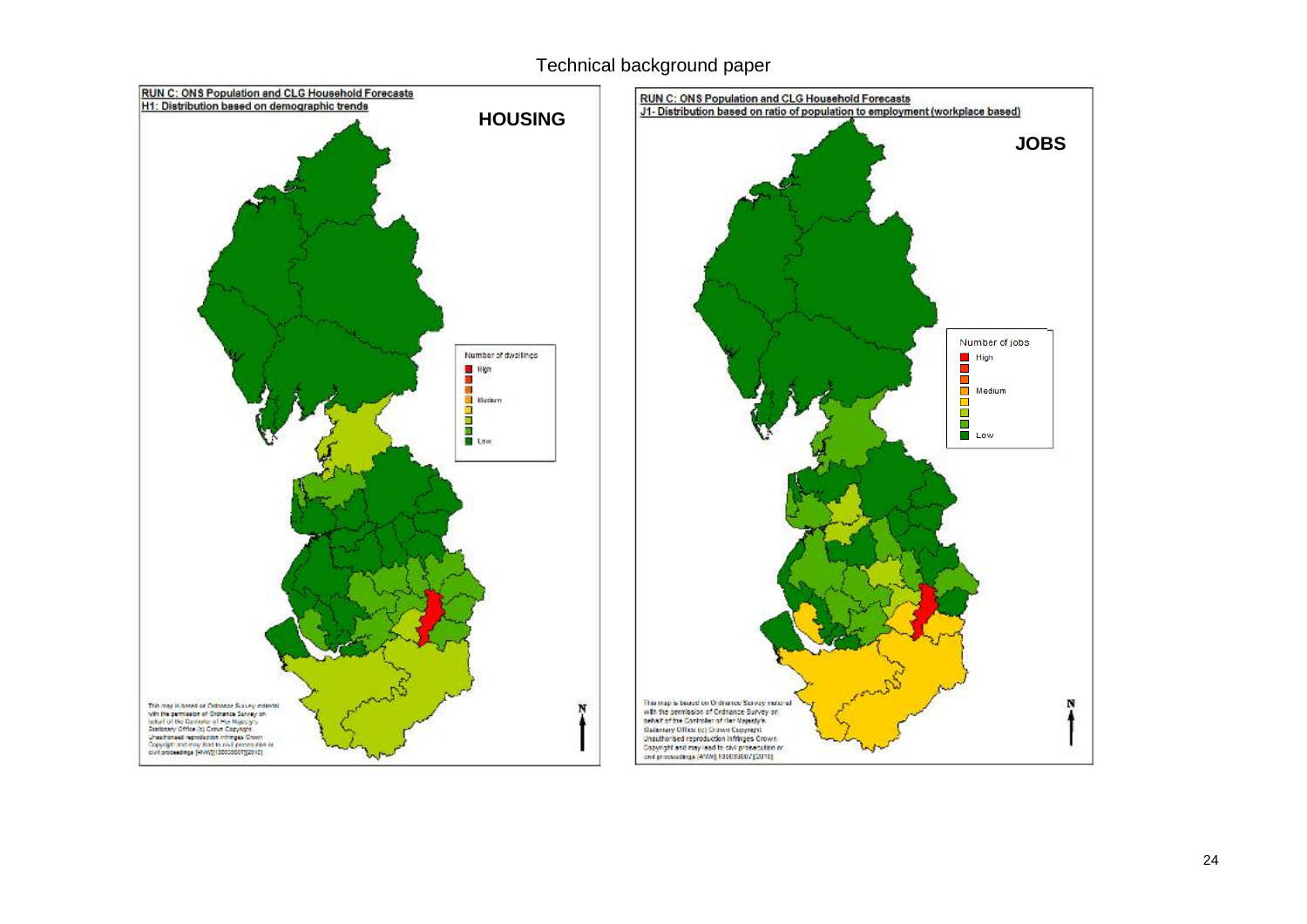Technical background paper

RUN C: ONS Population and CLG Household Forecasts
H1: Distribution based on demographic trends

**HOUSING**

Number of dwellings
- High
- Medium
- Low

This map is based on Ordnance Survey material with the permission of Ordnance Survey on behalf of the Controller of Her Majesty's Stationery Office (c) Crown Copyright. Unauthorised reproduction infringes Crown Copyright and may lead to civil prosecution or civil proceedings [4NW][100030007][2010]

N

RUN C: ONS Population and CLG Household Forecasts
J1- Distribution based on ratio of population to employment (workplace based)

**JOBS**

Number of jobs
- High
- Medium
- Low

This map is based on Ordnance Survey material with the permission of Ordnance Survey on behalf of the Controller of Her Majesty's Stationery Office (c) Crown Copyright. Unauthorised reproduction infringes Crown Copyright and may lead to civil prosecution or civil proceedings [4NW][100030007][2010]

N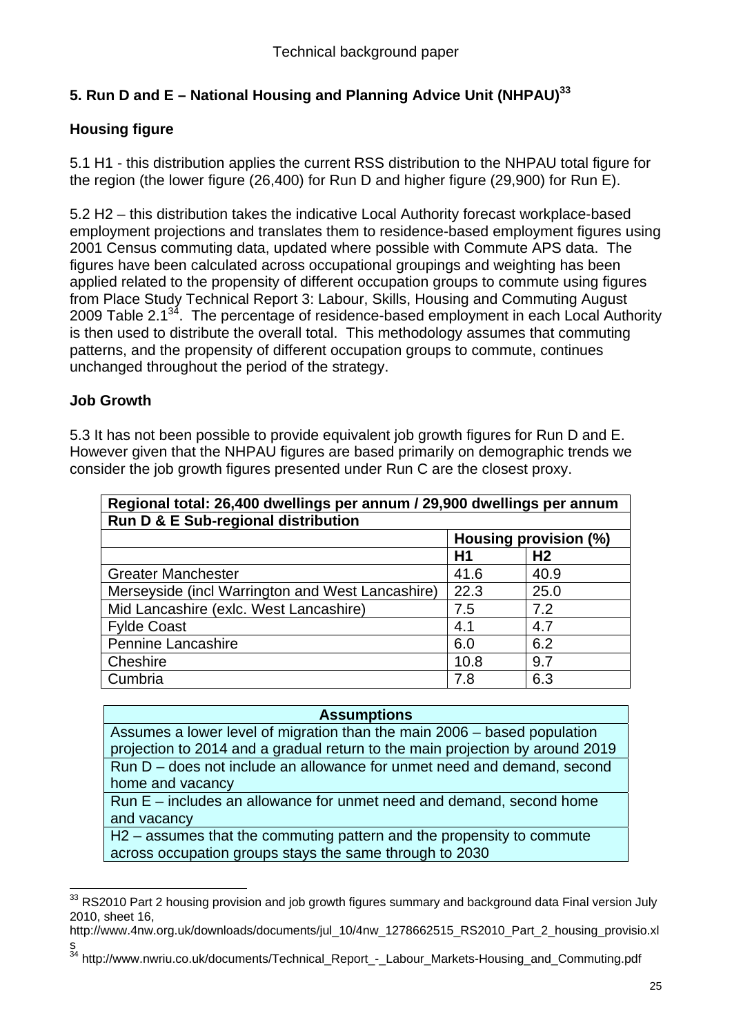## 5. Run D and E – National Housing and Planning Advice Unit (NHPAU)[33]

### Housing figure

5.1 H1 - this distribution applies the current RSS distribution to the NHPAU total figure for the region (the lower figure (26,400) for Run D and higher figure (29,900) for Run E).

5.2 H2 – this distribution takes the indicative Local Authority forecast workplace-based employment projections and translates them to residence-based employment figures using 2001 Census commuting data, updated where possible with Commute APS data. The figures have been calculated across occupational groupings and weighting has been applied related to the propensity of different occupation groups to commute using figures from Place Study Technical Report 3: Labour, Skills, Housing and Commuting August 2009 Table 2.1[34]. The percentage of residence-based employment in each Local Authority is then used to distribute the overall total. This methodology assumes that commuting patterns, and the propensity of different occupation groups to commute, continues unchanged throughout the period of the strategy.

### Job Growth

5.3 It has not been possible to provide equivalent job growth figures for Run D and E. However given that the NHPAU figures are based primarily on demographic trends we consider the job growth figures presented under Run C are the closest proxy.

| Regional total: 26,400 dwellings per annum / 29,900 dwellings per annum | | |
|---|---|---|
| **Run D & E Sub-regional distribution** | | |
| | **Housing provision (%)** | |
| | **H1** | **H2** |
| Greater Manchester | 41.6 | 40.9 |
| Merseyside (incl Warrington and West Lancashire) | 22.3 | 25.0 |
| Mid Lancashire (exlc. West Lancashire) | 7.5 | 7.2 |
| Fylde Coast | 4.1 | 4.7 |
| Pennine Lancashire | 6.0 | 6.2 |
| Cheshire | 10.8 | 9.7 |
| Cumbria | 7.8 | 6.3 |

| Assumptions |
|---|
| Assumes a lower level of migration than the main 2006 – based population projection to 2014 and a gradual return to the main projection by around 2019 |
| Run D – does not include an allowance for unmet need and demand, second home and vacancy |
| Run E – includes an allowance for unmet need and demand, second home and vacancy |
| H2 – assumes that the commuting pattern and the propensity to commute across occupation groups stays the same through to 2030 |

[33] RS2010 Part 2 housing provision and job growth figures summary and background data Final version July 2010, sheet 16, http://www.4nw.org.uk/downloads/documents/jul_10/4nw_1278662515_RS2010_Part_2_housing_provisio.xls

[34] http://www.nwriu.co.uk/documents/Technical_Report_-_Labour_Markets-Housing_and_Commuting.pdf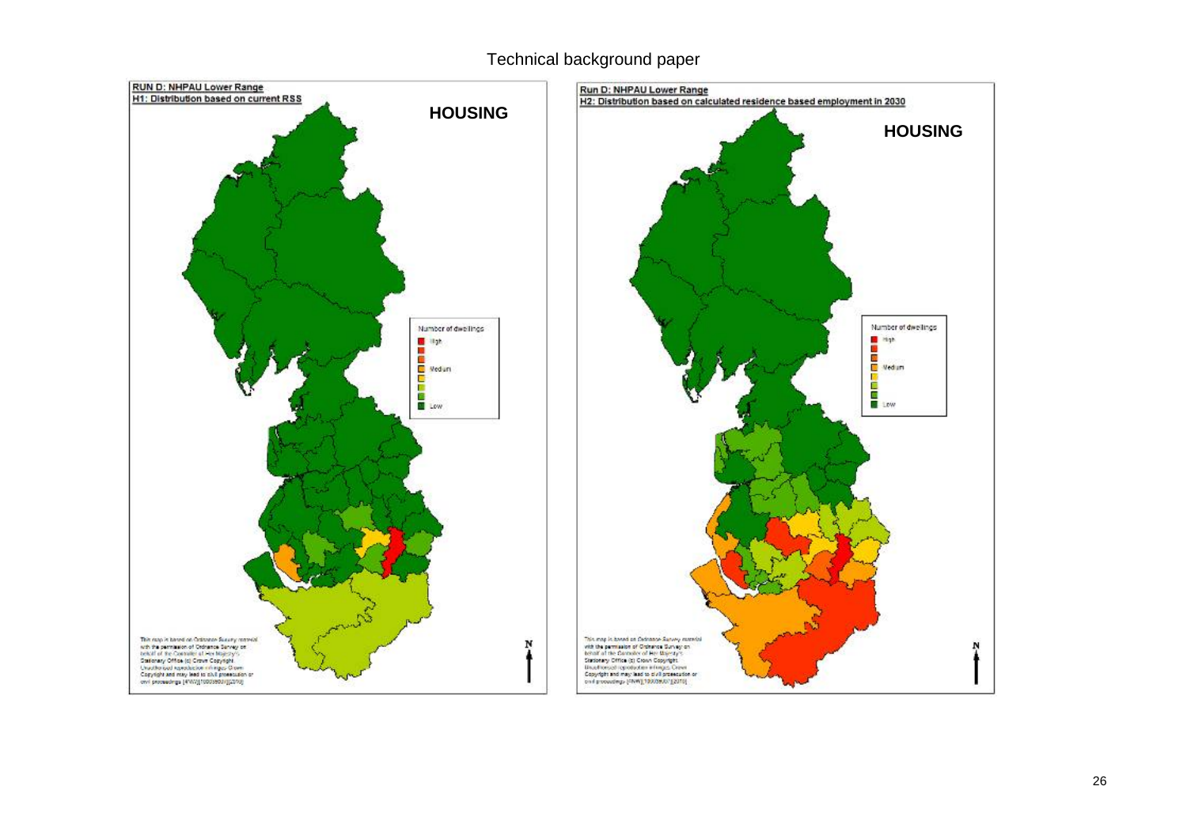**RUN D: NHPAU Lower Range**
**H1: Distribution based on current RSS**

**HOUSING**

Number of dwellings
- High
- Medium
- Low

This map is based on Ordnance Survey material with the permission of Ordnance Survey on behalf of the Controller of Her Majesty's Stationery Office (c) Crown Copyright. Unauthorised reproduction infringes Crown Copyright and may lead to civil prosecution or civil proceedings [4NW][100035807][2010]

N

**Run D: NHPAU Lower Range**
**H2: Distribution based on calculated residence based employment in 2030**

**HOUSING**

Number of dwellings
- High
- Medium
- Low

This map is based on Ordnance Survey material with the permission of Ordnance Survey on behalf of the Controller of Her Majesty's Stationery Office (c) Crown Copyright. Unauthorised reproduction infringes Crown Copyright and may lead to civil prosecution or civil proceedings [4NW][100035807][2010]

N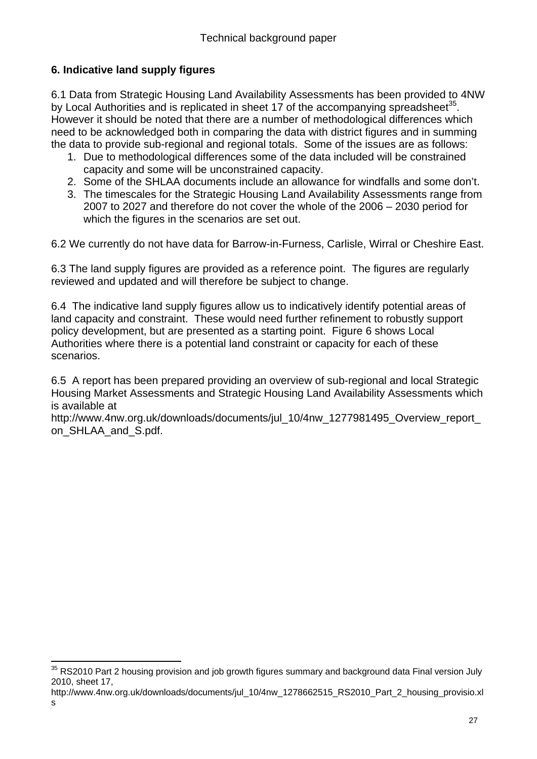## 6. Indicative land supply figures

6.1 Data from Strategic Housing Land Availability Assessments has been provided to 4NW by Local Authorities and is replicated in sheet 17 of the accompanying spreadsheet[35]. However it should be noted that there are a number of methodological differences which need to be acknowledged both in comparing the data with district figures and in summing the data to provide sub-regional and regional totals. Some of the issues are as follows:

1. Due to methodological differences some of the data included will be constrained capacity and some will be unconstrained capacity.
2. Some of the SHLAA documents include an allowance for windfalls and some don't.
3. The timescales for the Strategic Housing Land Availability Assessments range from 2007 to 2027 and therefore do not cover the whole of the 2006 – 2030 period for which the figures in the scenarios are set out.

6.2 We currently do not have data for Barrow-in-Furness, Carlisle, Wirral or Cheshire East.

6.3 The land supply figures are provided as a reference point. The figures are regularly reviewed and updated and will therefore be subject to change.

6.4 The indicative land supply figures allow us to indicatively identify potential areas of land capacity and constraint. These would need further refinement to robustly support policy development, but are presented as a starting point. Figure 6 shows Local Authorities where there is a potential land constraint or capacity for each of these scenarios.

6.5 A report has been prepared providing an overview of sub-regional and local Strategic Housing Market Assessments and Strategic Housing Land Availability Assessments which is available at http://www.4nw.org.uk/downloads/documents/jul_10/4nw_1277981495_Overview_report_on_SHLAA_and_S.pdf.

---

[35] RS2010 Part 2 housing provision and job growth figures summary and background data Final version July 2010, sheet 17, http://www.4nw.org.uk/downloads/documents/jul_10/4nw_1278662515_RS2010_Part_2_housing_provisio.xls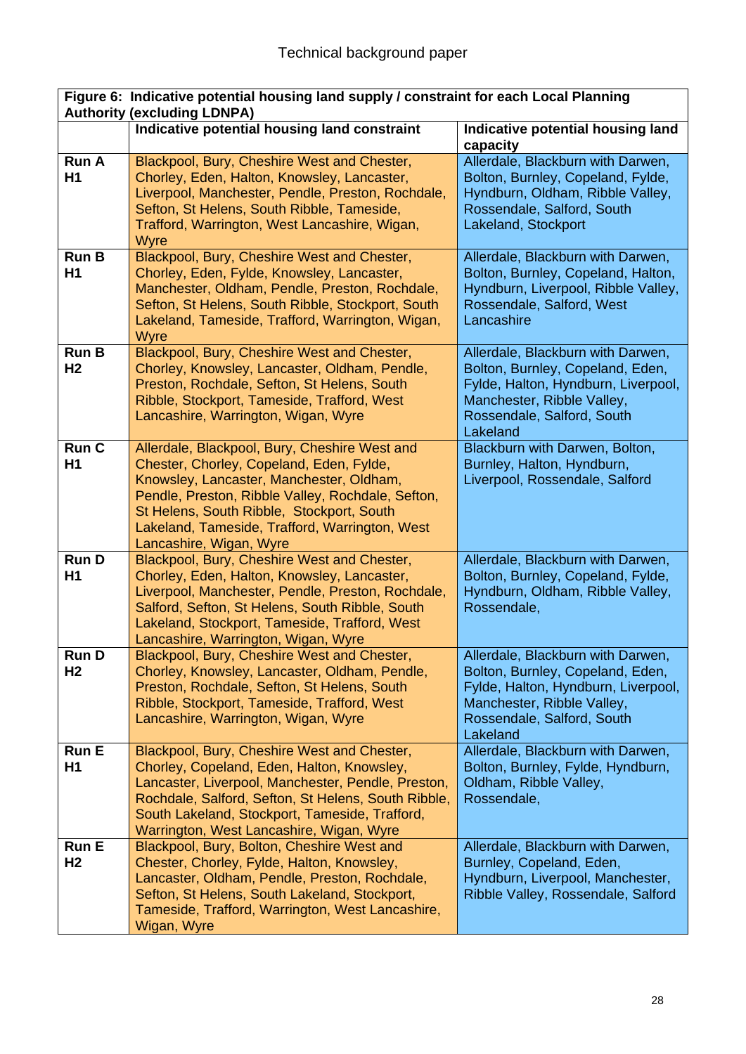| Figure 6: Indicative potential housing land supply / constraint for each Local Planning Authority (excluding LDNPA) | | |
|---|---|---|
| | **Indicative potential housing land constraint** | **Indicative potential housing land capacity** |
| **Run A H1** | Blackpool, Bury, Cheshire West and Chester, Chorley, Eden, Halton, Knowsley, Lancaster, Liverpool, Manchester, Pendle, Preston, Rochdale, Sefton, St Helens, South Ribble, Tameside, Trafford, Warrington, West Lancashire, Wigan, Wyre | Allerdale, Blackburn with Darwen, Bolton, Burnley, Copeland, Fylde, Hyndburn, Oldham, Ribble Valley, Rossendale, Salford, South Lakeland, Stockport |
| **Run B H1** | Blackpool, Bury, Cheshire West and Chester, Chorley, Eden, Fylde, Knowsley, Lancaster, Manchester, Oldham, Pendle, Preston, Rochdale, Sefton, St Helens, South Ribble, Stockport, South Lakeland, Tameside, Trafford, Warrington, Wigan, Wyre | Allerdale, Blackburn with Darwen, Bolton, Burnley, Copeland, Halton, Hyndburn, Liverpool, Ribble Valley, Rossendale, Salford, West Lancashire |
| **Run B H2** | Blackpool, Bury, Cheshire West and Chester, Chorley, Knowsley, Lancaster, Oldham, Pendle, Preston, Rochdale, Sefton, St Helens, South Ribble, Stockport, Tameside, Trafford, West Lancashire, Warrington, Wigan, Wyre | Allerdale, Blackburn with Darwen, Bolton, Burnley, Copeland, Eden, Fylde, Halton, Hyndburn, Liverpool, Manchester, Ribble Valley, Rossendale, Salford, South Lakeland |
| **Run C H1** | Allerdale, Blackpool, Bury, Cheshire West and Chester, Chorley, Copeland, Eden, Fylde, Knowsley, Lancaster, Manchester, Oldham, Pendle, Preston, Ribble Valley, Rochdale, Sefton, St Helens, South Ribble, Stockport, South Lakeland, Tameside, Trafford, Warrington, West Lancashire, Wigan, Wyre | Blackburn with Darwen, Bolton, Burnley, Halton, Hyndburn, Liverpool, Rossendale, Salford |
| **Run D H1** | Blackpool, Bury, Cheshire West and Chester, Chorley, Eden, Halton, Knowsley, Lancaster, Liverpool, Manchester, Pendle, Preston, Rochdale, Salford, Sefton, St Helens, South Ribble, South Lakeland, Stockport, Tameside, Trafford, West Lancashire, Warrington, Wigan, Wyre | Allerdale, Blackburn with Darwen, Bolton, Burnley, Copeland, Fylde, Hyndburn, Oldham, Ribble Valley, Rossendale, |
| **Run D H2** | Blackpool, Bury, Cheshire West and Chester, Chorley, Knowsley, Lancaster, Oldham, Pendle, Preston, Rochdale, Sefton, St Helens, South Ribble, Stockport, Tameside, Trafford, West Lancashire, Warrington, Wigan, Wyre | Allerdale, Blackburn with Darwen, Bolton, Burnley, Copeland, Eden, Fylde, Halton, Hyndburn, Liverpool, Manchester, Ribble Valley, Rossendale, Salford, South Lakeland |
| **Run E H1** | Blackpool, Bury, Cheshire West and Chester, Chorley, Copeland, Eden, Halton, Knowsley, Lancaster, Liverpool, Manchester, Pendle, Preston, Rochdale, Salford, Sefton, St Helens, South Ribble, South Lakeland, Stockport, Tameside, Trafford, Warrington, West Lancashire, Wigan, Wyre | Allerdale, Blackburn with Darwen, Bolton, Burnley, Fylde, Hyndburn, Oldham, Ribble Valley, Rossendale, |
| **Run E H2** | Blackpool, Bury, Bolton, Cheshire West and Chester, Chorley, Fylde, Halton, Knowsley, Lancaster, Oldham, Pendle, Preston, Rochdale, Sefton, St Helens, South Lakeland, Stockport, Tameside, Trafford, Warrington, West Lancashire, Wigan, Wyre | Allerdale, Blackburn with Darwen, Burnley, Copeland, Eden, Hyndburn, Liverpool, Manchester, Ribble Valley, Rossendale, Salford |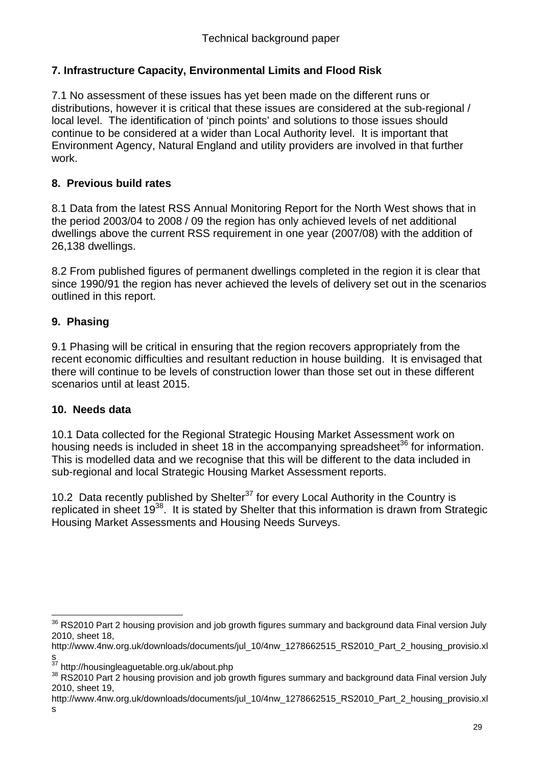## 7. Infrastructure Capacity, Environmental Limits and Flood Risk

7.1 No assessment of these issues has yet been made on the different runs or distributions, however it is critical that these issues are considered at the sub-regional / local level. The identification of 'pinch points' and solutions to those issues should continue to be considered at a wider than Local Authority level. It is important that Environment Agency, Natural England and utility providers are involved in that further work.

## 8. Previous build rates

8.1 Data from the latest RSS Annual Monitoring Report for the North West shows that in the period 2003/04 to 2008 / 09 the region has only achieved levels of net additional dwellings above the current RSS requirement in one year (2007/08) with the addition of 26,138 dwellings.

8.2 From published figures of permanent dwellings completed in the region it is clear that since 1990/91 the region has never achieved the levels of delivery set out in the scenarios outlined in this report.

## 9. Phasing

9.1 Phasing will be critical in ensuring that the region recovers appropriately from the recent economic difficulties and resultant reduction in house building. It is envisaged that there will continue to be levels of construction lower than those set out in these different scenarios until at least 2015.

## 10. Needs data

10.1 Data collected for the Regional Strategic Housing Market Assessment work on housing needs is included in sheet 18 in the accompanying spreadsheet[36] for information. This is modelled data and we recognise that this will be different to the data included in sub-regional and local Strategic Housing Market Assessment reports.

10.2 Data recently published by Shelter[37] for every Local Authority in the Country is replicated in sheet 19[38]. It is stated by Shelter that this information is drawn from Strategic Housing Market Assessments and Housing Needs Surveys.

---

[36] RS2010 Part 2 housing provision and job growth figures summary and background data Final version July 2010, sheet 18, http://www.4nw.org.uk/downloads/documents/jul_10/4nw_1278662515_RS2010_Part_2_housing_provisio.xls

[37] http://housingleaguetable.org.uk/about.php

[38] RS2010 Part 2 housing provision and job growth figures summary and background data Final version July 2010, sheet 19, http://www.4nw.org.uk/downloads/documents/jul_10/4nw_1278662515_RS2010_Part_2_housing_provisio.xls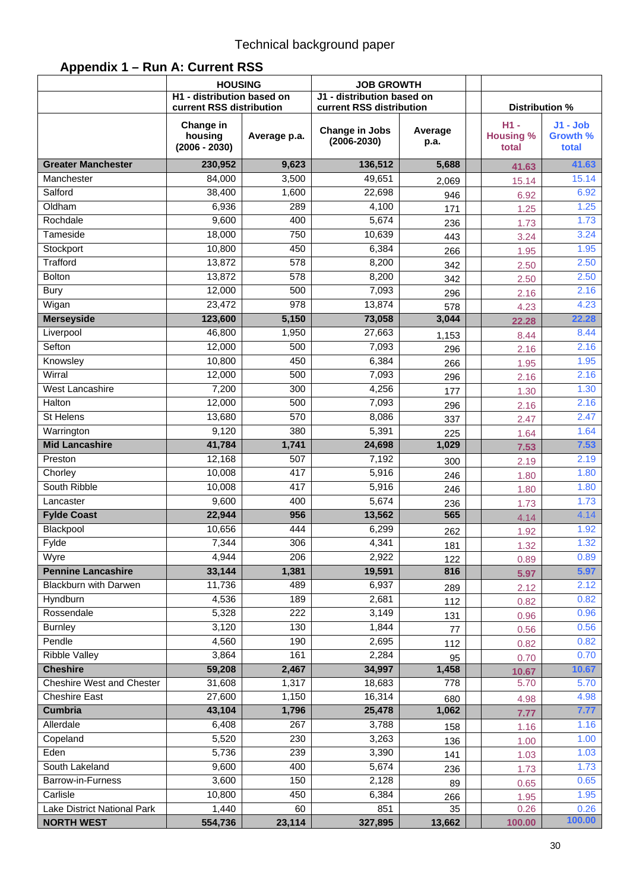Technical background paper

## Appendix 1 – Run A: Current RSS

| | HOUSING | | JOB GROWTH | | | |
|---|---|---|---|---|---|---|
| | H1 - distribution based on current RSS distribution | | J1 - distribution based on current RSS distribution | | Distribution % | |
| | Change in housing (2006 - 2030) | Average p.a. | Change in Jobs (2006-2030) | Average p.a. | H1 - Housing % total | J1 - Job Growth % total |
| **Greater Manchester** | **230,952** | **9,623** | **136,512** | **5,688** | **41.63** | **41.63** |
| Manchester | 84,000 | 3,500 | 49,651 | 2,069 | 15.14 | 15.14 |
| Salford | 38,400 | 1,600 | 22,698 | 946 | 6.92 | 6.92 |
| Oldham | 6,936 | 289 | 4,100 | 171 | 1.25 | 1.25 |
| Rochdale | 9,600 | 400 | 5,674 | 236 | 1.73 | 1.73 |
| Tameside | 18,000 | 750 | 10,639 | 443 | 3.24 | 3.24 |
| Stockport | 10,800 | 450 | 6,384 | 266 | 1.95 | 1.95 |
| Trafford | 13,872 | 578 | 8,200 | 342 | 2.50 | 2.50 |
| Bolton | 13,872 | 578 | 8,200 | 342 | 2.50 | 2.50 |
| Bury | 12,000 | 500 | 7,093 | 296 | 2.16 | 2.16 |
| Wigan | 23,472 | 978 | 13,874 | 578 | 4.23 | 4.23 |
| **Merseyside** | **123,600** | **5,150** | **73,058** | **3,044** | **22.28** | **22.28** |
| Liverpool | 46,800 | 1,950 | 27,663 | 1,153 | 8.44 | 8.44 |
| Sefton | 12,000 | 500 | 7,093 | 296 | 2.16 | 2.16 |
| Knowsley | 10,800 | 450 | 6,384 | 266 | 1.95 | 1.95 |
| Wirral | 12,000 | 500 | 7,093 | 296 | 2.16 | 2.16 |
| West Lancashire | 7,200 | 300 | 4,256 | 177 | 1.30 | 1.30 |
| Halton | 12,000 | 500 | 7,093 | 296 | 2.16 | 2.16 |
| St Helens | 13,680 | 570 | 8,086 | 337 | 2.47 | 2.47 |
| Warrington | 9,120 | 380 | 5,391 | 225 | 1.64 | 1.64 |
| **Mid Lancashire** | **41,784** | **1,741** | **24,698** | **1,029** | **7.53** | **7.53** |
| Preston | 12,168 | 507 | 7,192 | 300 | 2.19 | 2.19 |
| Chorley | 10,008 | 417 | 5,916 | 246 | 1.80 | 1.80 |
| South Ribble | 10,008 | 417 | 5,916 | 246 | 1.80 | 1.80 |
| Lancaster | 9,600 | 400 | 5,674 | 236 | 1.73 | 1.73 |
| **Fylde Coast** | **22,944** | **956** | **13,562** | **565** | 4.14 | 4.14 |
| Blackpool | 10,656 | 444 | 6,299 | 262 | 1.92 | 1.92 |
| Fylde | 7,344 | 306 | 4,341 | 181 | 1.32 | 1.32 |
| Wyre | 4,944 | 206 | 2,922 | 122 | 0.89 | 0.89 |
| **Pennine Lancashire** | **33,144** | **1,381** | **19,591** | **816** | **5.97** | **5.97** |
| Blackburn with Darwen | 11,736 | 489 | 6,937 | 289 | 2.12 | 2.12 |
| Hyndburn | 4,536 | 189 | 2,681 | 112 | 0.82 | 0.82 |
| Rossendale | 5,328 | 222 | 3,149 | 131 | 0.96 | 0.96 |
| Burnley | 3,120 | 130 | 1,844 | 77 | 0.56 | 0.56 |
| Pendle | 4,560 | 190 | 2,695 | 112 | 0.82 | 0.82 |
| Ribble Valley | 3,864 | 161 | 2,284 | 95 | 0.70 | 0.70 |
| **Cheshire** | **59,208** | **2,467** | **34,997** | **1,458** | **10.67** | **10.67** |
| Cheshire West and Chester | 31,608 | 1,317 | 18,683 | 778 | 5.70 | 5.70 |
| Cheshire East | 27,600 | 1,150 | 16,314 | 680 | 4.98 | 4.98 |
| **Cumbria** | **43,104** | **1,796** | **25,478** | **1,062** | 7.77 | 7.77 |
| Allerdale | 6,408 | 267 | 3,788 | 158 | 1.16 | 1.16 |
| Copeland | 5,520 | 230 | 3,263 | 136 | 1.00 | 1.00 |
| Eden | 5,736 | 239 | 3,390 | 141 | 1.03 | 1.03 |
| South Lakeland | 9,600 | 400 | 5,674 | 236 | 1.73 | 1.73 |
| Barrow-in-Furness | 3,600 | 150 | 2,128 | 89 | 0.65 | 0.65 |
| Carlisle | 10,800 | 450 | 6,384 | 266 | 1.95 | 1.95 |
| Lake District National Park | 1,440 | 60 | 851 | 35 | 0.26 | 0.26 |
| **NORTH WEST** | **554,736** | **23,114** | **327,895** | **13,662** | **100.00** | **100.00** |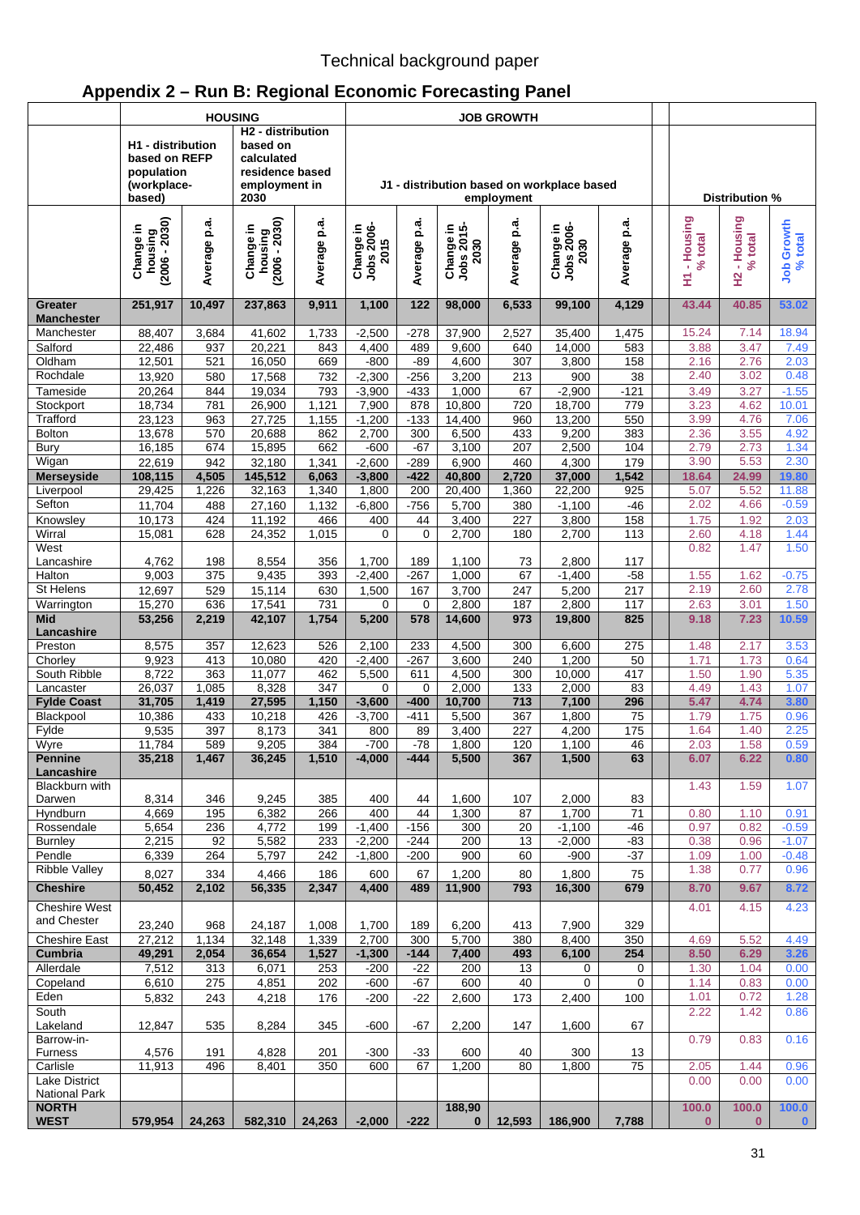## Appendix 2 – Run B: Regional Economic Forecasting Panel

| | HOUSING | | | | JOB GROWTH | | | | | | Distribution % | | |
|---|---|---|---|---|---|---|---|---|---|---|---|---|---|
| | H1 - distribution based on REFP population (workplace-based) | | H2 - distribution based on calculated residence based employment in 2030 | | J1 - distribution based on workplace based employment | | | | | | | | |
| | Change in housing (2006 - 2030) | Average p.a. | Change in housing (2006 - 2030) | Average p.a. | Change in Jobs 2006-2015 | Average p.a. | Change in Jobs 2015-2030 | Average p.a. | Change in Jobs 2006-2030 | Average p.a. | H1 - Housing % total | H2 - Housing % total | Job Growth % total |
| **Greater Manchester** | **251,917** | **10,497** | **237,863** | **9,911** | **1,100** | **122** | **98,000** | **6,533** | **99,100** | **4,129** | **43.44** | **40.85** | **53.02** |
| Manchester | 88,407 | 3,684 | 41,602 | 1,733 | -2,500 | -278 | 37,900 | 2,527 | 35,400 | 1,475 | 15.24 | 7.14 | 18.94 |
| Salford | 22,486 | 937 | 20,221 | 843 | 4,400 | 489 | 9,600 | 640 | 14,000 | 583 | 3.88 | 3.47 | 7.49 |
| Oldham | 12,501 | 521 | 16,050 | 669 | -800 | -89 | 4,600 | 307 | 3,800 | 158 | 2.16 | 2.76 | 2.03 |
| Rochdale | 13,920 | 580 | 17,568 | 732 | -2,300 | -256 | 3,200 | 213 | 900 | 38 | 2.40 | 3.02 | 0.48 |
| Tameside | 20,264 | 844 | 19,034 | 793 | -3,900 | -433 | 1,000 | 67 | -2,900 | -121 | 3.49 | 3.27 | -1.55 |
| Stockport | 18,734 | 781 | 26,900 | 1,121 | 7,900 | 878 | 10,800 | 720 | 18,700 | 779 | 3.23 | 4.62 | 10.01 |
| Trafford | 23,123 | 963 | 27,725 | 1,155 | -1,200 | -133 | 14,400 | 960 | 13,200 | 550 | 3.99 | 4.76 | 7.06 |
| Bolton | 13,678 | 570 | 20,688 | 862 | 2,700 | 300 | 6,500 | 433 | 9,200 | 383 | 2.36 | 3.55 | 4.92 |
| Bury | 16,185 | 674 | 15,895 | 662 | -600 | -67 | 3,100 | 207 | 2,500 | 104 | 2.79 | 2.73 | 1.34 |
| Wigan | 22,619 | 942 | 32,180 | 1,341 | -2,600 | -289 | 6,900 | 460 | 4,300 | 179 | 3.90 | 5.53 | 2.30 |
| **Merseyside** | **108,115** | **4,505** | **145,512** | **6,063** | **-3,800** | **-422** | **40,800** | **2,720** | **37,000** | **1,542** | **18.64** | **24.99** | **19.80** |
| Liverpool | 29,425 | 1,226 | 32,163 | 1,340 | 1,800 | 200 | 20,400 | 1,360 | 22,200 | 925 | 5.07 | 5.52 | 11.88 |
| Sefton | 11,704 | 488 | 27,160 | 1,132 | -6,800 | -756 | 5,700 | 380 | -1,100 | -46 | 2.02 | 4.66 | -0.59 |
| Knowsley | 10,173 | 424 | 11,192 | 466 | 400 | 44 | 3,400 | 227 | 3,800 | 158 | 1.75 | 1.92 | 2.03 |
| Wirral | 15,081 | 628 | 24,352 | 1,015 | 0 | 0 | 2,700 | 180 | 2,700 | 113 | 2.60 | 4.18 | 1.44 |
| West Lancashire | 4,762 | 198 | 8,554 | 356 | 1,700 | 189 | 1,100 | 73 | 2,800 | 117 | 0.82 | 1.47 | 1.50 |
| Halton | 9,003 | 375 | 9,435 | 393 | -2,400 | -267 | 1,000 | 67 | -1,400 | -58 | 1.55 | 1.62 | -0.75 |
| St Helens | 12,697 | 529 | 15,114 | 630 | 1,500 | 167 | 3,700 | 247 | 5,200 | 217 | 2.19 | 2.60 | 2.78 |
| Warrington | 15,270 | 636 | 17,541 | 731 | 0 | 0 | 2,800 | 187 | 2,800 | 117 | 2.63 | 3.01 | 1.50 |
| **Mid Lancashire** | **53,256** | **2,219** | **42,107** | **1,754** | **5,200** | **578** | **14,600** | **973** | **19,800** | **825** | **9.18** | **7.23** | **10.59** |
| Preston | 8,575 | 357 | 12,623 | 526 | 2,100 | 233 | 4,500 | 300 | 6,600 | 275 | 1.48 | 2.17 | 3.53 |
| Chorley | 9,923 | 413 | 10,080 | 420 | -2,400 | -267 | 3,600 | 240 | 1,200 | 50 | 1.71 | 1.73 | 0.64 |
| South Ribble | 8,722 | 363 | 11,077 | 462 | 5,500 | 611 | 4,500 | 300 | 10,000 | 417 | 1.50 | 1.90 | 5.35 |
| Lancaster | 26,037 | 1,085 | 8,328 | 347 | 0 | 0 | 2,000 | 133 | 2,000 | 83 | 4.49 | 1.43 | 1.07 |
| **Fylde Coast** | **31,705** | **1,419** | **27,595** | **1,150** | **-3,600** | **-400** | **10,700** | **713** | **7,100** | **296** | **5.47** | **4.74** | **3.80** |
| Blackpool | 10,386 | 433 | 10,218 | 426 | -3,700 | -411 | 5,500 | 367 | 1,800 | 75 | 1.79 | 1.75 | 0.96 |
| Fylde | 9,535 | 397 | 8,173 | 341 | 800 | 89 | 3,400 | 227 | 4,200 | 175 | 1.64 | 1.40 | 2.25 |
| Wyre | 11,784 | 589 | 9,205 | 384 | -700 | -78 | 1,800 | 120 | 1,100 | 46 | 2.03 | 1.58 | 0.59 |
| **Pennine Lancashire** | **35,218** | **1,467** | **36,245** | **1,510** | **-4,000** | **-444** | **5,500** | **367** | **1,500** | **63** | **6.07** | **6.22** | **0.80** |
| Blackburn with Darwen | 8,314 | 346 | 9,245 | 385 | 400 | 44 | 1,600 | 107 | 2,000 | 83 | 1.43 | 1.59 | 1.07 |
| Hyndburn | 4,669 | 195 | 6,382 | 266 | 400 | 44 | 1,300 | 87 | 1,700 | 71 | 0.80 | 1.10 | 0.91 |
| Rossendale | 5,654 | 236 | 4,772 | 199 | -1,400 | -156 | 300 | 20 | -1,100 | -46 | 0.97 | 0.82 | -0.59 |
| Burnley | 2,215 | 92 | 5,582 | 233 | -2,200 | -244 | 200 | 13 | -2,000 | -83 | 0.38 | 0.96 | -1.07 |
| Pendle | 6,339 | 264 | 5,797 | 242 | -1,800 | -200 | 900 | 60 | -900 | -37 | 1.09 | 1.00 | -0.48 |
| Ribble Valley | 8,027 | 334 | 4,466 | 186 | 600 | 67 | 1,200 | 80 | 1,800 | 75 | 1.38 | 0.77 | 0.96 |
| **Cheshire** | **50,452** | **2,102** | **56,335** | **2,347** | **4,400** | **489** | **11,900** | **793** | **16,300** | **679** | **8.70** | **9.67** | **8.72** |
| Cheshire West and Chester | 23,240 | 968 | 24,187 | 1,008 | 1,700 | 189 | 6,200 | 413 | 7,900 | 329 | 4.01 | 4.15 | 4.23 |
| Cheshire East | 27,212 | 1,134 | 32,148 | 1,339 | 2,700 | 300 | 5,700 | 380 | 8,400 | 350 | 4.69 | 5.52 | 4.49 |
| **Cumbria** | **49,291** | **2,054** | **36,654** | **1,527** | **-1,300** | **-144** | **7,400** | **493** | **6,100** | **254** | **8.50** | **6.29** | **3.26** |
| Allerdale | 7,512 | 313 | 6,071 | 253 | -200 | -22 | 200 | 13 | 0 | 0 | 1.30 | 1.04 | 0.00 |
| Copeland | 6,610 | 275 | 4,851 | 202 | -600 | -67 | 600 | 40 | 0 | 0 | 1.14 | 0.83 | 0.00 |
| Eden | 5,832 | 243 | 4,218 | 176 | -200 | -22 | 2,600 | 173 | 2,400 | 100 | 1.01 | 0.72 | 1.28 |
| South Lakeland | 12,847 | 535 | 8,284 | 345 | -600 | -67 | 2,200 | 147 | 1,600 | 67 | 2.22 | 1.42 | 0.86 |
| Barrow-in-Furness | 4,576 | 191 | 4,828 | 201 | -300 | -33 | 600 | 40 | 300 | 13 | 0.79 | 0.83 | 0.16 |
| Carlisle | 11,913 | 496 | 8,401 | 350 | 600 | 67 | 1,200 | 80 | 1,800 | 75 | 2.05 | 1.44 | 0.96 |
| Lake District National Park | | | | | | | | | | | 0.00 | 0.00 | 0.00 |
| **NORTH WEST** | **579,954** | **24,263** | **582,310** | **24,263** | **-2,000** | **-222** | **188,900** | **12,593** | **186,900** | **7,788** | **100.00** | **100.00** | **100.00** |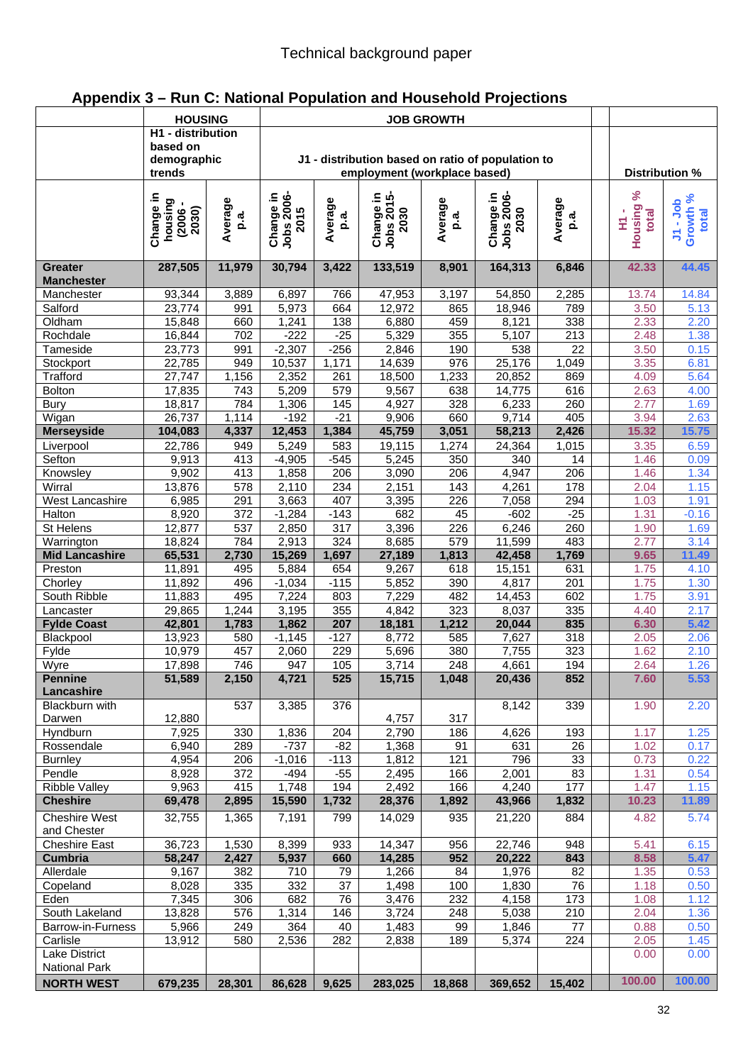## Appendix 3 – Run C: National Population and Household Projections

| | HOUSING | | JOB GROWTH | | | | | | | |
|---|---|---|---|---|---|---|---|---|---|---|
| | H1 - distribution based on demographic trends | | J1 - distribution based on ratio of population to employment (workplace based) | | | | | | Distribution % | |
| | Change in housing (2006 - 2030) | Average p.a. | Change in Jobs 2006-2015 | Average p.a. | Change in Jobs 2015-2030 | Average p.a. | Change in Jobs 2006-2030 | Average p.a. | H1 - Housing % total | J1 - Job Growth % total |
| **Greater Manchester** | **287,505** | **11,979** | **30,794** | **3,422** | **133,519** | **8,901** | **164,313** | **6,846** | **42.33** | **44.45** |
| Manchester | 93,344 | 3,889 | 6,897 | 766 | 47,953 | 3,197 | 54,850 | 2,285 | 13.74 | 14.84 |
| Salford | 23,774 | 991 | 5,973 | 664 | 12,972 | 865 | 18,946 | 789 | 3.50 | 5.13 |
| Oldham | 15,848 | 660 | 1,241 | 138 | 6,880 | 459 | 8,121 | 338 | 2.33 | 2.20 |
| Rochdale | 16,844 | 702 | -222 | -25 | 5,329 | 355 | 5,107 | 213 | 2.48 | 1.38 |
| Tameside | 23,773 | 991 | -2,307 | -256 | 2,846 | 190 | 538 | 22 | 3.50 | 0.15 |
| Stockport | 22,785 | 949 | 10,537 | 1,171 | 14,639 | 976 | 25,176 | 1,049 | 3.35 | 6.81 |
| Trafford | 27,747 | 1,156 | 2,352 | 261 | 18,500 | 1,233 | 20,852 | 869 | 4.09 | 5.64 |
| Bolton | 17,835 | 743 | 5,209 | 579 | 9,567 | 638 | 14,775 | 616 | 2.63 | 4.00 |
| Bury | 18,817 | 784 | 1,306 | 145 | 4,927 | 328 | 6,233 | 260 | 2.77 | 1.69 |
| Wigan | 26,737 | 1,114 | -192 | -21 | 9,906 | 660 | 9,714 | 405 | 3.94 | 2.63 |
| **Merseyside** | **104,083** | **4,337** | **12,453** | **1,384** | **45,759** | **3,051** | **58,213** | **2,426** | **15.32** | **15.75** |
| Liverpool | 22,786 | 949 | 5,249 | 583 | 19,115 | 1,274 | 24,364 | 1,015 | 3.35 | 6.59 |
| Sefton | 9,913 | 413 | -4,905 | -545 | 5,245 | 350 | 340 | 14 | 1.46 | 0.09 |
| Knowsley | 9,902 | 413 | 1,858 | 206 | 3,090 | 206 | 4,947 | 206 | 1.46 | 1.34 |
| Wirral | 13,876 | 578 | 2,110 | 234 | 2,151 | 143 | 4,261 | 178 | 2.04 | 1.15 |
| West Lancashire | 6,985 | 291 | 3,663 | 407 | 3,395 | 226 | 7,058 | 294 | 1.03 | 1.91 |
| Halton | 8,920 | 372 | -1,284 | -143 | 682 | 45 | -602 | -25 | 1.31 | -0.16 |
| St Helens | 12,877 | 537 | 2,850 | 317 | 3,396 | 226 | 6,246 | 260 | 1.90 | 1.69 |
| Warrington | 18,824 | 784 | 2,913 | 324 | 8,685 | 579 | 11,599 | 483 | 2.77 | 3.14 |
| **Mid Lancashire** | **65,531** | **2,730** | **15,269** | **1,697** | **27,189** | **1,813** | **42,458** | **1,769** | **9.65** | **11.49** |
| Preston | 11,891 | 495 | 5,884 | 654 | 9,267 | 618 | 15,151 | 631 | 1.75 | 4.10 |
| Chorley | 11,892 | 496 | -1,034 | -115 | 5,852 | 390 | 4,817 | 201 | 1.75 | 1.30 |
| South Ribble | 11,883 | 495 | 7,224 | 803 | 7,229 | 482 | 14,453 | 602 | 1.75 | 3.91 |
| Lancaster | 29,865 | 1,244 | 3,195 | 355 | 4,842 | 323 | 8,037 | 335 | 4.40 | 2.17 |
| **Fylde Coast** | **42,801** | **1,783** | **1,862** | **207** | **18,181** | **1,212** | **20,044** | **835** | **6.30** | **5.42** |
| Blackpool | 13,923 | 580 | -1,145 | -127 | 8,772 | 585 | 7,627 | 318 | 2.05 | 2.06 |
| Fylde | 10,979 | 457 | 2,060 | 229 | 5,696 | 380 | 7,755 | 323 | 1.62 | 2.10 |
| Wyre | 17,898 | 746 | 947 | 105 | 3,714 | 248 | 4,661 | 194 | 2.64 | 1.26 |
| **Pennine Lancashire** | **51,589** | **2,150** | **4,721** | **525** | **15,715** | **1,048** | **20,436** | **852** | **7.60** | **5.53** |
| Blackburn with Darwen | 12,880 | 537 | 3,385 | 376 | 4,757 | 317 | 8,142 | 339 | 1.90 | 2.20 |
| Hyndburn | 7,925 | 330 | 1,836 | 204 | 2,790 | 186 | 4,626 | 193 | 1.17 | 1.25 |
| Rossendale | 6,940 | 289 | -737 | -82 | 1,368 | 91 | 631 | 26 | 1.02 | 0.17 |
| Burnley | 4,954 | 206 | -1,016 | -113 | 1,812 | 121 | 796 | 33 | 0.73 | 0.22 |
| Pendle | 8,928 | 372 | -494 | -55 | 2,495 | 166 | 2,001 | 83 | 1.31 | 0.54 |
| Ribble Valley | 9,963 | 415 | 1,748 | 194 | 2,492 | 166 | 4,240 | 177 | 1.47 | 1.15 |
| **Cheshire** | **69,478** | **2,895** | **15,590** | **1,732** | **28,376** | **1,892** | **43,966** | **1,832** | **10.23** | **11.89** |
| Cheshire West and Chester | 32,755 | 1,365 | 7,191 | 799 | 14,029 | 935 | 21,220 | 884 | 4.82 | 5.74 |
| Cheshire East | 36,723 | 1,530 | 8,399 | 933 | 14,347 | 956 | 22,746 | 948 | 5.41 | 6.15 |
| **Cumbria** | **58,247** | **2,427** | **5,937** | **660** | **14,285** | **952** | **20,222** | **843** | **8.58** | **5.47** |
| Allerdale | 9,167 | 382 | 710 | 79 | 1,266 | 84 | 1,976 | 82 | 1.35 | 0.53 |
| Copeland | 8,028 | 335 | 332 | 37 | 1,498 | 100 | 1,830 | 76 | 1.18 | 0.50 |
| Eden | 7,345 | 306 | 682 | 76 | 3,476 | 232 | 4,158 | 173 | 1.08 | 1.12 |
| South Lakeland | 13,828 | 576 | 1,314 | 146 | 3,724 | 248 | 5,038 | 210 | 2.04 | 1.36 |
| Barrow-in-Furness | 5,966 | 249 | 364 | 40 | 1,483 | 99 | 1,846 | 77 | 0.88 | 0.50 |
| Carlisle | 13,912 | 580 | 2,536 | 282 | 2,838 | 189 | 5,374 | 224 | 2.05 | 1.45 |
| Lake District National Park | | | | | | | | | 0.00 | 0.00 |
| **NORTH WEST** | **679,235** | **28,301** | **86,628** | **9,625** | **283,025** | **18,868** | **369,652** | **15,402** | **100.00** | **100.00** |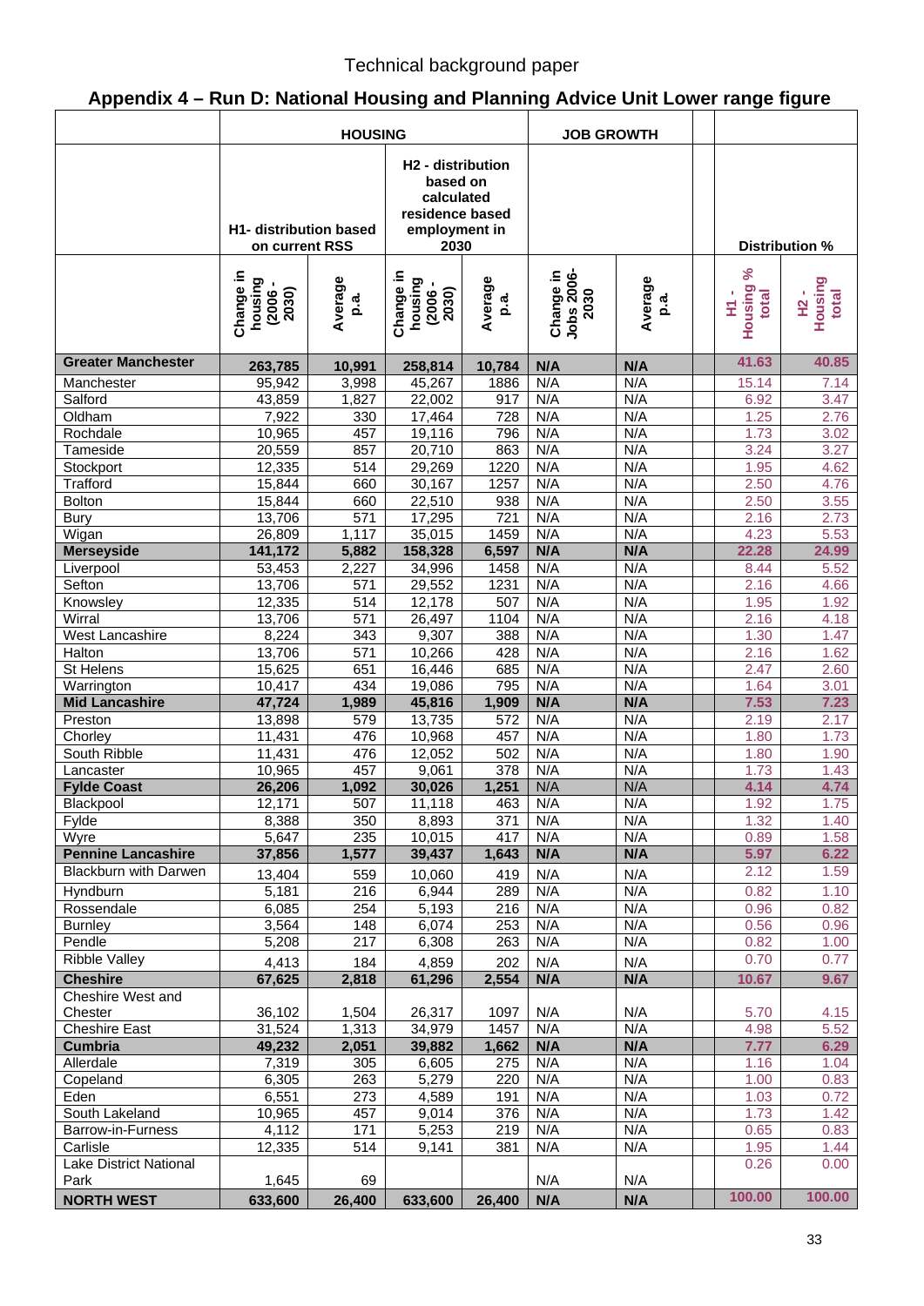Technical background paper

## Appendix 4 – Run D: National Housing and Planning Advice Unit Lower range figure

| | HOUSING | | | | JOB GROWTH | | | | |
|---|---|---|---|---|---|---|---|---|---|
| | H1- distribution based on current RSS | | H2 - distribution based on calculated residence based employment in 2030 | | | | | Distribution % | |
| | Change in housing (2006 - 2030) | Average p.a. | Change in housing (2006 - 2030) | Average p.a. | Change in Jobs 2006-2030 | Average p.a. | | H1 - Housing % total | H2 - Housing total |
| **Greater Manchester** | **263,785** | **10,991** | **258,814** | **10,784** | **N/A** | **N/A** | | **41.63** | **40.85** |
| Manchester | 95,942 | 3,998 | 45,267 | 1886 | N/A | N/A | | 15.14 | 7.14 |
| Salford | 43,859 | 1,827 | 22,002 | 917 | N/A | N/A | | 6.92 | 3.47 |
| Oldham | 7,922 | 330 | 17,464 | 728 | N/A | N/A | | 1.25 | 2.76 |
| Rochdale | 10,965 | 457 | 19,116 | 796 | N/A | N/A | | 1.73 | 3.02 |
| Tameside | 20,559 | 857 | 20,710 | 863 | N/A | N/A | | 3.24 | 3.27 |
| Stockport | 12,335 | 514 | 29,269 | 1220 | N/A | N/A | | 1.95 | 4.62 |
| Trafford | 15,844 | 660 | 30,167 | 1257 | N/A | N/A | | 2.50 | 4.76 |
| Bolton | 15,844 | 660 | 22,510 | 938 | N/A | N/A | | 2.50 | 3.55 |
| Bury | 13,706 | 571 | 17,295 | 721 | N/A | N/A | | 2.16 | 2.73 |
| Wigan | 26,809 | 1,117 | 35,015 | 1459 | N/A | N/A | | 4.23 | 5.53 |
| **Merseyside** | **141,172** | **5,882** | **158,328** | **6,597** | **N/A** | **N/A** | | **22.28** | **24.99** |
| Liverpool | 53,453 | 2,227 | 34,996 | 1458 | N/A | N/A | | 8.44 | 5.52 |
| Sefton | 13,706 | 571 | 29,552 | 1231 | N/A | N/A | | 2.16 | 4.66 |
| Knowsley | 12,335 | 514 | 12,178 | 507 | N/A | N/A | | 1.95 | 1.92 |
| Wirral | 13,706 | 571 | 26,497 | 1104 | N/A | N/A | | 2.16 | 4.18 |
| West Lancashire | 8,224 | 343 | 9,307 | 388 | N/A | N/A | | 1.30 | 1.47 |
| Halton | 13,706 | 571 | 10,266 | 428 | N/A | N/A | | 2.16 | 1.62 |
| St Helens | 15,625 | 651 | 16,446 | 685 | N/A | N/A | | 2.47 | 2.60 |
| Warrington | 10,417 | 434 | 19,086 | 795 | N/A | N/A | | 1.64 | 3.01 |
| **Mid Lancashire** | **47,724** | **1,989** | **45,816** | **1,909** | **N/A** | **N/A** | | **7.53** | **7.23** |
| Preston | 13,898 | 579 | 13,735 | 572 | N/A | N/A | | 2.19 | 2.17 |
| Chorley | 11,431 | 476 | 10,968 | 457 | N/A | N/A | | 1.80 | 1.73 |
| South Ribble | 11,431 | 476 | 12,052 | 502 | N/A | N/A | | 1.80 | 1.90 |
| Lancaster | 10,965 | 457 | 9,061 | 378 | N/A | N/A | | 1.73 | 1.43 |
| **Fylde Coast** | **26,206** | **1,092** | **30,026** | **1,251** | **N/A** | **N/A** | | **4.14** | **4.74** |
| Blackpool | 12,171 | 507 | 11,118 | 463 | N/A | N/A | | 1.92 | 1.75 |
| Fylde | 8,388 | 350 | 8,893 | 371 | N/A | N/A | | 1.32 | 1.40 |
| Wyre | 5,647 | 235 | 10,015 | 417 | N/A | N/A | | 0.89 | 1.58 |
| **Pennine Lancashire** | **37,856** | **1,577** | **39,437** | **1,643** | **N/A** | **N/A** | | **5.97** | **6.22** |
| Blackburn with Darwen | 13,404 | 559 | 10,060 | 419 | N/A | N/A | | 2.12 | 1.59 |
| Hyndburn | 5,181 | 216 | 6,944 | 289 | N/A | N/A | | 0.82 | 1.10 |
| Rossendale | 6,085 | 254 | 5,193 | 216 | N/A | N/A | | 0.96 | 0.82 |
| Burnley | 3,564 | 148 | 6,074 | 253 | N/A | N/A | | 0.56 | 0.96 |
| Pendle | 5,208 | 217 | 6,308 | 263 | N/A | N/A | | 0.82 | 1.00 |
| Ribble Valley | 4,413 | 184 | 4,859 | 202 | N/A | N/A | | 0.70 | 0.77 |
| **Cheshire** | **67,625** | **2,818** | **61,296** | **2,554** | **N/A** | **N/A** | | **10.67** | **9.67** |
| Cheshire West and Chester | 36,102 | 1,504 | 26,317 | 1097 | N/A | N/A | | 5.70 | 4.15 |
| Cheshire East | 31,524 | 1,313 | 34,979 | 1457 | N/A | N/A | | 4.98 | 5.52 |
| **Cumbria** | **49,232** | **2,051** | **39,882** | **1,662** | **N/A** | **N/A** | | **7.77** | **6.29** |
| Allerdale | 7,319 | 305 | 6,605 | 275 | N/A | N/A | | 1.16 | 1.04 |
| Copeland | 6,305 | 263 | 5,279 | 220 | N/A | N/A | | 1.00 | 0.83 |
| Eden | 6,551 | 273 | 4,589 | 191 | N/A | N/A | | 1.03 | 0.72 |
| South Lakeland | 10,965 | 457 | 9,014 | 376 | N/A | N/A | | 1.73 | 1.42 |
| Barrow-in-Furness | 4,112 | 171 | 5,253 | 219 | N/A | N/A | | 0.65 | 0.83 |
| Carlisle | 12,335 | 514 | 9,141 | 381 | N/A | N/A | | 1.95 | 1.44 |
| Lake District National Park | 1,645 | 69 | | | N/A | N/A | | 0.26 | 0.00 |
| **NORTH WEST** | **633,600** | **26,400** | **633,600** | **26,400** | **N/A** | **N/A** | | **100.00** | **100.00** |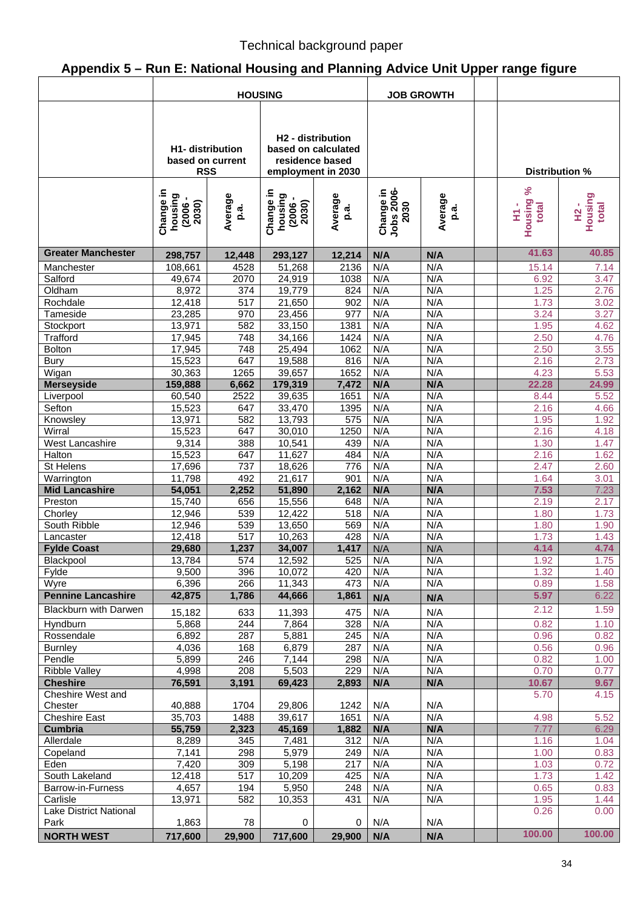Technical background paper

## Appendix 5 – Run E: National Housing and Planning Advice Unit Upper range figure

| | HOUSING | | | | JOB GROWTH | | | | |
|---|---|---|---|---|---|---|---|---|---|
| | H1- distribution based on current RSS | | H2 - distribution based on calculated residence based employment in 2030 | | | | | Distribution % | |
| | Change in housing (2006 - 2030) | Average p.a. | Change in housing (2006 - 2030) | Average p.a. | Change in Jobs 2006-2030 | Average p.a. | | H1 - Housing % total | H2 - Housing total |
| **Greater Manchester** | **298,757** | **12,448** | **293,127** | **12,214** | **N/A** | **N/A** | | **41.63** | **40.85** |
| Manchester | 108,661 | 4528 | 51,268 | 2136 | N/A | N/A | | 15.14 | 7.14 |
| Salford | 49,674 | 2070 | 24,919 | 1038 | N/A | N/A | | 6.92 | 3.47 |
| Oldham | 8,972 | 374 | 19,779 | 824 | N/A | N/A | | 1.25 | 2.76 |
| Rochdale | 12,418 | 517 | 21,650 | 902 | N/A | N/A | | 1.73 | 3.02 |
| Tameside | 23,285 | 970 | 23,456 | 977 | N/A | N/A | | 3.24 | 3.27 |
| Stockport | 13,971 | 582 | 33,150 | 1381 | N/A | N/A | | 1.95 | 4.62 |
| Trafford | 17,945 | 748 | 34,166 | 1424 | N/A | N/A | | 2.50 | 4.76 |
| Bolton | 17,945 | 748 | 25,494 | 1062 | N/A | N/A | | 2.50 | 3.55 |
| Bury | 15,523 | 647 | 19,588 | 816 | N/A | N/A | | 2.16 | 2.73 |
| Wigan | 30,363 | 1265 | 39,657 | 1652 | N/A | N/A | | 4.23 | 5.53 |
| **Merseyside** | **159,888** | **6,662** | **179,319** | **7,472** | **N/A** | **N/A** | | **22.28** | **24.99** |
| Liverpool | 60,540 | 2522 | 39,635 | 1651 | N/A | N/A | | 8.44 | 5.52 |
| Sefton | 15,523 | 647 | 33,470 | 1395 | N/A | N/A | | 2.16 | 4.66 |
| Knowsley | 13,971 | 582 | 13,793 | 575 | N/A | N/A | | 1.95 | 1.92 |
| Wirral | 15,523 | 647 | 30,010 | 1250 | N/A | N/A | | 2.16 | 4.18 |
| West Lancashire | 9,314 | 388 | 10,541 | 439 | N/A | N/A | | 1.30 | 1.47 |
| Halton | 15,523 | 647 | 11,627 | 484 | N/A | N/A | | 2.16 | 1.62 |
| St Helens | 17,696 | 737 | 18,626 | 776 | N/A | N/A | | 2.47 | 2.60 |
| Warrington | 11,798 | 492 | 21,617 | 901 | N/A | N/A | | 1.64 | 3.01 |
| **Mid Lancashire** | **54,051** | **2,252** | **51,890** | **2,162** | **N/A** | **N/A** | | **7.53** | **7.23** |
| Preston | 15,740 | 656 | 15,556 | 648 | N/A | N/A | | 2.19 | 2.17 |
| Chorley | 12,946 | 539 | 12,422 | 518 | N/A | N/A | | 1.80 | 1.73 |
| South Ribble | 12,946 | 539 | 13,650 | 569 | N/A | N/A | | 1.80 | 1.90 |
| Lancaster | 12,418 | 517 | 10,263 | 428 | N/A | N/A | | 1.73 | 1.43 |
| **Fylde Coast** | **29,680** | **1,237** | **34,007** | **1,417** | N/A | N/A | | **4.14** | **4.74** |
| Blackpool | 13,784 | 574 | 12,592 | 525 | N/A | N/A | | 1.92 | 1.75 |
| Fylde | 9,500 | 396 | 10,072 | 420 | N/A | N/A | | 1.32 | 1.40 |
| Wyre | 6,396 | 266 | 11,343 | 473 | N/A | N/A | | 0.89 | 1.58 |
| **Pennine Lancashire** | **42,875** | **1,786** | **44,666** | **1,861** | **N/A** | **N/A** | | **5.97** | **6.22** |
| Blackburn with Darwen | 15,182 | 633 | 11,393 | 475 | N/A | N/A | | 2.12 | 1.59 |
| Hyndburn | 5,868 | 244 | 7,864 | 328 | N/A | N/A | | 0.82 | 1.10 |
| Rossendale | 6,892 | 287 | 5,881 | 245 | N/A | N/A | | 0.96 | 0.82 |
| Burnley | 4,036 | 168 | 6,879 | 287 | N/A | N/A | | 0.56 | 0.96 |
| Pendle | 5,899 | 246 | 7,144 | 298 | N/A | N/A | | 0.82 | 1.00 |
| Ribble Valley | 4,998 | 208 | 5,503 | 229 | N/A | N/A | | 0.70 | 0.77 |
| **Cheshire** | **76,591** | **3,191** | **69,423** | **2,893** | **N/A** | **N/A** | | **10.67** | **9.67** |
| Cheshire West and Chester | 40,888 | 1704 | 29,806 | 1242 | N/A | N/A | | 5.70 | 4.15 |
| Cheshire East | 35,703 | 1488 | 39,617 | 1651 | N/A | N/A | | 4.98 | 5.52 |
| **Cumbria** | **55,759** | **2,323** | **45,169** | **1,882** | **N/A** | **N/A** | | **7.77** | **6.29** |
| Allerdale | 8,289 | 345 | 7,481 | 312 | N/A | N/A | | 1.16 | 1.04 |
| Copeland | 7,141 | 298 | 5,979 | 249 | N/A | N/A | | 1.00 | 0.83 |
| Eden | 7,420 | 309 | 5,198 | 217 | N/A | N/A | | 1.03 | 0.72 |
| South Lakeland | 12,418 | 517 | 10,209 | 425 | N/A | N/A | | 1.73 | 1.42 |
| Barrow-in-Furness | 4,657 | 194 | 5,950 | 248 | N/A | N/A | | 0.65 | 0.83 |
| Carlisle | 13,971 | 582 | 10,353 | 431 | N/A | N/A | | 1.95 | 1.44 |
| Lake District National Park | 1,863 | 78 | 0 | 0 | N/A | N/A | | 0.26 | 0.00 |
| **NORTH WEST** | **717,600** | **29,900** | **717,600** | **29,900** | **N/A** | **N/A** | | **100.00** | **100.00** |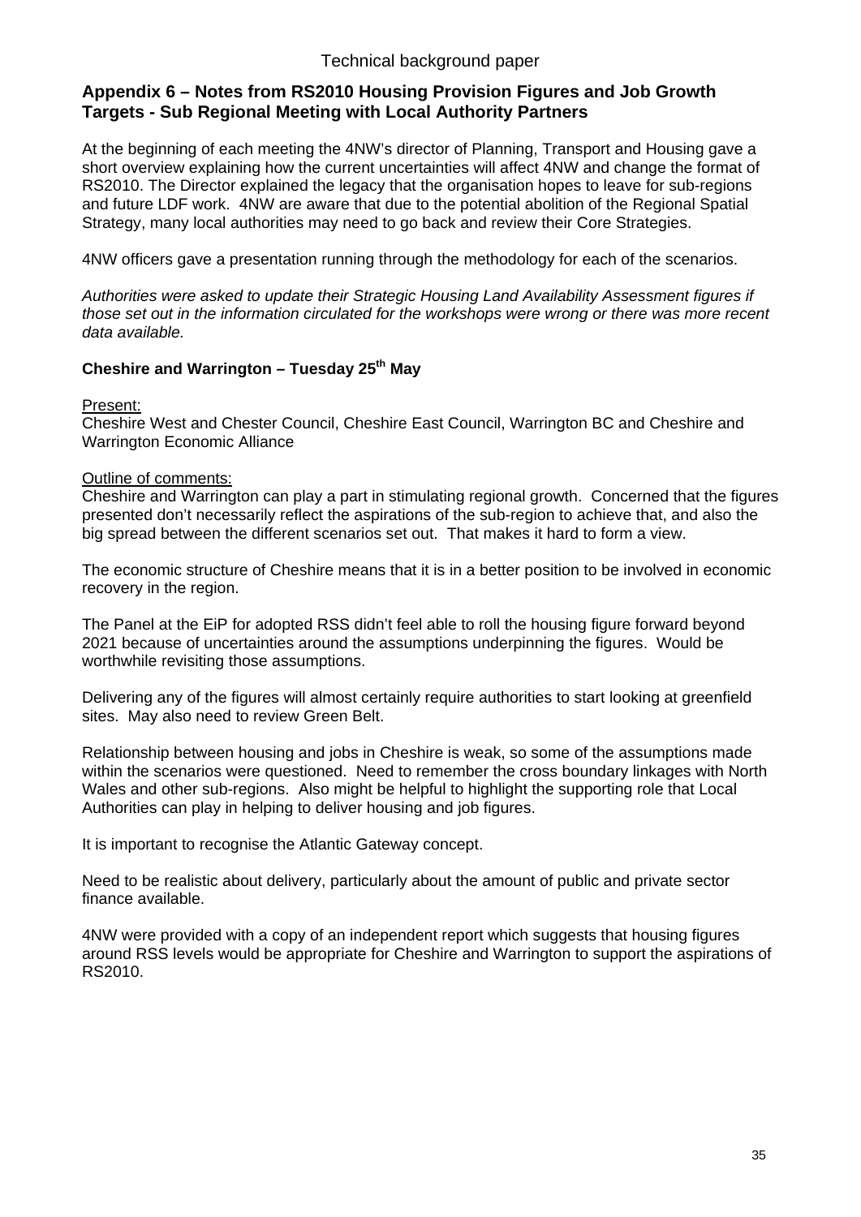## Appendix 6 – Notes from RS2010 Housing Provision Figures and Job Growth Targets - Sub Regional Meeting with Local Authority Partners

At the beginning of each meeting the 4NW's director of Planning, Transport and Housing gave a short overview explaining how the current uncertainties will affect 4NW and change the format of RS2010. The Director explained the legacy that the organisation hopes to leave for sub-regions and future LDF work. 4NW are aware that due to the potential abolition of the Regional Spatial Strategy, many local authorities may need to go back and review their Core Strategies.

4NW officers gave a presentation running through the methodology for each of the scenarios.

*Authorities were asked to update their Strategic Housing Land Availability Assessment figures if those set out in the information circulated for the workshops were wrong or there was more recent data available.*

### Cheshire and Warrington – Tuesday 25th May

Present:
Cheshire West and Chester Council, Cheshire East Council, Warrington BC and Cheshire and Warrington Economic Alliance

Outline of comments:
Cheshire and Warrington can play a part in stimulating regional growth. Concerned that the figures presented don't necessarily reflect the aspirations of the sub-region to achieve that, and also the big spread between the different scenarios set out. That makes it hard to form a view.

The economic structure of Cheshire means that it is in a better position to be involved in economic recovery in the region.

The Panel at the EiP for adopted RSS didn't feel able to roll the housing figure forward beyond 2021 because of uncertainties around the assumptions underpinning the figures. Would be worthwhile revisiting those assumptions.

Delivering any of the figures will almost certainly require authorities to start looking at greenfield sites. May also need to review Green Belt.

Relationship between housing and jobs in Cheshire is weak, so some of the assumptions made within the scenarios were questioned. Need to remember the cross boundary linkages with North Wales and other sub-regions. Also might be helpful to highlight the supporting role that Local Authorities can play in helping to deliver housing and job figures.

It is important to recognise the Atlantic Gateway concept.

Need to be realistic about delivery, particularly about the amount of public and private sector finance available.

4NW were provided with a copy of an independent report which suggests that housing figures around RSS levels would be appropriate for Cheshire and Warrington to support the aspirations of RS2010.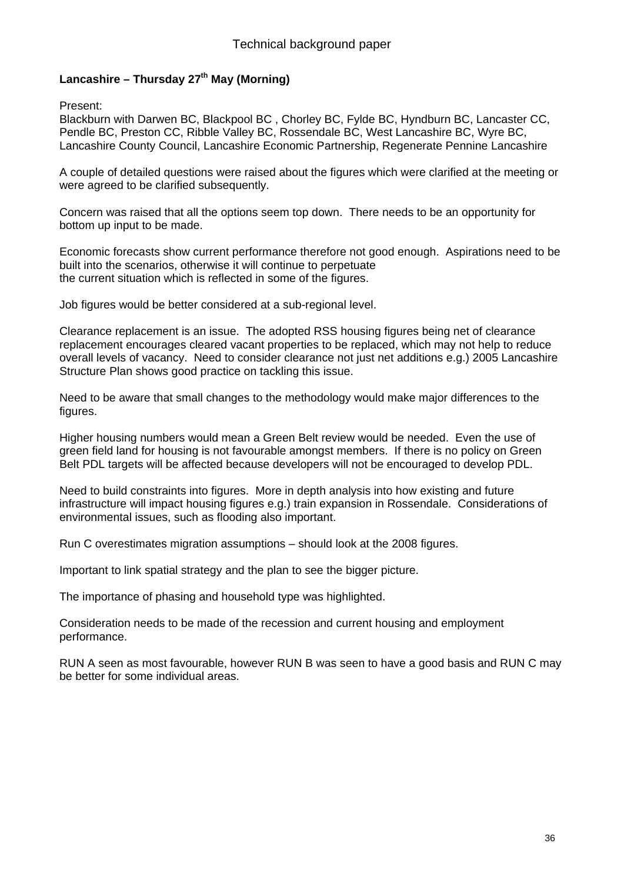**Lancashire – Thursday 27th May (Morning)**

Present:
Blackburn with Darwen BC, Blackpool BC , Chorley BC, Fylde BC, Hyndburn BC, Lancaster CC, Pendle BC, Preston CC, Ribble Valley BC, Rossendale BC, West Lancashire BC, Wyre BC, Lancashire County Council, Lancashire Economic Partnership, Regenerate Pennine Lancashire

A couple of detailed questions were raised about the figures which were clarified at the meeting or were agreed to be clarified subsequently.

Concern was raised that all the options seem top down. There needs to be an opportunity for bottom up input to be made.

Economic forecasts show current performance therefore not good enough. Aspirations need to be built into the scenarios, otherwise it will continue to perpetuate the current situation which is reflected in some of the figures.

Job figures would be better considered at a sub-regional level.

Clearance replacement is an issue. The adopted RSS housing figures being net of clearance replacement encourages cleared vacant properties to be replaced, which may not help to reduce overall levels of vacancy. Need to consider clearance not just net additions e.g.) 2005 Lancashire Structure Plan shows good practice on tackling this issue.

Need to be aware that small changes to the methodology would make major differences to the figures.

Higher housing numbers would mean a Green Belt review would be needed. Even the use of green field land for housing is not favourable amongst members. If there is no policy on Green Belt PDL targets will be affected because developers will not be encouraged to develop PDL.

Need to build constraints into figures. More in depth analysis into how existing and future infrastructure will impact housing figures e.g.) train expansion in Rossendale. Considerations of environmental issues, such as flooding also important.

Run C overestimates migration assumptions – should look at the 2008 figures.

Important to link spatial strategy and the plan to see the bigger picture.

The importance of phasing and household type was highlighted.

Consideration needs to be made of the recession and current housing and employment performance.

RUN A seen as most favourable, however RUN B was seen to have a good basis and RUN C may be better for some individual areas.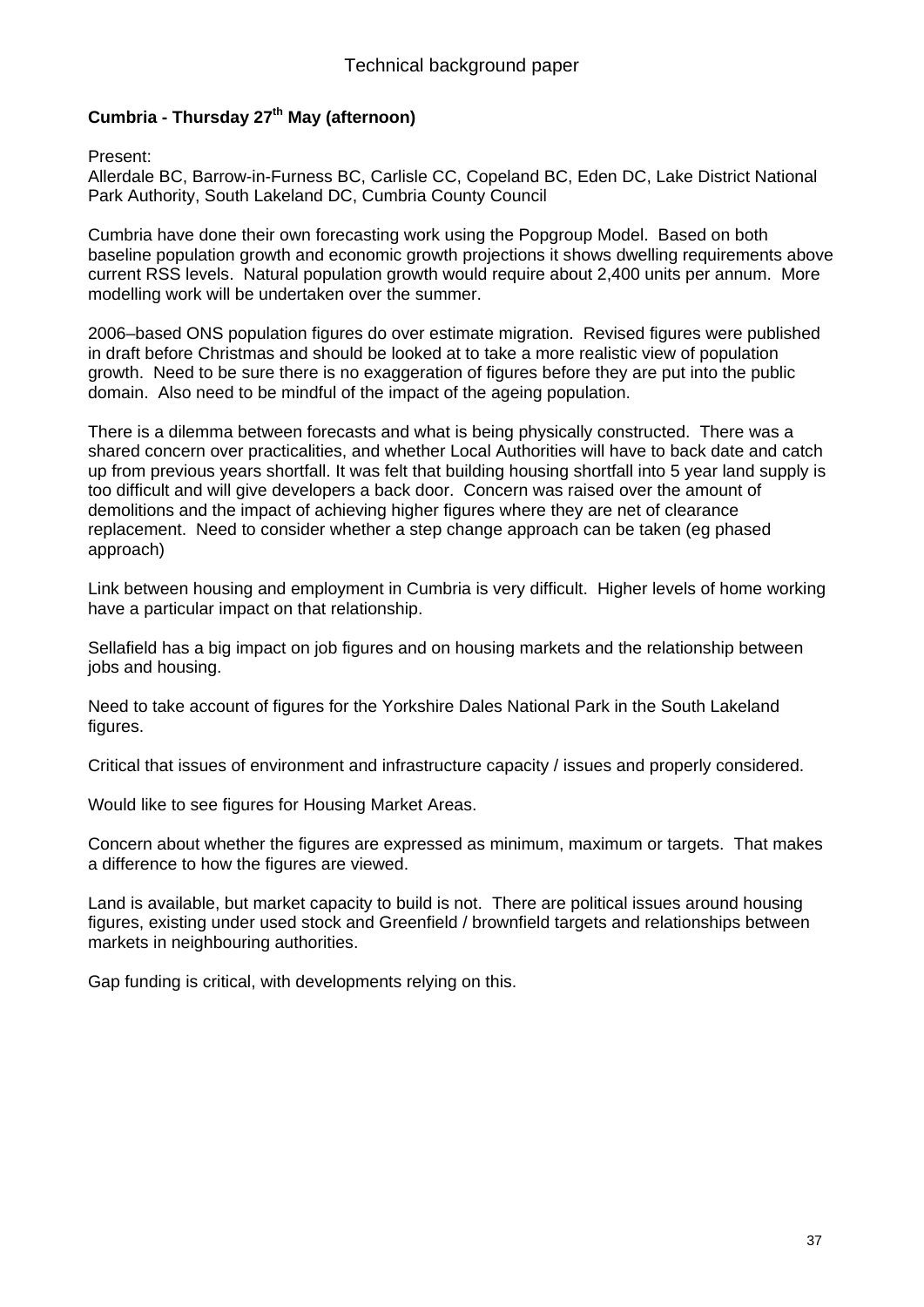**Cumbria - Thursday 27th May (afternoon)**

Present:
Allerdale BC, Barrow-in-Furness BC, Carlisle CC, Copeland BC, Eden DC, Lake District National Park Authority, South Lakeland DC, Cumbria County Council

Cumbria have done their own forecasting work using the Popgroup Model. Based on both baseline population growth and economic growth projections it shows dwelling requirements above current RSS levels. Natural population growth would require about 2,400 units per annum. More modelling work will be undertaken over the summer.

2006–based ONS population figures do over estimate migration. Revised figures were published in draft before Christmas and should be looked at to take a more realistic view of population growth. Need to be sure there is no exaggeration of figures before they are put into the public domain. Also need to be mindful of the impact of the ageing population.

There is a dilemma between forecasts and what is being physically constructed. There was a shared concern over practicalities, and whether Local Authorities will have to back date and catch up from previous years shortfall. It was felt that building housing shortfall into 5 year land supply is too difficult and will give developers a back door. Concern was raised over the amount of demolitions and the impact of achieving higher figures where they are net of clearance replacement. Need to consider whether a step change approach can be taken (eg phased approach)

Link between housing and employment in Cumbria is very difficult. Higher levels of home working have a particular impact on that relationship.

Sellafield has a big impact on job figures and on housing markets and the relationship between jobs and housing.

Need to take account of figures for the Yorkshire Dales National Park in the South Lakeland figures.

Critical that issues of environment and infrastructure capacity / issues and properly considered.

Would like to see figures for Housing Market Areas.

Concern about whether the figures are expressed as minimum, maximum or targets. That makes a difference to how the figures are viewed.

Land is available, but market capacity to build is not. There are political issues around housing figures, existing under used stock and Greenfield / brownfield targets and relationships between markets in neighbouring authorities.

Gap funding is critical, with developments relying on this.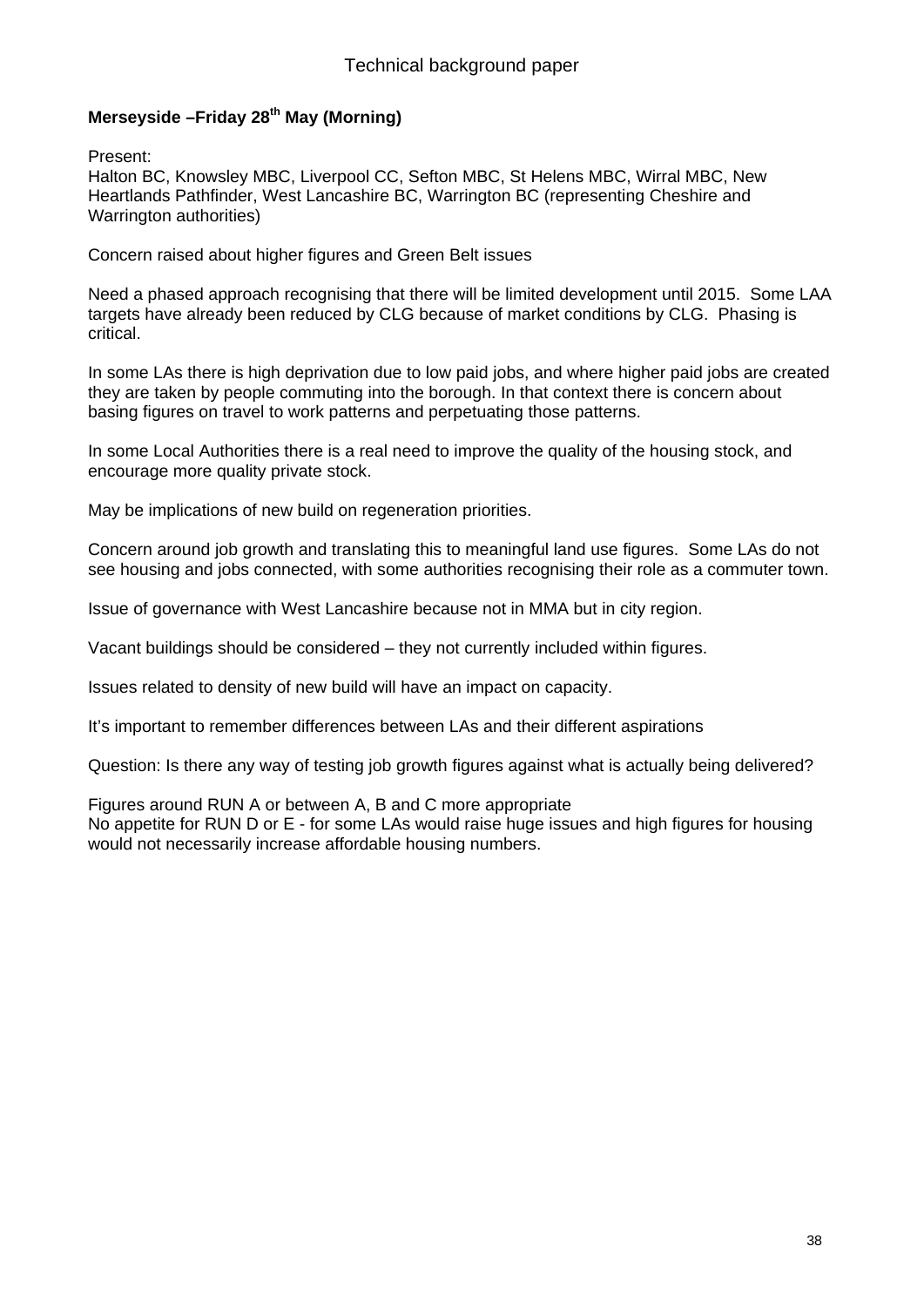**Merseyside –Friday 28th May (Morning)**

Present:
Halton BC, Knowsley MBC, Liverpool CC, Sefton MBC, St Helens MBC, Wirral MBC, New Heartlands Pathfinder, West Lancashire BC, Warrington BC (representing Cheshire and Warrington authorities)

Concern raised about higher figures and Green Belt issues

Need a phased approach recognising that there will be limited development until 2015. Some LAA targets have already been reduced by CLG because of market conditions by CLG. Phasing is critical.

In some LAs there is high deprivation due to low paid jobs, and where higher paid jobs are created they are taken by people commuting into the borough. In that context there is concern about basing figures on travel to work patterns and perpetuating those patterns.

In some Local Authorities there is a real need to improve the quality of the housing stock, and encourage more quality private stock.

May be implications of new build on regeneration priorities.

Concern around job growth and translating this to meaningful land use figures. Some LAs do not see housing and jobs connected, with some authorities recognising their role as a commuter town.

Issue of governance with West Lancashire because not in MMA but in city region.

Vacant buildings should be considered – they not currently included within figures.

Issues related to density of new build will have an impact on capacity.

It's important to remember differences between LAs and their different aspirations

Question: Is there any way of testing job growth figures against what is actually being delivered?

Figures around RUN A or between A, B and C more appropriate
No appetite for RUN D or E - for some LAs would raise huge issues and high figures for housing would not necessarily increase affordable housing numbers.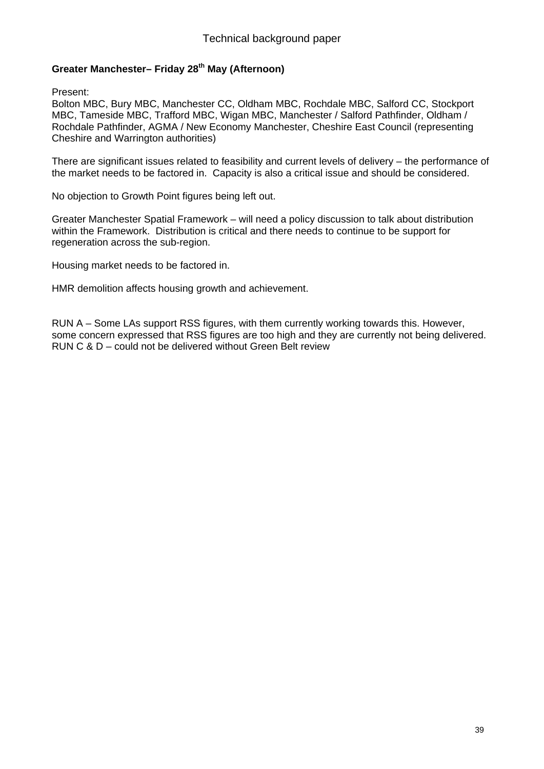**Greater Manchester– Friday 28th May (Afternoon)**

Present:
Bolton MBC, Bury MBC, Manchester CC, Oldham MBC, Rochdale MBC, Salford CC, Stockport MBC, Tameside MBC, Trafford MBC, Wigan MBC, Manchester / Salford Pathfinder, Oldham / Rochdale Pathfinder, AGMA / New Economy Manchester, Cheshire East Council (representing Cheshire and Warrington authorities)

There are significant issues related to feasibility and current levels of delivery – the performance of the market needs to be factored in. Capacity is also a critical issue and should be considered.

No objection to Growth Point figures being left out.

Greater Manchester Spatial Framework – will need a policy discussion to talk about distribution within the Framework. Distribution is critical and there needs to continue to be support for regeneration across the sub-region.

Housing market needs to be factored in.

HMR demolition affects housing growth and achievement.

RUN A – Some LAs support RSS figures, with them currently working towards this. However, some concern expressed that RSS figures are too high and they are currently not being delivered.
RUN C & D – could not be delivered without Green Belt review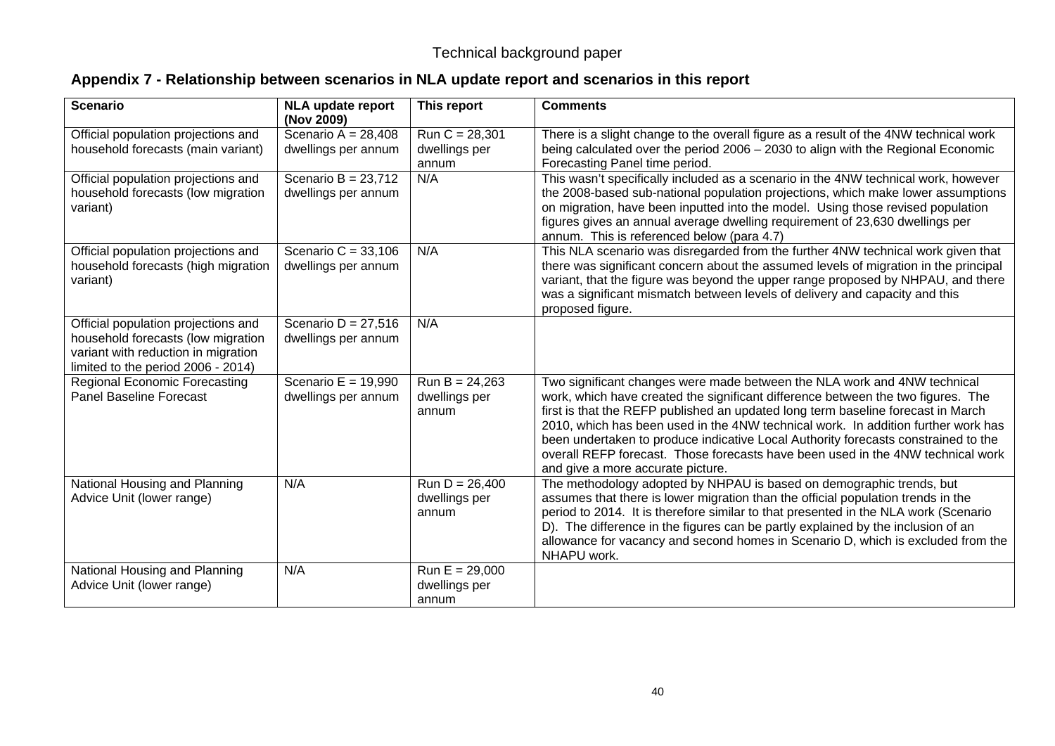## Appendix 7 - Relationship between scenarios in NLA update report and scenarios in this report

| Scenario | NLA update report (Nov 2009) | This report | Comments |
|---|---|---|---|
| Official population projections and household forecasts (main variant) | Scenario A = 28,408 dwellings per annum | Run C = 28,301 dwellings per annum | There is a slight change to the overall figure as a result of the 4NW technical work being calculated over the period 2006 – 2030 to align with the Regional Economic Forecasting Panel time period. |
| Official population projections and household forecasts (low migration variant) | Scenario B = 23,712 dwellings per annum | N/A | This wasn't specifically included as a scenario in the 4NW technical work, however the 2008-based sub-national population projections, which make lower assumptions on migration, have been inputted into the model. Using those revised population figures gives an annual average dwelling requirement of 23,630 dwellings per annum. This is referenced below (para 4.7) |
| Official population projections and household forecasts (high migration variant) | Scenario C = 33,106 dwellings per annum | N/A | This NLA scenario was disregarded from the further 4NW technical work given that there was significant concern about the assumed levels of migration in the principal variant, that the figure was beyond the upper range proposed by NHPAU, and there was a significant mismatch between levels of delivery and capacity and this proposed figure. |
| Official population projections and household forecasts (low migration variant with reduction in migration limited to the period 2006 - 2014) | Scenario D = 27,516 dwellings per annum | N/A | |
| Regional Economic Forecasting Panel Baseline Forecast | Scenario E = 19,990 dwellings per annum | Run B = 24,263 dwellings per annum | Two significant changes were made between the NLA work and 4NW technical work, which have created the significant difference between the two figures. The first is that the REFP published an updated long term baseline forecast in March 2010, which has been used in the 4NW technical work. In addition further work has been undertaken to produce indicative Local Authority forecasts constrained to the overall REFP forecast. Those forecasts have been used in the 4NW technical work and give a more accurate picture. |
| National Housing and Planning Advice Unit (lower range) | N/A | Run D = 26,400 dwellings per annum | The methodology adopted by NHPAU is based on demographic trends, but assumes that there is lower migration than the official population trends in the period to 2014. It is therefore similar to that presented in the NLA work (Scenario D). The difference in the figures can be partly explained by the inclusion of an allowance for vacancy and second homes in Scenario D, which is excluded from the NHAPU work. |
| National Housing and Planning Advice Unit (lower range) | N/A | Run E = 29,000 dwellings per annum | |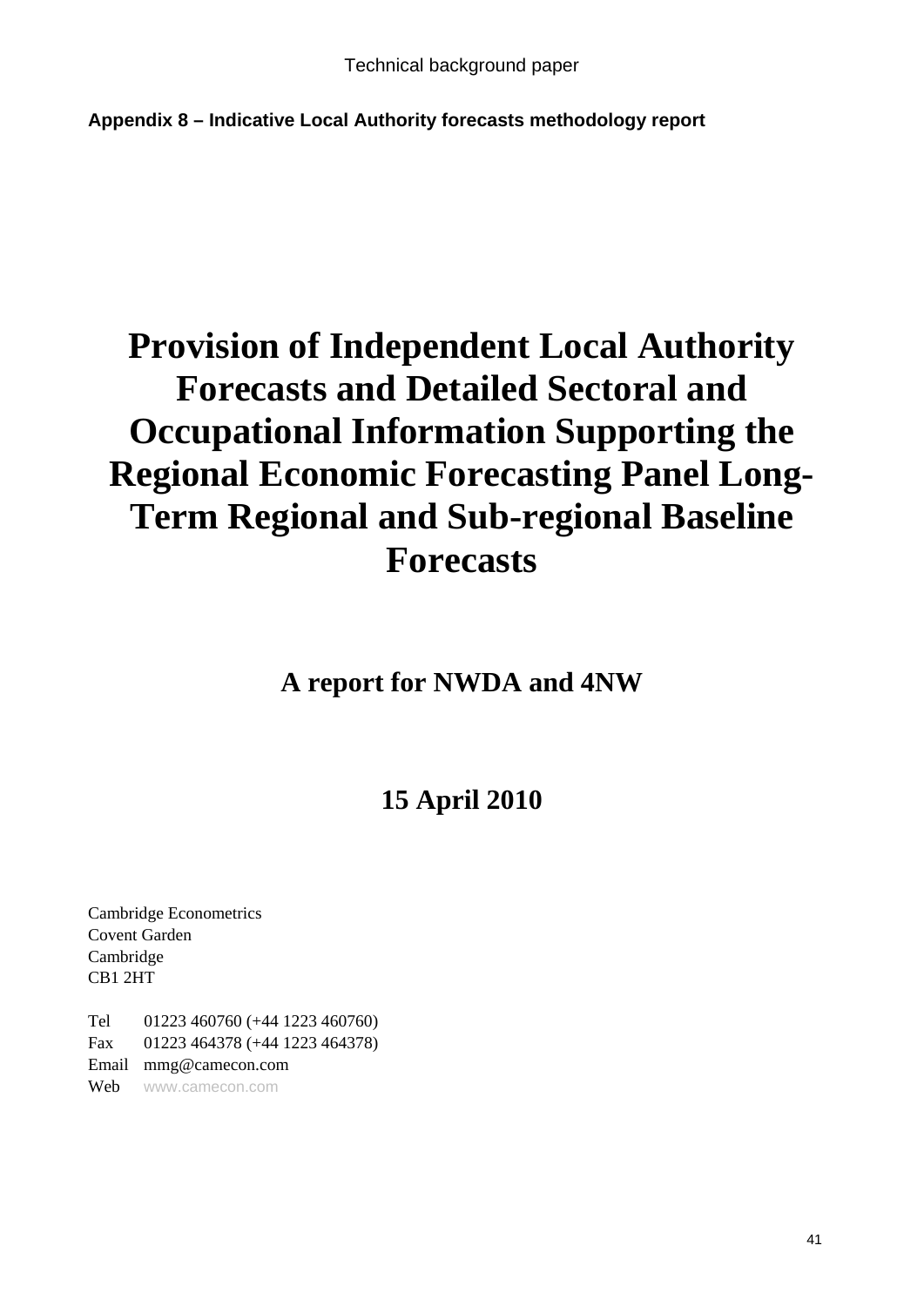**Appendix 8 – Indicative Local Authority forecasts methodology report**

# Provision of Independent Local Authority Forecasts and Detailed Sectoral and Occupational Information Supporting the Regional Economic Forecasting Panel Long-Term Regional and Sub-regional Baseline Forecasts

## A report for NWDA and 4NW

## 15 April 2010

Cambridge Econometrics
Covent Garden
Cambridge
CB1 2HT

Tel 01223 460760 (+44 1223 460760)
Fax 01223 464378 (+44 1223 464378)
Email mmg@camecon.com
Web www.camecon.com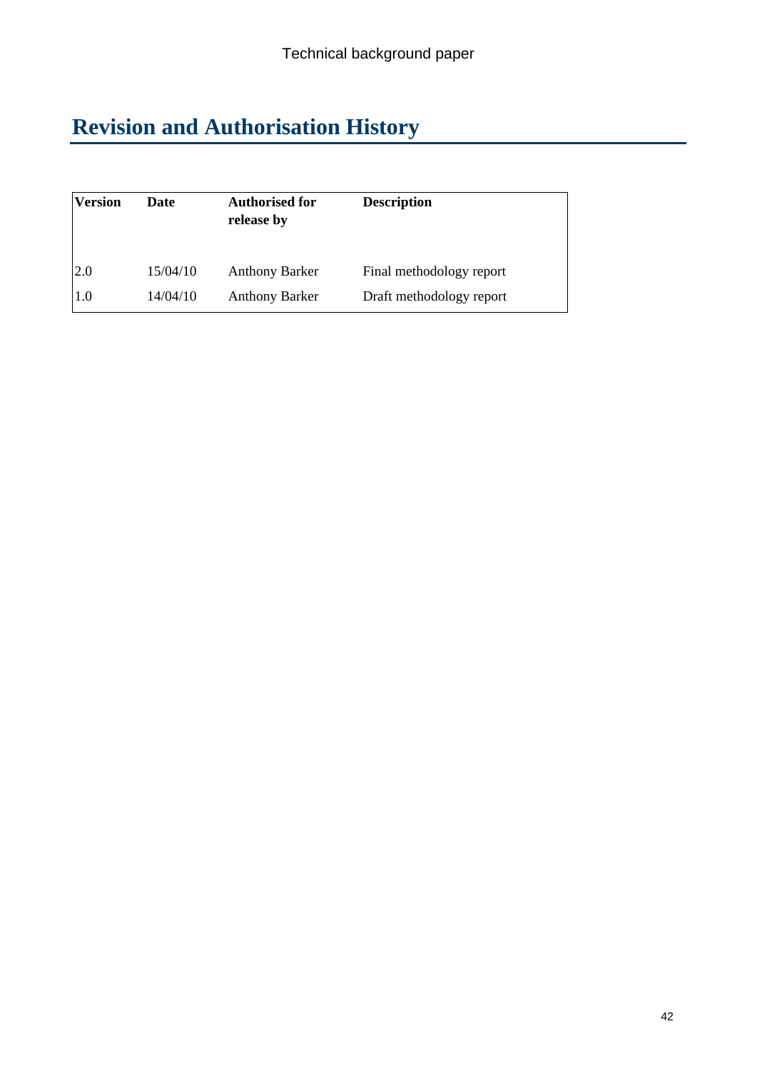# Revision and Authorisation History

| Version | Date | Authorised for release by | Description |
|---|---|---|---|
| 2.0 | 15/04/10 | Anthony Barker | Final methodology report |
| 1.0 | 14/04/10 | Anthony Barker | Draft methodology report |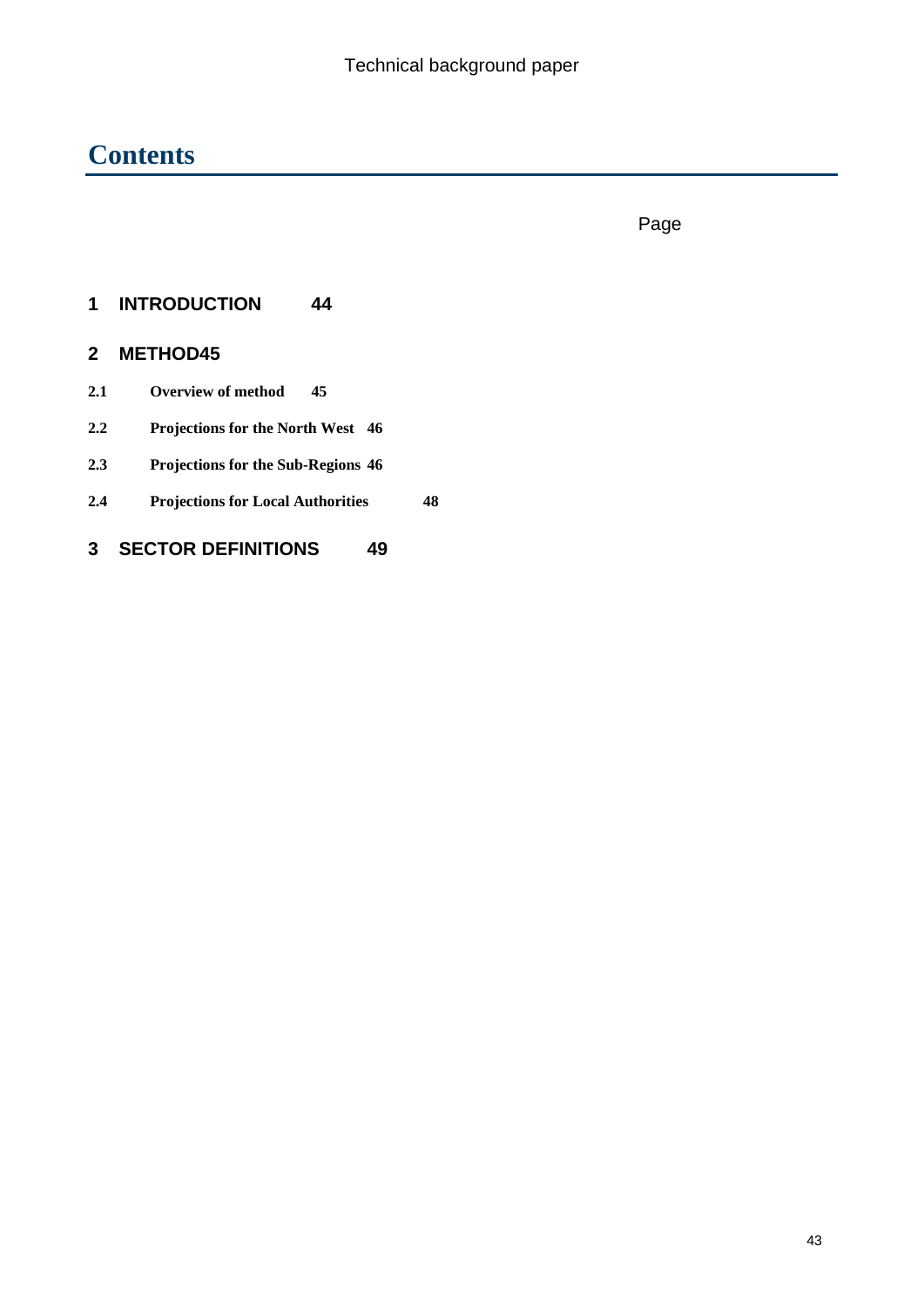# Contents

Page

**1 INTRODUCTION 44**

**2 METHOD 45**

**2.1 Overview of method 45**

**2.2 Projections for the North West 46**

**2.3 Projections for the Sub-Regions 46**

**2.4 Projections for Local Authorities 48**

**3 SECTOR DEFINITIONS 49**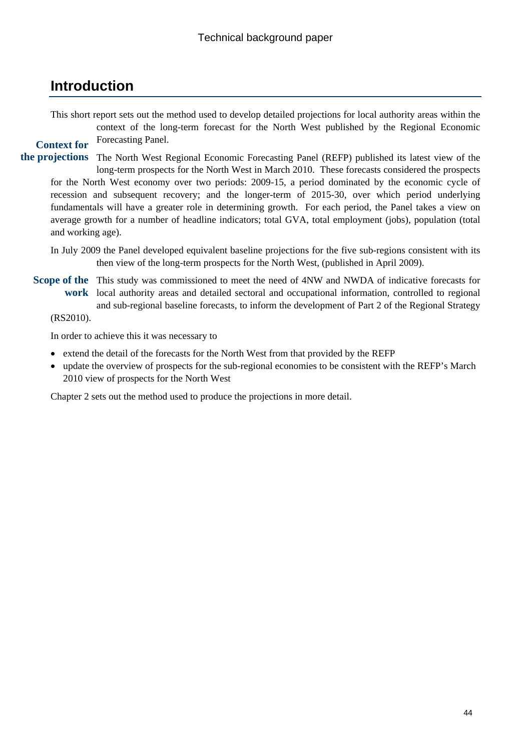# Introduction

This short report sets out the method used to develop detailed projections for local authority areas within the context of the long-term forecast for the North West published by the Regional Economic Forecasting Panel.

**Context for the projections**

The North West Regional Economic Forecasting Panel (REFP) published its latest view of the long-term prospects for the North West in March 2010. These forecasts considered the prospects for the North West economy over two periods: 2009-15, a period dominated by the economic cycle of recession and subsequent recovery; and the longer-term of 2015-30, over which period underlying fundamentals will have a greater role in determining growth. For each period, the Panel takes a view on average growth for a number of headline indicators; total GVA, total employment (jobs), population (total and working age).

In July 2009 the Panel developed equivalent baseline projections for the five sub-regions consistent with its then view of the long-term prospects for the North West, (published in April 2009).

**Scope of the work**

This study was commissioned to meet the need of 4NW and NWDA of indicative forecasts for local authority areas and detailed sectoral and occupational information, controlled to regional and sub-regional baseline forecasts, to inform the development of Part 2 of the Regional Strategy (RS2010).

In order to achieve this it was necessary to

- extend the detail of the forecasts for the North West from that provided by the REFP
- update the overview of prospects for the sub-regional economies to be consistent with the REFP's March 2010 view of prospects for the North West

Chapter 2 sets out the method used to produce the projections in more detail.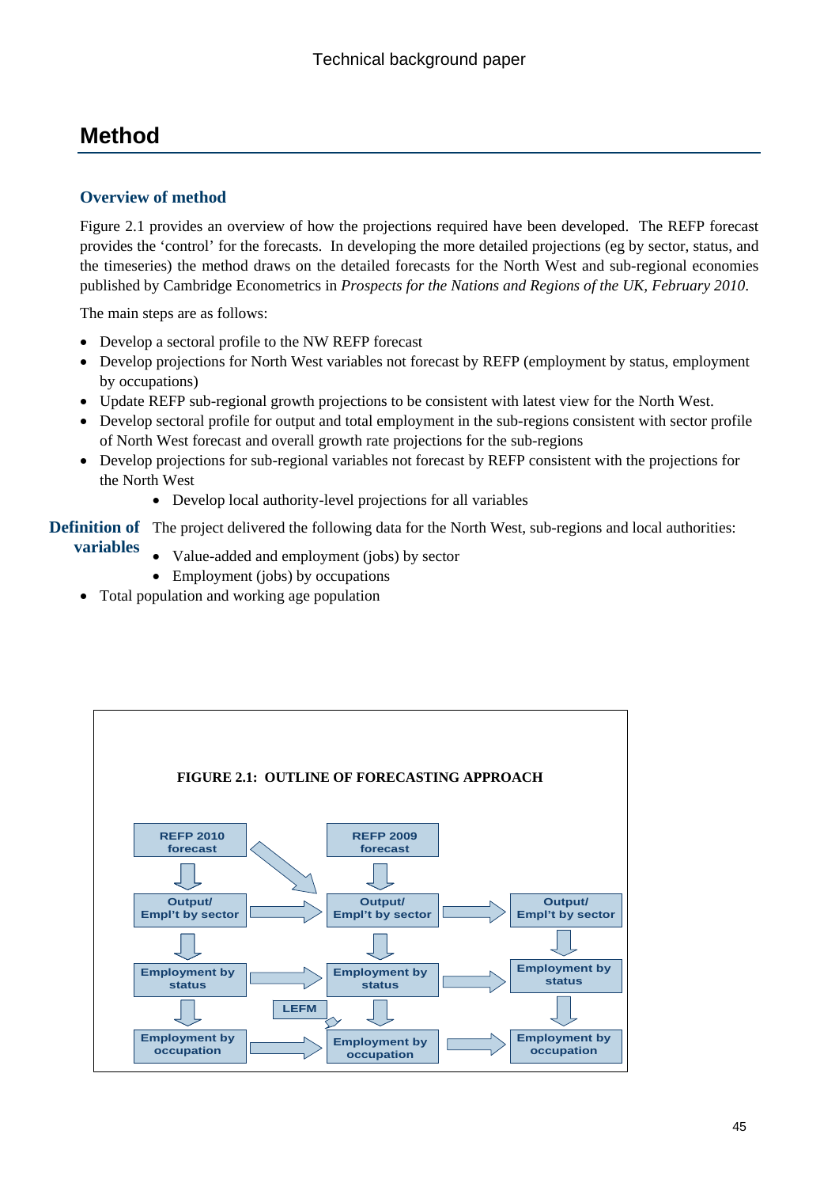# Method

## Overview of method

Figure 2.1 provides an overview of how the projections required have been developed. The REFP forecast provides the 'control' for the forecasts. In developing the more detailed projections (eg by sector, status, and the timeseries) the method draws on the detailed forecasts for the North West and sub-regional economies published by Cambridge Econometrics in *Prospects for the Nations and Regions of the UK, February 2010*.

The main steps are as follows:

- Develop a sectoral profile to the NW REFP forecast
- Develop projections for North West variables not forecast by REFP (employment by status, employment by occupations)
- Update REFP sub-regional growth projections to be consistent with latest view for the North West.
- Develop sectoral profile for output and total employment in the sub-regions consistent with sector profile of North West forecast and overall growth rate projections for the sub-regions
- Develop projections for sub-regional variables not forecast by REFP consistent with the projections for the North West
    - Develop local authority-level projections for all variables

**Definition of variables**

The project delivered the following data for the North West, sub-regions and local authorities:

- Value-added and employment (jobs) by sector
- Employment (jobs) by occupations
- Total population and working age population

**FIGURE 2.1: OUTLINE OF FORECASTING APPROACH**

| REFP 2010 forecast | | REFP 2009 forecast | | |
|---|---|---|---|---|
| Output/ Empl't by sector | → | Output/ Empl't by sector | → | Output/ Empl't by sector |
| Employment by status | → | Employment by status | → | Employment by status |
| Employment by occupation | → (LEFM) | Employment by occupation | → | Employment by occupation |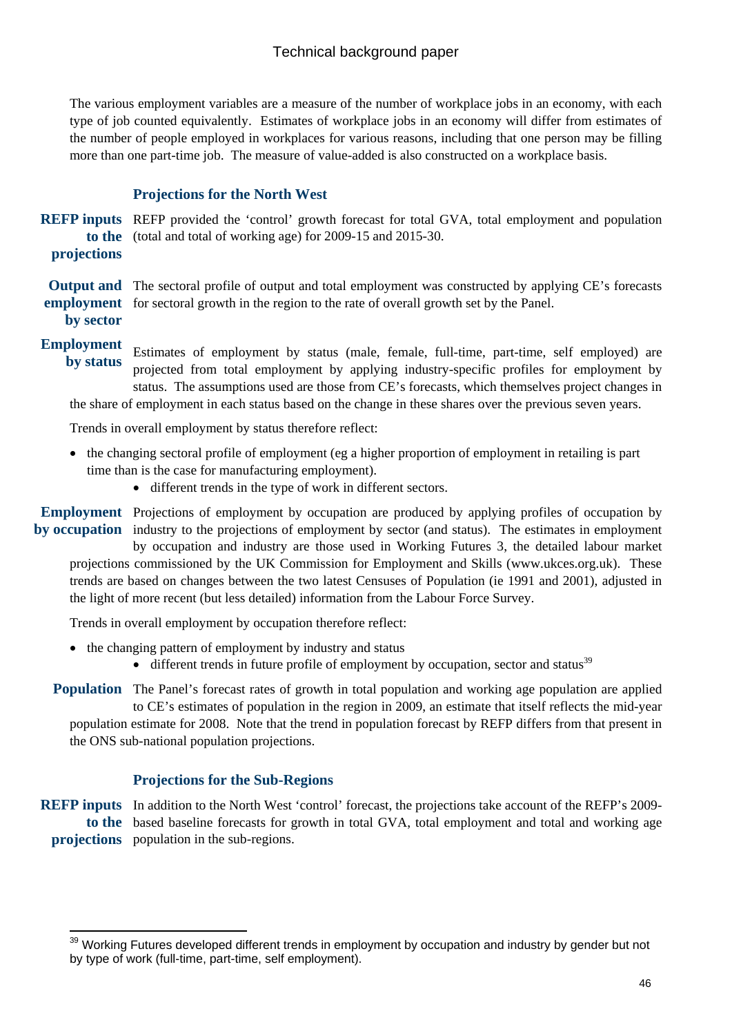The various employment variables are a measure of the number of workplace jobs in an economy, with each type of job counted equivalently. Estimates of workplace jobs in an economy will differ from estimates of the number of people employed in workplaces for various reasons, including that one person may be filling more than one part-time job. The measure of value-added is also constructed on a workplace basis.

### Projections for the North West

**REFP inputs to the projections** REFP provided the 'control' growth forecast for total GVA, total employment and population (total and total of working age) for 2009-15 and 2015-30.

**Output and employment by sector** The sectoral profile of output and total employment was constructed by applying CE's forecasts for sectoral growth in the region to the rate of overall growth set by the Panel.

**Employment by status** Estimates of employment by status (male, female, full-time, part-time, self employed) are projected from total employment by applying industry-specific profiles for employment by status. The assumptions used are those from CE's forecasts, which themselves project changes in the share of employment in each status based on the change in these shares over the previous seven years.

Trends in overall employment by status therefore reflect:

- the changing sectoral profile of employment (eg a higher proportion of employment in retailing is part time than is the case for manufacturing employment).
  - different trends in the type of work in different sectors.

**Employment by occupation** Projections of employment by occupation are produced by applying profiles of occupation by industry to the projections of employment by sector (and status). The estimates in employment by occupation and industry are those used in Working Futures 3, the detailed labour market projections commissioned by the UK Commission for Employment and Skills (www.ukces.org.uk). These trends are based on changes between the two latest Censuses of Population (ie 1991 and 2001), adjusted in the light of more recent (but less detailed) information from the Labour Force Survey.

Trends in overall employment by occupation therefore reflect:

- the changing pattern of employment by industry and status
  - different trends in future profile of employment by occupation, sector and status[39]

**Population** The Panel's forecast rates of growth in total population and working age population are applied to CE's estimates of population in the region in 2009, an estimate that itself reflects the mid-year population estimate for 2008. Note that the trend in population forecast by REFP differs from that present in the ONS sub-national population projections.

### Projections for the Sub-Regions

**REFP inputs to the projections** In addition to the North West 'control' forecast, the projections take account of the REFP's 2009-based baseline forecasts for growth in total GVA, total employment and total and working age population in the sub-regions.

[39] Working Futures developed different trends in employment by occupation and industry by gender but not by type of work (full-time, part-time, self employment).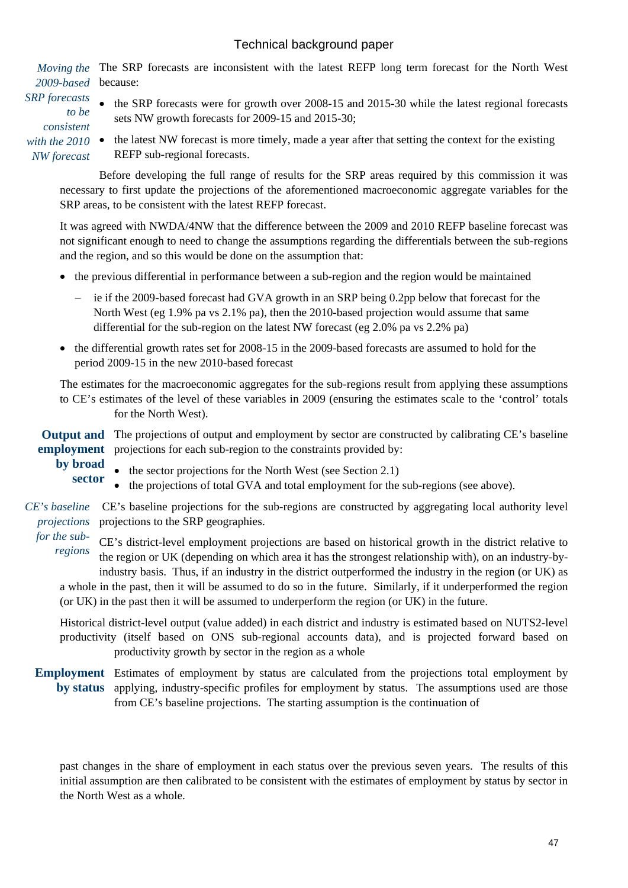*Moving the 2009-based SRP forecasts to be consistent with the 2010 NW forecast*

The SRP forecasts are inconsistent with the latest REFP long term forecast for the North West because:

- the SRP forecasts were for growth over 2008-15 and 2015-30 while the latest regional forecasts sets NW growth forecasts for 2009-15 and 2015-30;
- the latest NW forecast is more timely, made a year after that setting the context for the existing REFP sub-regional forecasts.

Before developing the full range of results for the SRP areas required by this commission it was necessary to first update the projections of the aforementioned macroeconomic aggregate variables for the SRP areas, to be consistent with the latest REFP forecast.

It was agreed with NWDA/4NW that the difference between the 2009 and 2010 REFP baseline forecast was not significant enough to need to change the assumptions regarding the differentials between the sub-regions and the region, and so this would be done on the assumption that:

- the previous differential in performance between a sub-region and the region would be maintained
  - ie if the 2009-based forecast had GVA growth in an SRP being 0.2pp below that forecast for the North West (eg 1.9% pa vs 2.1% pa), then the 2010-based projection would assume that same differential for the sub-region on the latest NW forecast (eg 2.0% pa vs 2.2% pa)
- the differential growth rates set for 2008-15 in the 2009-based forecasts are assumed to hold for the period 2009-15 in the new 2010-based forecast

The estimates for the macroeconomic aggregates for the sub-regions result from applying these assumptions to CE's estimates of the level of these variables in 2009 (ensuring the estimates scale to the 'control' totals for the North West).

**Output and employment by broad sector**

The projections of output and employment by sector are constructed by calibrating CE's baseline projections for each sub-region to the constraints provided by:

- the sector projections for the North West (see Section 2.1)
- the projections of total GVA and total employment for the sub-regions (see above).

*CE's baseline projections for the sub-regions*

CE's baseline projections for the sub-regions are constructed by aggregating local authority level projections to the SRP geographies.

CE's district-level employment projections are based on historical growth in the district relative to the region or UK (depending on which area it has the strongest relationship with), on an industry-by-industry basis. Thus, if an industry in the district outperformed the industry in the region (or UK) as a whole in the past, then it will be assumed to do so in the future. Similarly, if it underperformed the region (or UK) in the past then it will be assumed to underperform the region (or UK) in the future.

Historical district-level output (value added) in each district and industry is estimated based on NUTS2-level productivity (itself based on ONS sub-regional accounts data), and is projected forward based on productivity growth by sector in the region as a whole

**Employment by status**

Estimates of employment by status are calculated from the projections total employment by applying, industry-specific profiles for employment by status. The assumptions used are those from CE's baseline projections. The starting assumption is the continuation of past changes in the share of employment in each status over the previous seven years. The results of this initial assumption are then calibrated to be consistent with the estimates of employment by status by sector in the North West as a whole.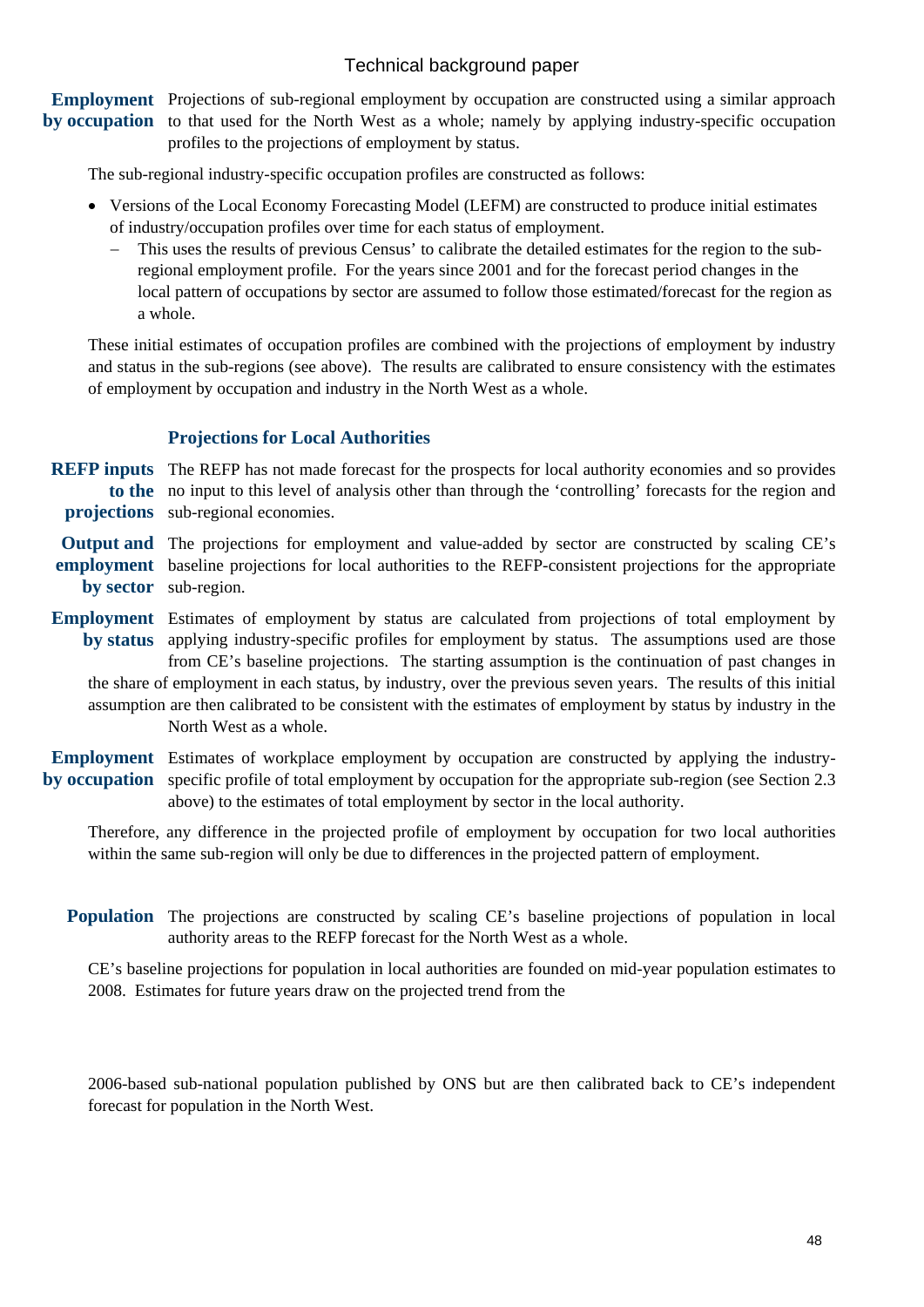**Employment by occupation** Projections of sub-regional employment by occupation are constructed using a similar approach to that used for the North West as a whole; namely by applying industry-specific occupation profiles to the projections of employment by status.

The sub-regional industry-specific occupation profiles are constructed as follows:

- Versions of the Local Economy Forecasting Model (LEFM) are constructed to produce initial estimates of industry/occupation profiles over time for each status of employment.
  - This uses the results of previous Census' to calibrate the detailed estimates for the region to the sub-regional employment profile. For the years since 2001 and for the forecast period changes in the local pattern of occupations by sector are assumed to follow those estimated/forecast for the region as a whole.

These initial estimates of occupation profiles are combined with the projections of employment by industry and status in the sub-regions (see above). The results are calibrated to ensure consistency with the estimates of employment by occupation and industry in the North West as a whole.

### Projections for Local Authorities

**REFP inputs to the projections** The REFP has not made forecast for the prospects for local authority economies and so provides no input to this level of analysis other than through the 'controlling' forecasts for the region and sub-regional economies.

**Output and employment by sector** The projections for employment and value-added by sector are constructed by scaling CE's baseline projections for local authorities to the REFP-consistent projections for the appropriate sub-region.

**Employment by status** Estimates of employment by status are calculated from projections of total employment by applying industry-specific profiles for employment by status. The assumptions used are those from CE's baseline projections. The starting assumption is the continuation of past changes in the share of employment in each status, by industry, over the previous seven years. The results of this initial assumption are then calibrated to be consistent with the estimates of employment by status by industry in the North West as a whole.

**Employment by occupation** Estimates of workplace employment by occupation are constructed by applying the industry-specific profile of total employment by occupation for the appropriate sub-region (see Section 2.3 above) to the estimates of total employment by sector in the local authority.

Therefore, any difference in the projected profile of employment by occupation for two local authorities within the same sub-region will only be due to differences in the projected pattern of employment.

**Population** The projections are constructed by scaling CE's baseline projections of population in local authority areas to the REFP forecast for the North West as a whole.

CE's baseline projections for population in local authorities are founded on mid-year population estimates to 2008. Estimates for future years draw on the projected trend from the 2006-based sub-national population published by ONS but are then calibrated back to CE's independent forecast for population in the North West.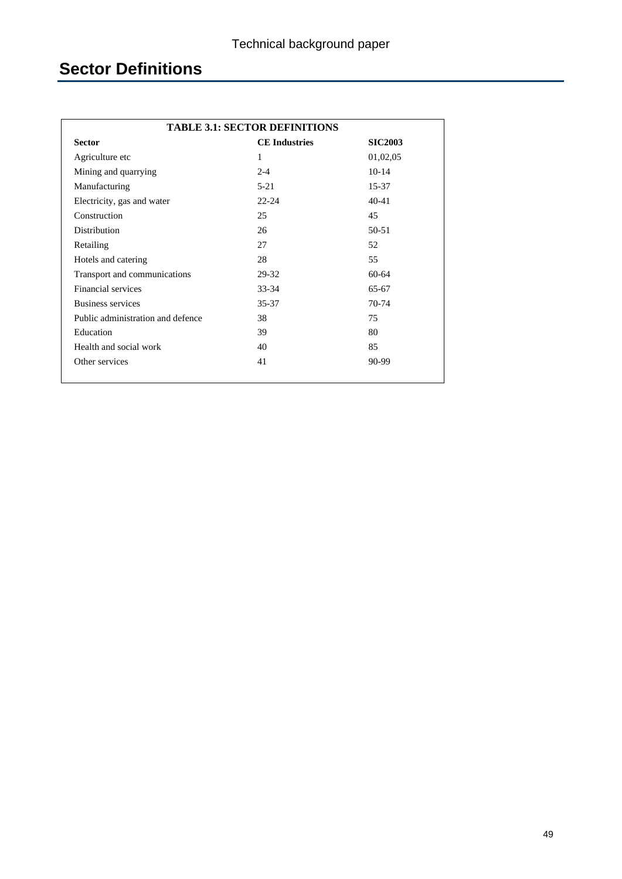# Sector Definitions

**TABLE 3.1: SECTOR DEFINITIONS**

| Sector | CE Industries | SIC2003 |
|---|---|---|
| Agriculture etc | 1 | 01,02,05 |
| Mining and quarrying | 2-4 | 10-14 |
| Manufacturing | 5-21 | 15-37 |
| Electricity, gas and water | 22-24 | 40-41 |
| Construction | 25 | 45 |
| Distribution | 26 | 50-51 |
| Retailing | 27 | 52 |
| Hotels and catering | 28 | 55 |
| Transport and communications | 29-32 | 60-64 |
| Financial services | 33-34 | 65-67 |
| Business services | 35-37 | 70-74 |
| Public administration and defence | 38 | 75 |
| Education | 39 | 80 |
| Health and social work | 40 | 85 |
| Other services | 41 | 90-99 |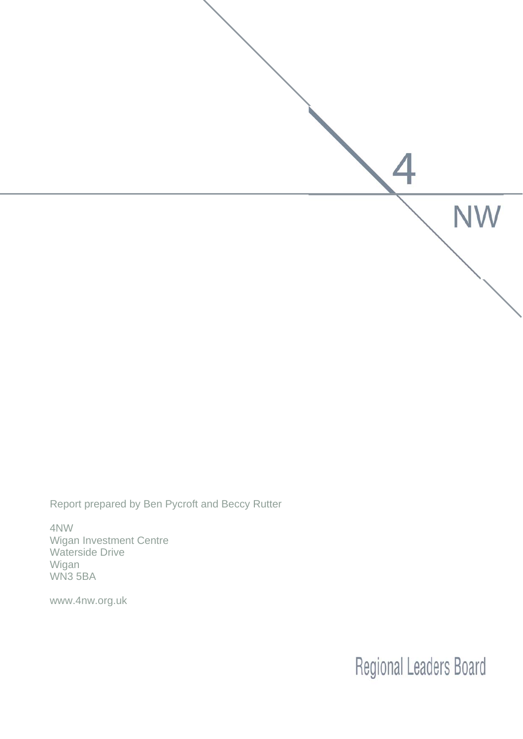4

NW

Report prepared by Ben Pycroft and Beccy Rutter

4NW
Wigan Investment Centre
Waterside Drive
Wigan
WN3 5BA

www.4nw.org.uk

Regional Leaders Board